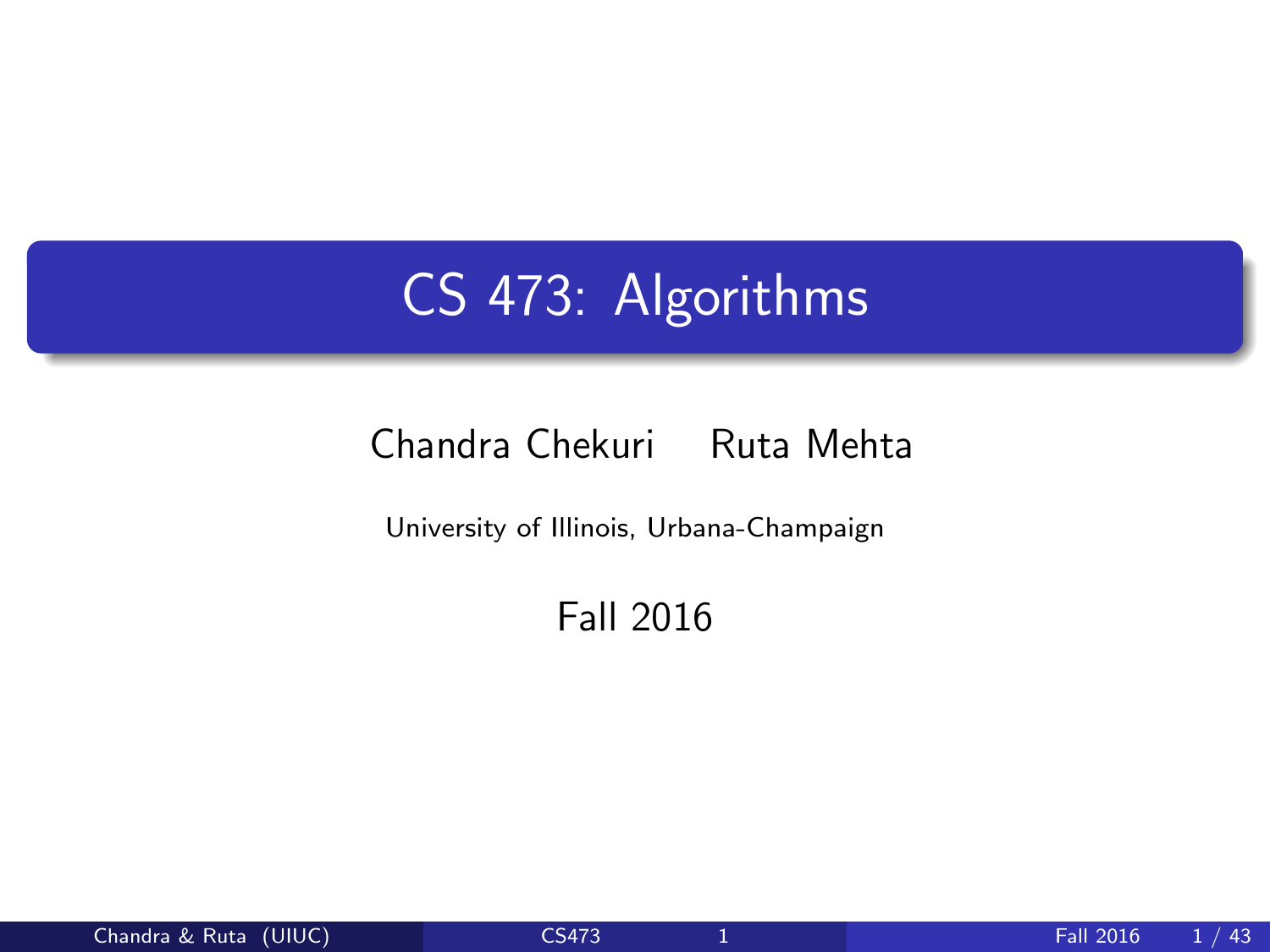# CS 473: Algorithms

Chandra Chekuri Ruta Mehta

University of Illinois, Urbana-Champaign

Fall 2016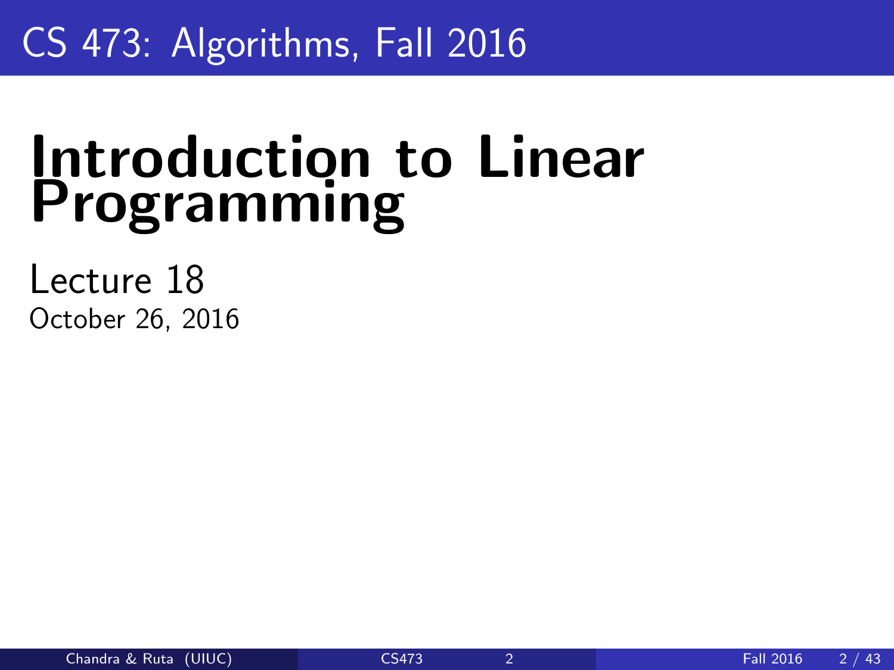CS 473: Algorithms, Fall 2016

# Introduction to Linear Programming

Lecture 18
October 26, 2016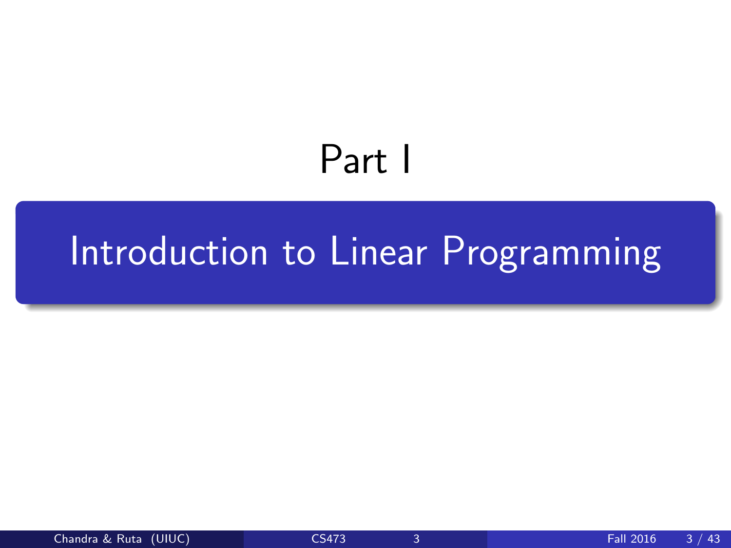# Part I

## Introduction to Linear Programming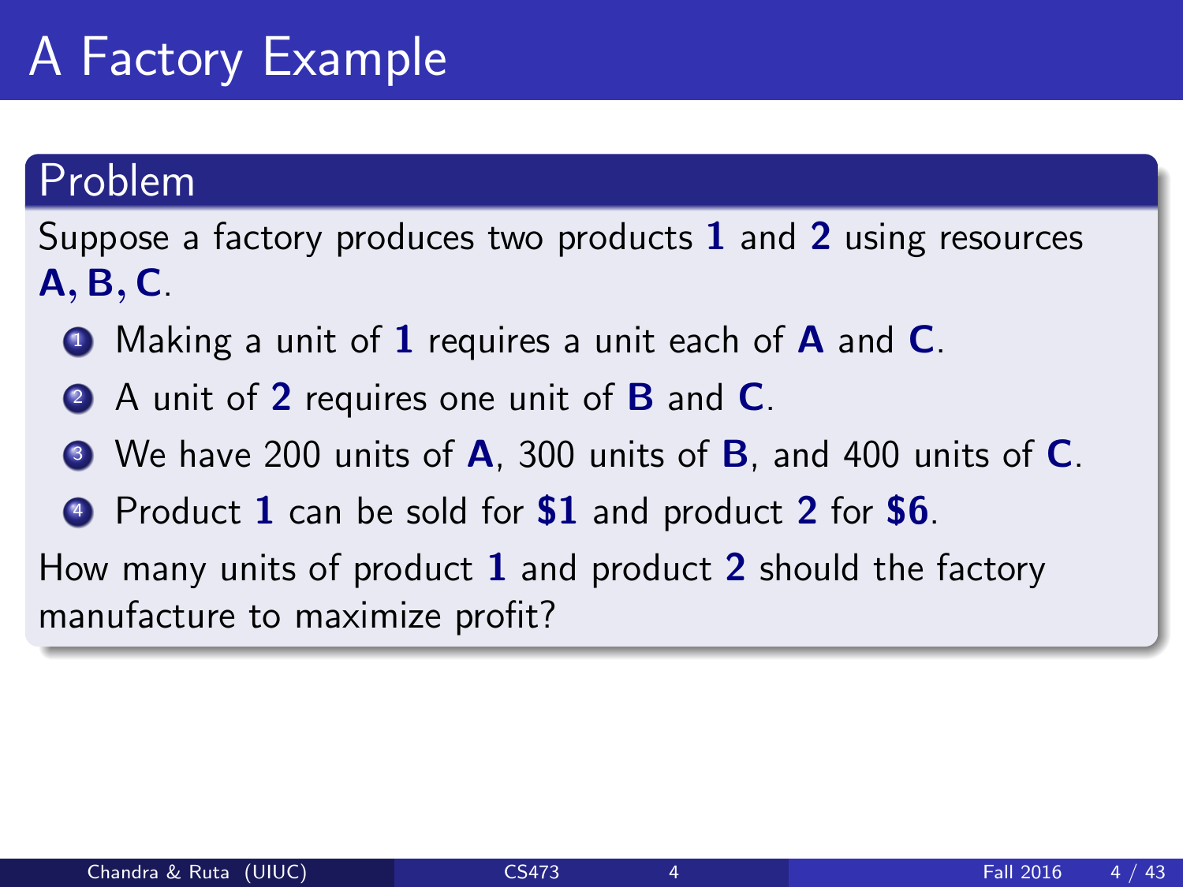# A Factory Example

## Problem

Suppose a factory produces two products **1** and **2** using resources **A, B, C**.

1. Making a unit of **1** requires a unit each of **A** and **C**.
2. A unit of **2** requires one unit of **B** and **C**.
3. We have 200 units of **A**, 300 units of **B**, and 400 units of **C**.
4. Product **1** can be sold for **$1** and product **2** for **$6**.

How many units of product **1** and product **2** should the factory manufacture to maximize profit?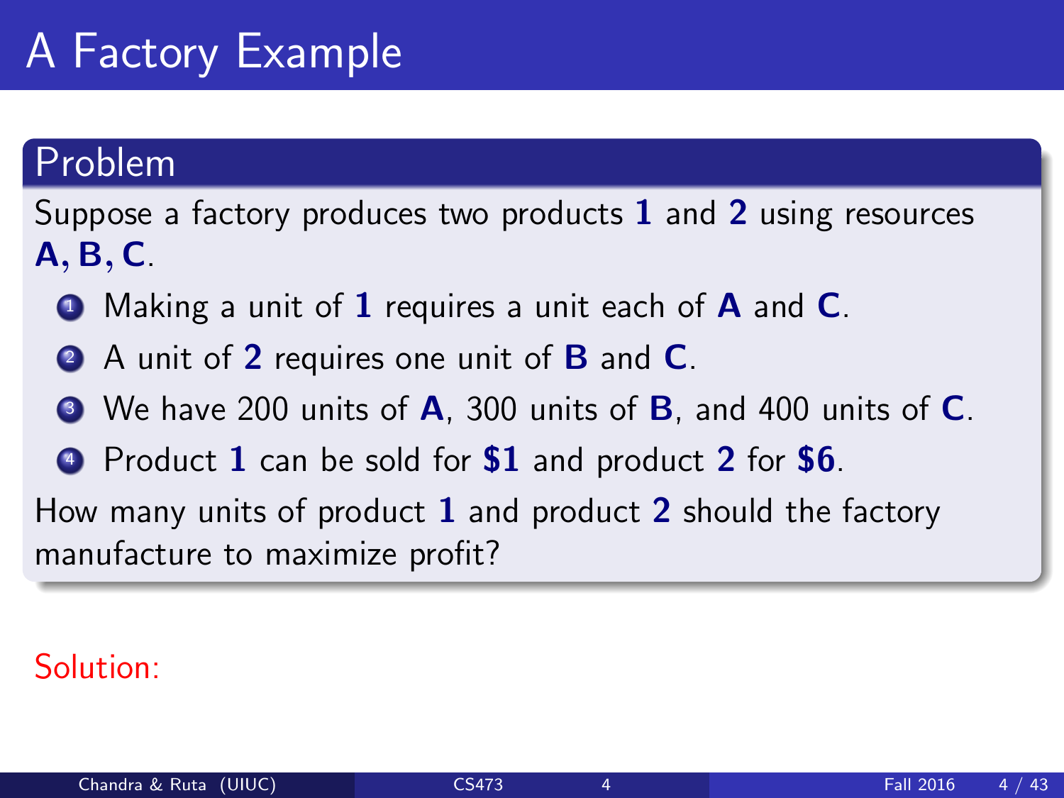# A Factory Example

## Problem

Suppose a factory produces two products **1** and **2** using resources **A, B, C**.

1. Making a unit of **1** requires a unit each of **A** and **C**.
2. A unit of **2** requires one unit of **B** and **C**.
3. We have 200 units of **A**, 300 units of **B**, and 400 units of **C**.
4. Product **1** can be sold for **$1** and product **2** for **$6**.

How many units of product **1** and product **2** should the factory manufacture to maximize profit?

Solution: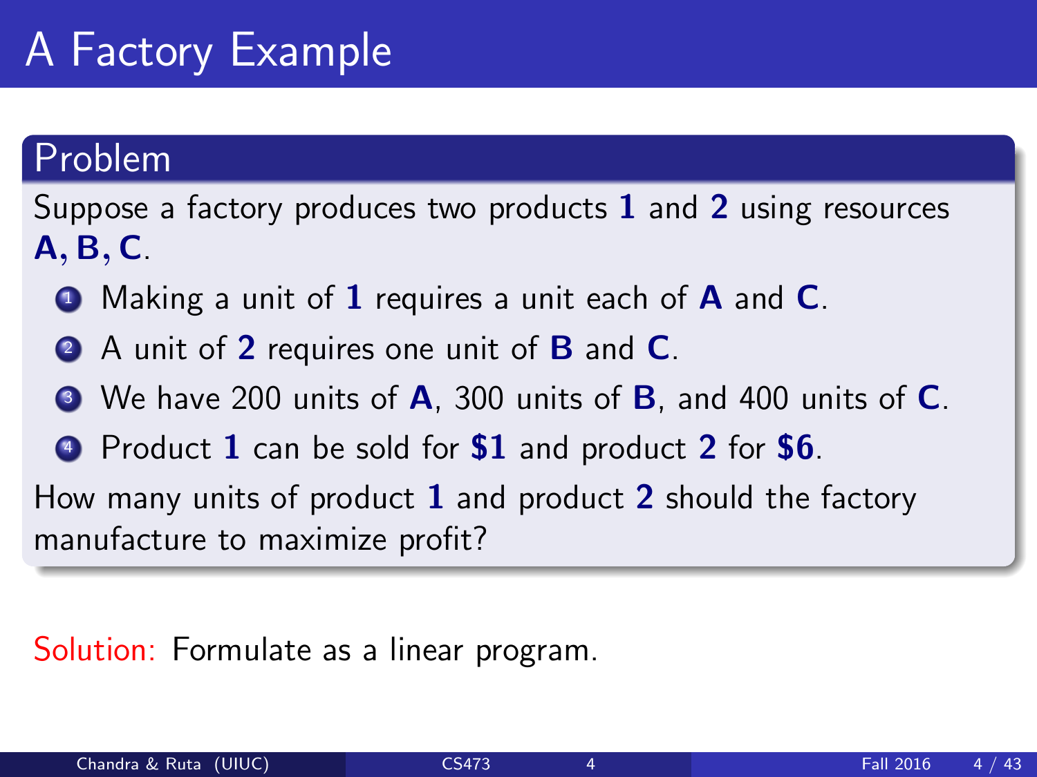# A Factory Example

## Problem

Suppose a factory produces two products **1** and **2** using resources **A, B, C**.

1. Making a unit of **1** requires a unit each of **A** and **C**.
2. A unit of **2** requires one unit of **B** and **C**.
3. We have 200 units of **A**, 300 units of **B**, and 400 units of **C**.
4. Product **1** can be sold for **$1** and product **2** for **$6**.

How many units of product **1** and product **2** should the factory manufacture to maximize profit?

Solution: Formulate as a linear program.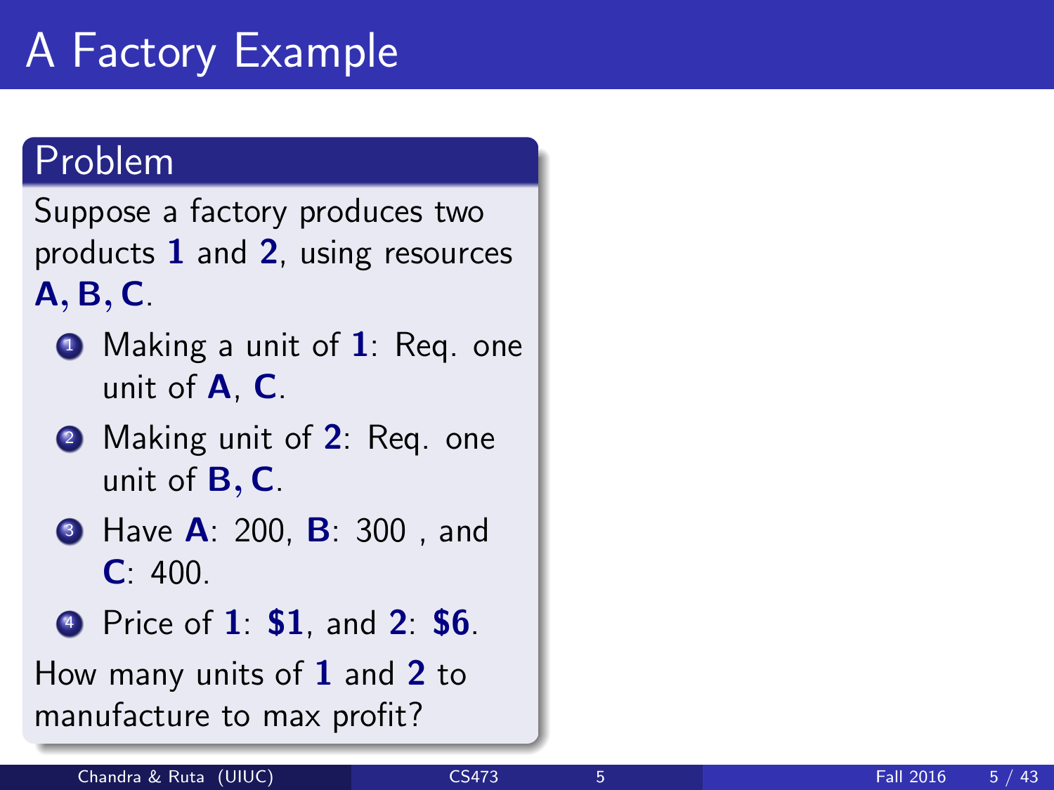# A Factory Example

## Problem

Suppose a factory produces two products **1** and **2**, using resources **A, B, C**.

1. Making a unit of **1**: Req. one unit of **A**, **C**.
2. Making unit of **2**: Req. one unit of **B, C**.
3. Have **A**: 200, **B**: 300 , and **C**: 400.
4. Price of **1**: **$1**, and **2**: **$6**.

How many units of **1** and **2** to manufacture to max profit?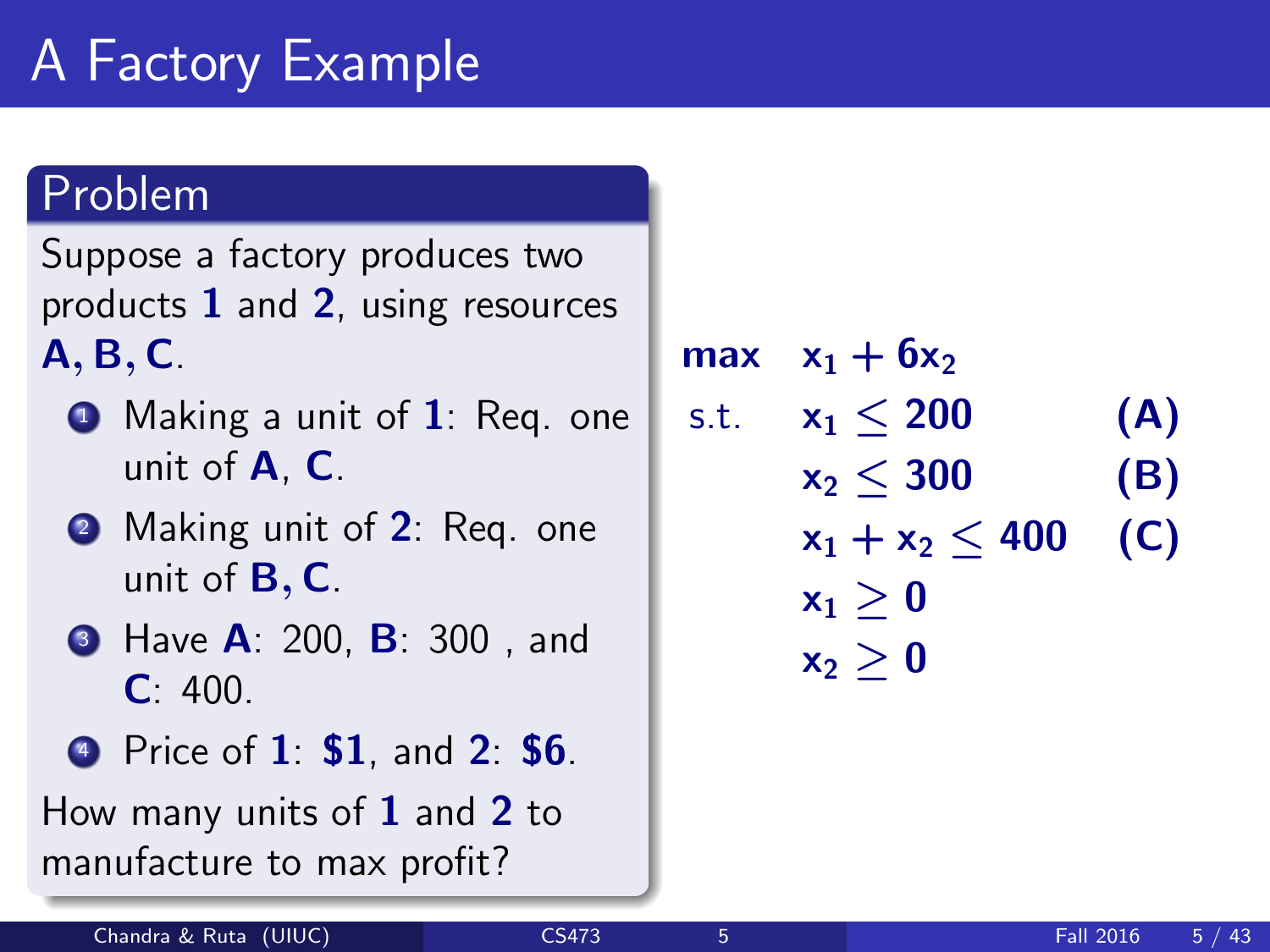# A Factory Example

## Problem

Suppose a factory produces two products **1** and **2**, using resources **A**, **B**, **C**.

1. Making a unit of **1**: Req. one unit of **A**, **C**.
2. Making unit of **2**: Req. one unit of **B**, **C**.
3. Have **A**: 200, **B**: 300 , and **C**: 400.
4. Price of **1**: **\$1**, and **2**: **\$6**.

How many units of **1** and **2** to manufacture to max profit?

$$
\begin{array}{lll}
\max & x_1 + 6x_2 & \\
\text{s.t.} & x_1 \leq 200 & \textbf{(A)} \\
& x_2 \leq 300 & \textbf{(B)} \\
& x_1 + x_2 \leq 400 & \textbf{(C)} \\
& x_1 \geq 0 & \\
& x_2 \geq 0 &
\end{array}
$$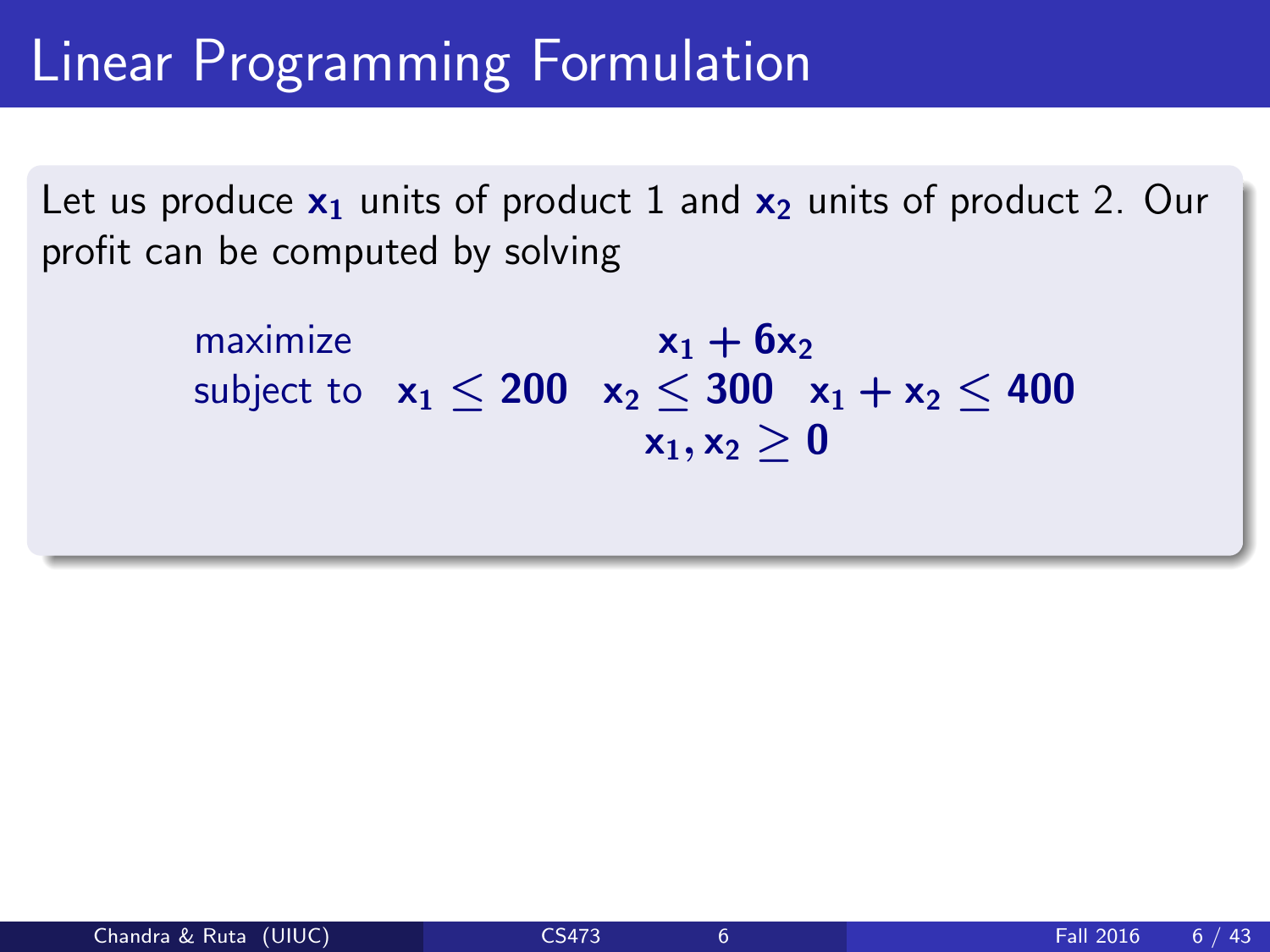# Linear Programming Formulation

Let us produce $x_1$ units of product 1 and $x_2$ units of product 2. Our profit can be computed by solving

$$
\begin{array}{ll}
\text{maximize} & x_1 + 6x_2 \\
\text{subject to} & x_1 \leq 200 \quad x_2 \leq 300 \quad x_1 + x_2 \leq 400 \\
& x_1, x_2 \geq 0
\end{array}
$$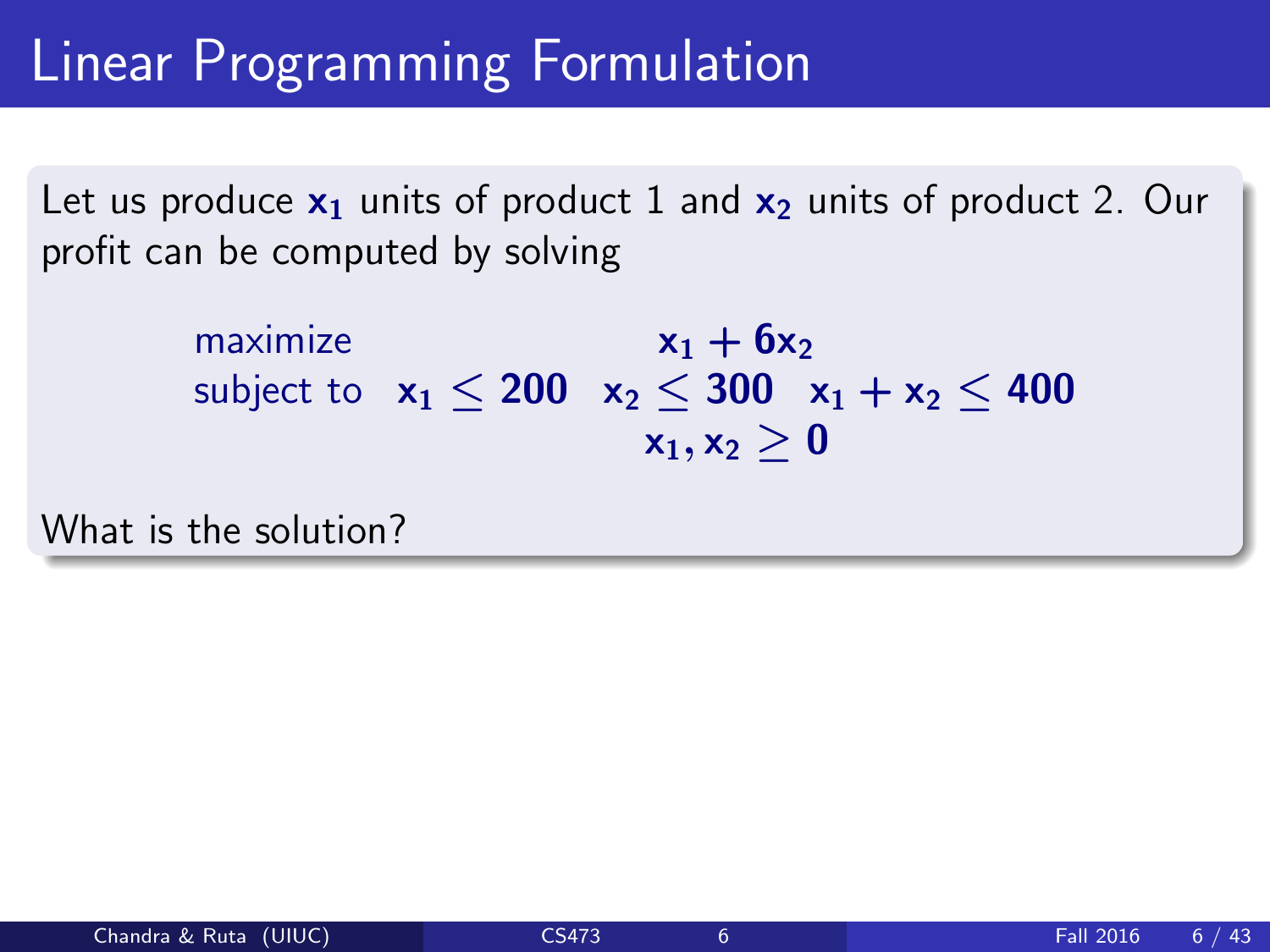# Linear Programming Formulation

Let us produce $x_1$ units of product 1 and $x_2$ units of product 2. Our profit can be computed by solving

$$
\begin{array}{ll}
\text{maximize} & x_1 + 6x_2 \\
\text{subject to} & x_1 \leq 200 \quad x_2 \leq 300 \quad x_1 + x_2 \leq 400 \\
& x_1, x_2 \geq 0
\end{array}
$$

What is the solution?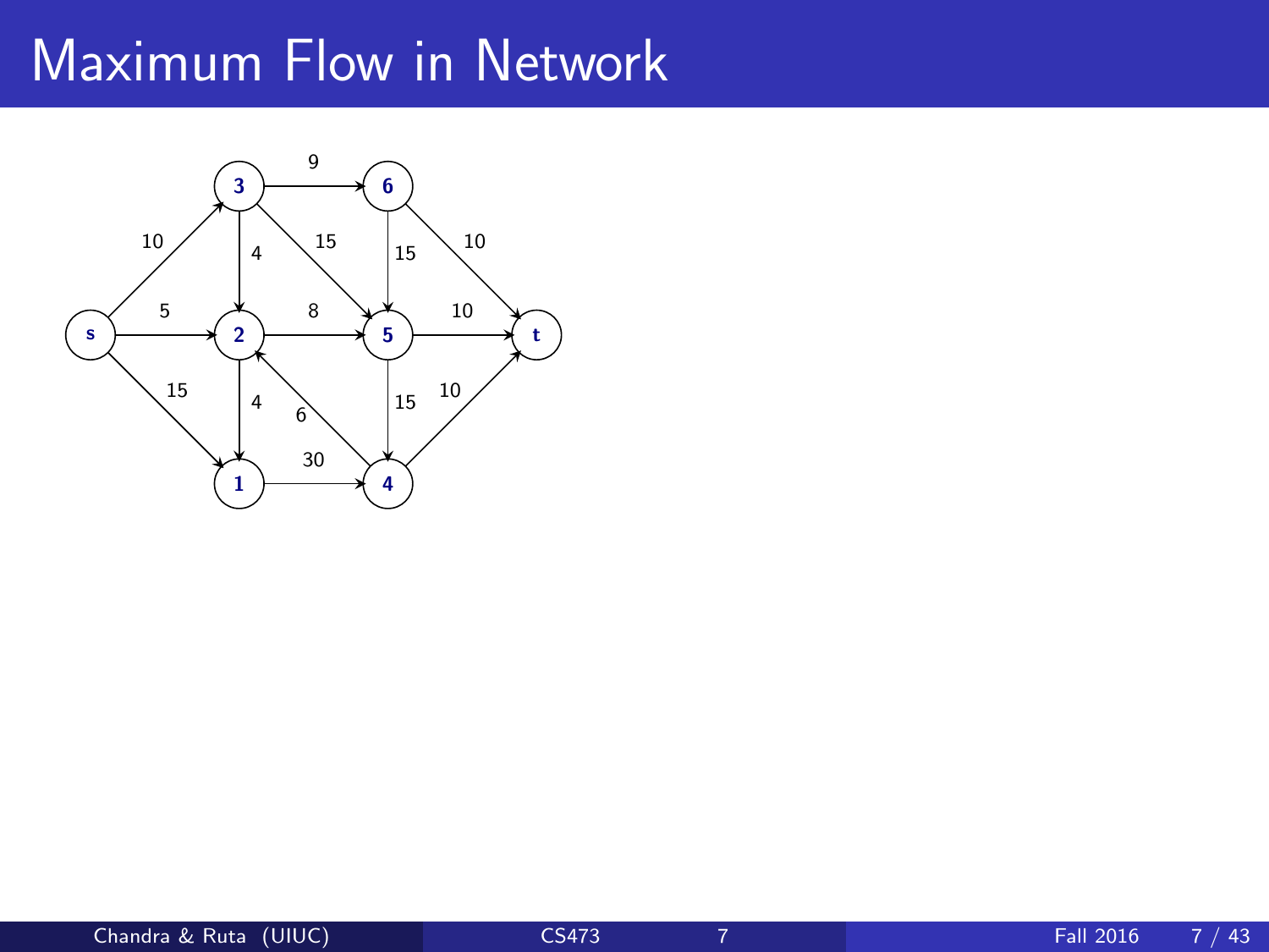# Maximum Flow in Network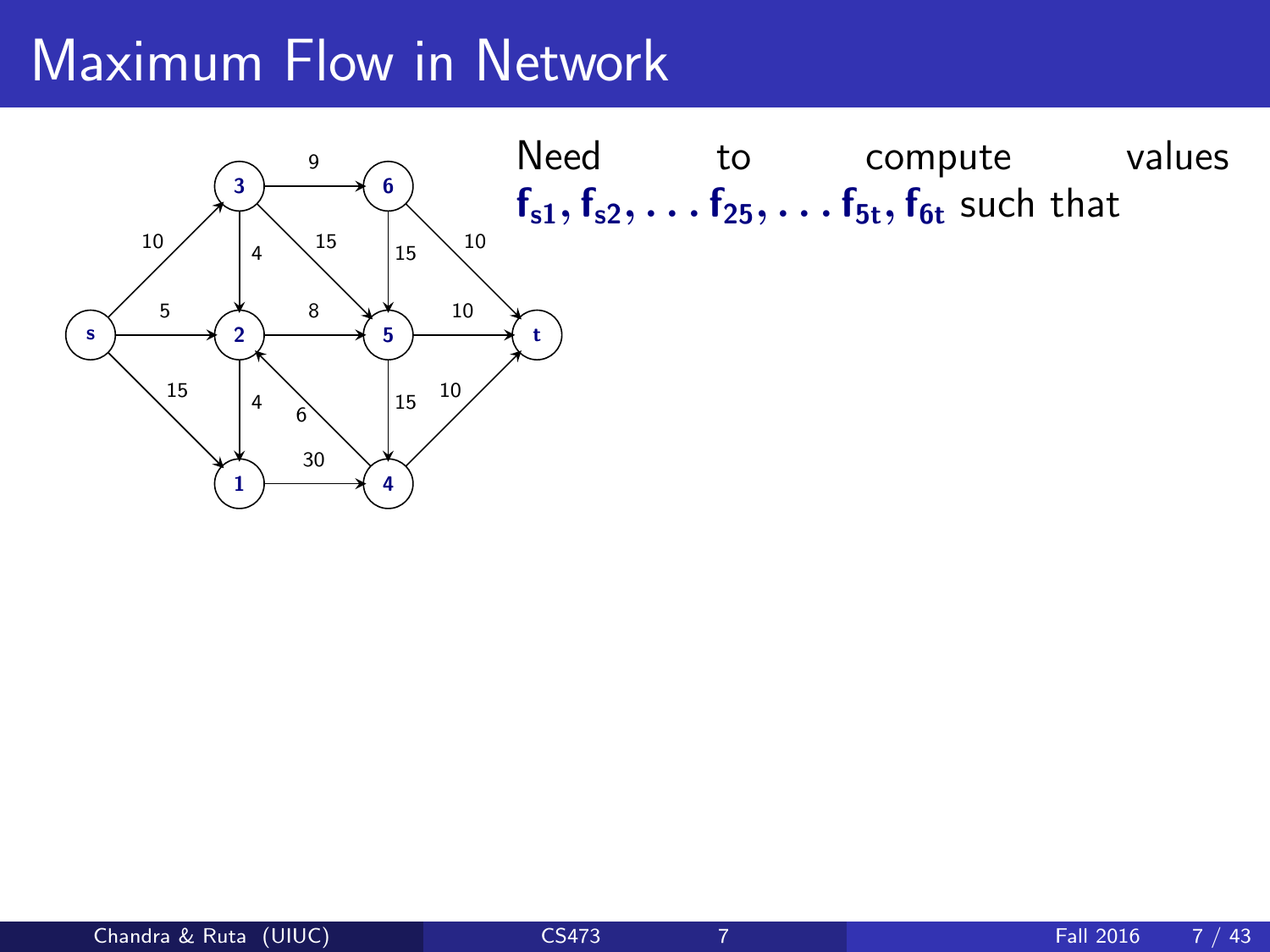# Maximum Flow in Network

Need to compute values $\mathbf{f_{s1}, f_{s2}, \ldots f_{25}, \ldots f_{5t}, f_{6t}}$ such that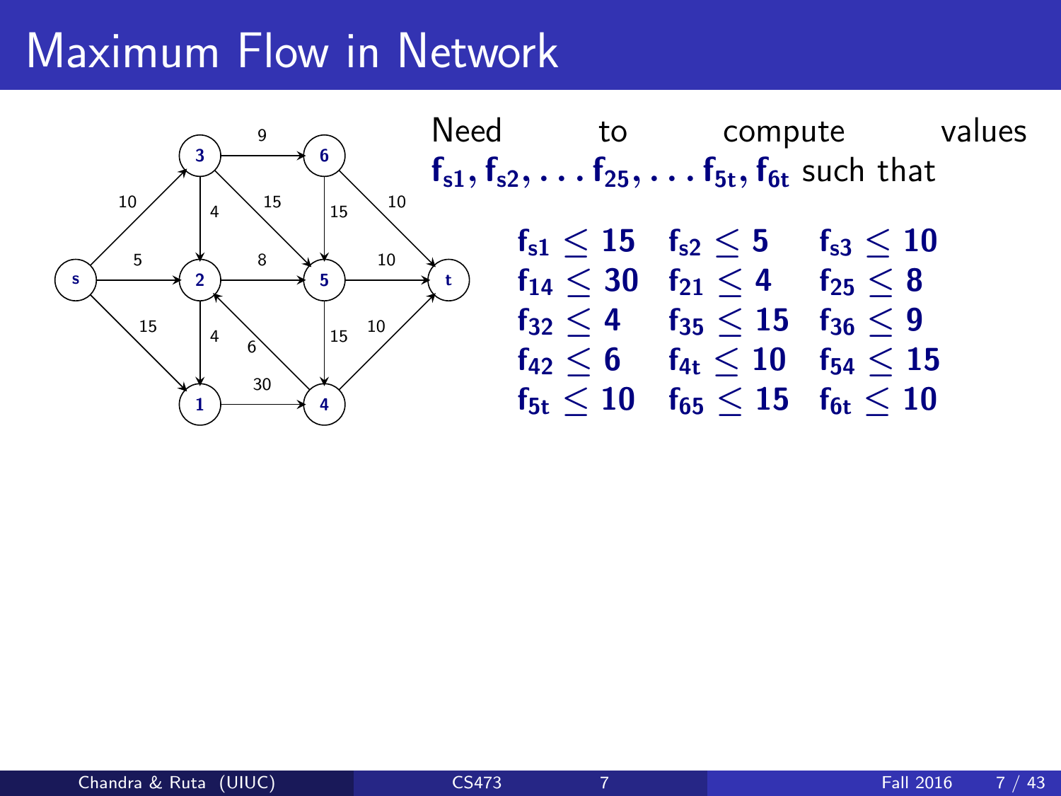# Maximum Flow in Network

Need to compute values $\mathbf{f_{s1}, f_{s2}, \ldots f_{25}, \ldots f_{5t}, f_{6t}}$ such that

$$
\begin{array}{lll}
\mathbf{f_{s1} \leq 15} & \mathbf{f_{s2} \leq 5} & \mathbf{f_{s3} \leq 10} \\
\mathbf{f_{14} \leq 30} & \mathbf{f_{21} \leq 4} & \mathbf{f_{25} \leq 8} \\
\mathbf{f_{32} \leq 4} & \mathbf{f_{35} \leq 15} & \mathbf{f_{36} \leq 9} \\
\mathbf{f_{42} \leq 6} & \mathbf{f_{4t} \leq 10} & \mathbf{f_{54} \leq 15} \\
\mathbf{f_{5t} \leq 10} & \mathbf{f_{65} \leq 15} & \mathbf{f_{6t} \leq 10}
\end{array}
$$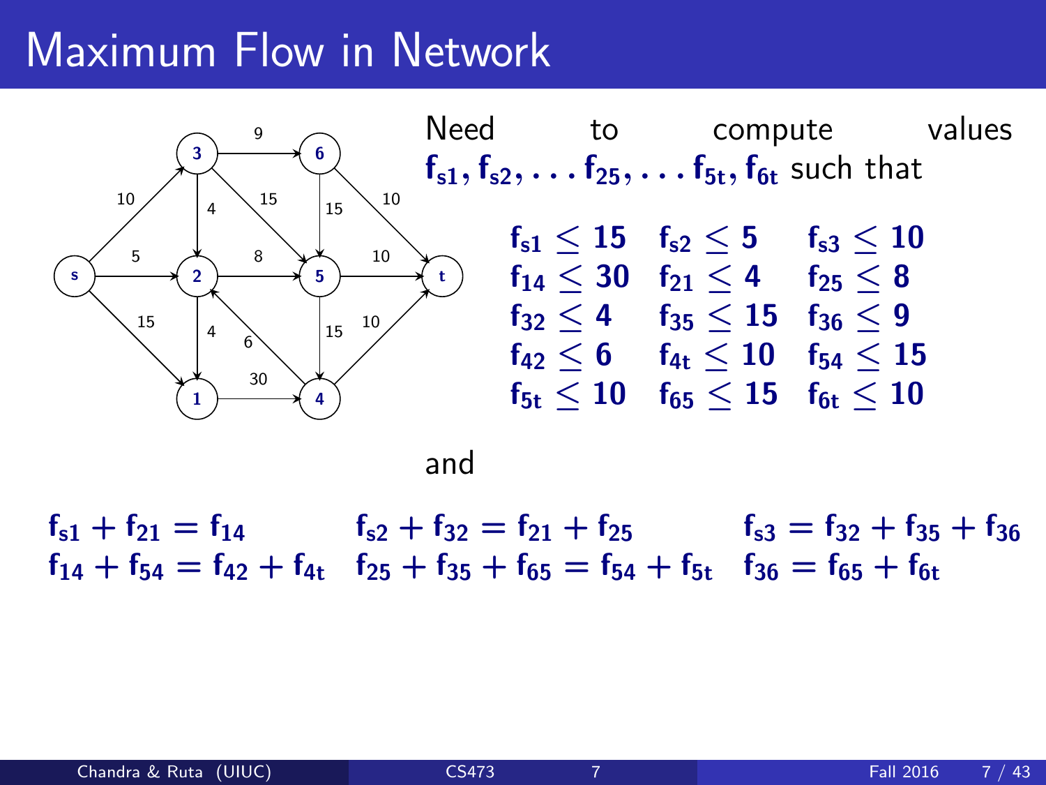# Maximum Flow in Network

Need to compute values $f_{s1}, f_{s2}, \ldots f_{25}, \ldots f_{5t}, f_{6t}$ such that

$$
\begin{array}{lll}
f_{s1} \leq 15 & f_{s2} \leq 5 & f_{s3} \leq 10 \\
f_{14} \leq 30 & f_{21} \leq 4 & f_{25} \leq 8 \\
f_{32} \leq 4 & f_{35} \leq 15 & f_{36} \leq 9 \\
f_{42} \leq 6 & f_{4t} \leq 10 & f_{54} \leq 15 \\
f_{5t} \leq 10 & f_{65} \leq 15 & f_{6t} \leq 10
\end{array}
$$

and

$$
\begin{array}{lll}
f_{s1} + f_{21} = f_{14} & f_{s2} + f_{32} = f_{21} + f_{25} & f_{s3} = f_{32} + f_{35} + f_{36} \\
f_{14} + f_{54} = f_{42} + f_{4t} & f_{25} + f_{35} + f_{65} = f_{54} + f_{5t} & f_{36} = f_{65} + f_{6t}
\end{array}
$$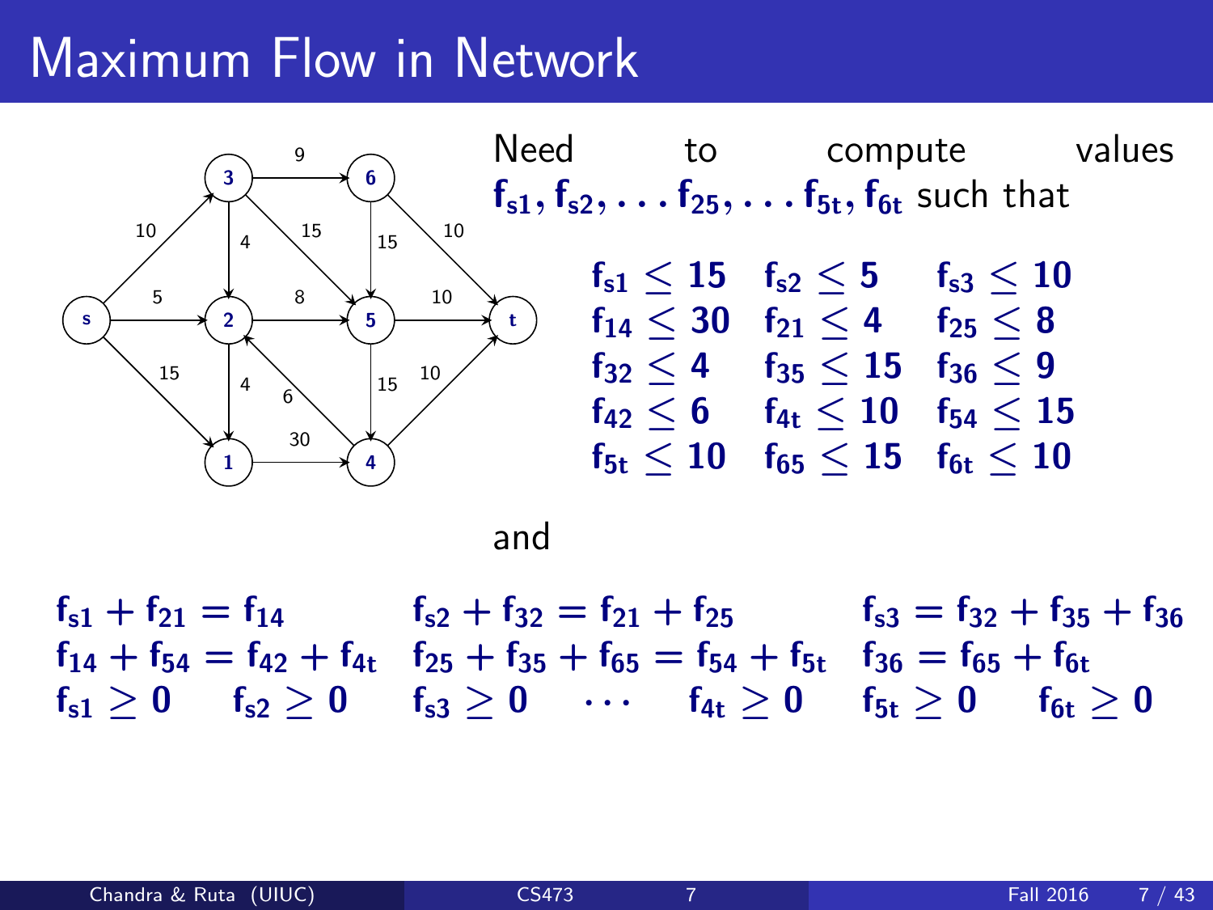# Maximum Flow in Network

Need to compute values $f_{s1}, f_{s2}, \ldots f_{25}, \ldots f_{5t}, f_{6t}$ such that

$$
\begin{array}{lll}
f_{s1} \leq 15 & f_{s2} \leq 5 & f_{s3} \leq 10 \\
f_{14} \leq 30 & f_{21} \leq 4 & f_{25} \leq 8 \\
f_{32} \leq 4 & f_{35} \leq 15 & f_{36} \leq 9 \\
f_{42} \leq 6 & f_{4t} \leq 10 & f_{54} \leq 15 \\
f_{5t} \leq 10 & f_{65} \leq 15 & f_{6t} \leq 10
\end{array}
$$

and

$$
\begin{array}{lll}
f_{s1} + f_{21} = f_{14} & f_{s2} + f_{32} = f_{21} + f_{25} & f_{s3} = f_{32} + f_{35} + f_{36} \\
f_{14} + f_{54} = f_{42} + f_{4t} & f_{25} + f_{35} + f_{65} = f_{54} + f_{5t} & f_{36} = f_{65} + f_{6t}
\end{array}
$$

$$
f_{s1} \geq 0 \quad f_{s2} \geq 0 \quad f_{s3} \geq 0 \quad \cdots \quad f_{4t} \geq 0 \quad f_{5t} \geq 0 \quad f_{6t} \geq 0
$$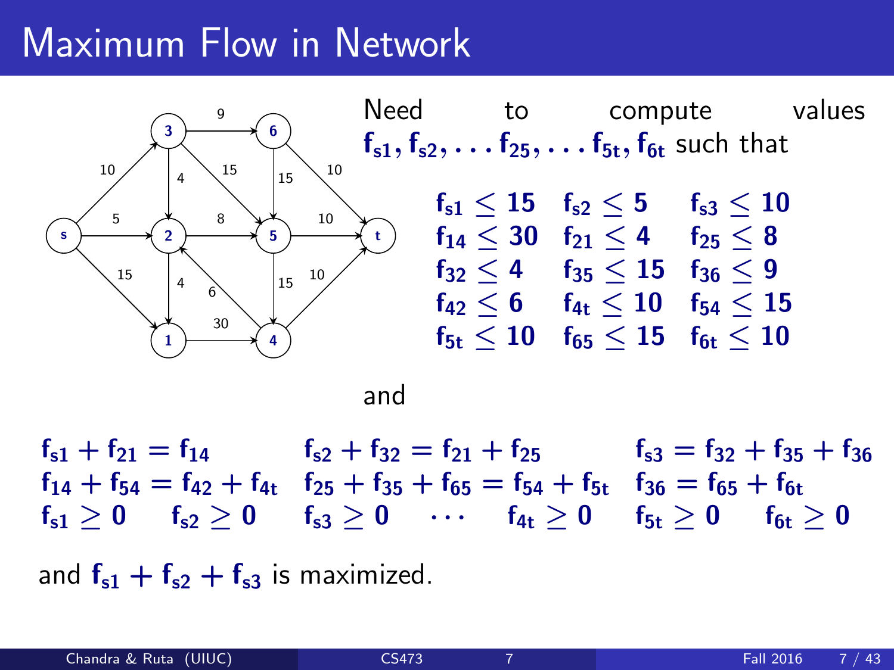# Maximum Flow in Network

Need to compute values $f_{s1}, f_{s2}, \ldots f_{25}, \ldots f_{5t}, f_{6t}$ such that

$$
\begin{array}{lll}
f_{s1} \leq 15 & f_{s2} \leq 5 & f_{s3} \leq 10 \\
f_{14} \leq 30 & f_{21} \leq 4 & f_{25} \leq 8 \\
f_{32} \leq 4 & f_{35} \leq 15 & f_{36} \leq 9 \\
f_{42} \leq 6 & f_{4t} \leq 10 & f_{54} \leq 15 \\
f_{5t} \leq 10 & f_{65} \leq 15 & f_{6t} \leq 10
\end{array}
$$

and

$$
\begin{array}{lll}
f_{s1} + f_{21} = f_{14} & f_{s2} + f_{32} = f_{21} + f_{25} & f_{s3} = f_{32} + f_{35} + f_{36} \\
f_{14} + f_{54} = f_{42} + f_{4t} & f_{25} + f_{35} + f_{65} = f_{54} + f_{5t} & f_{36} = f_{65} + f_{6t}
\end{array}
$$

$$
f_{s1} \geq 0 \quad f_{s2} \geq 0 \quad f_{s3} \geq 0 \quad \cdots \quad f_{4t} \geq 0 \quad f_{5t} \geq 0 \quad f_{6t} \geq 0
$$

and $f_{s1} + f_{s2} + f_{s3}$ is maximized.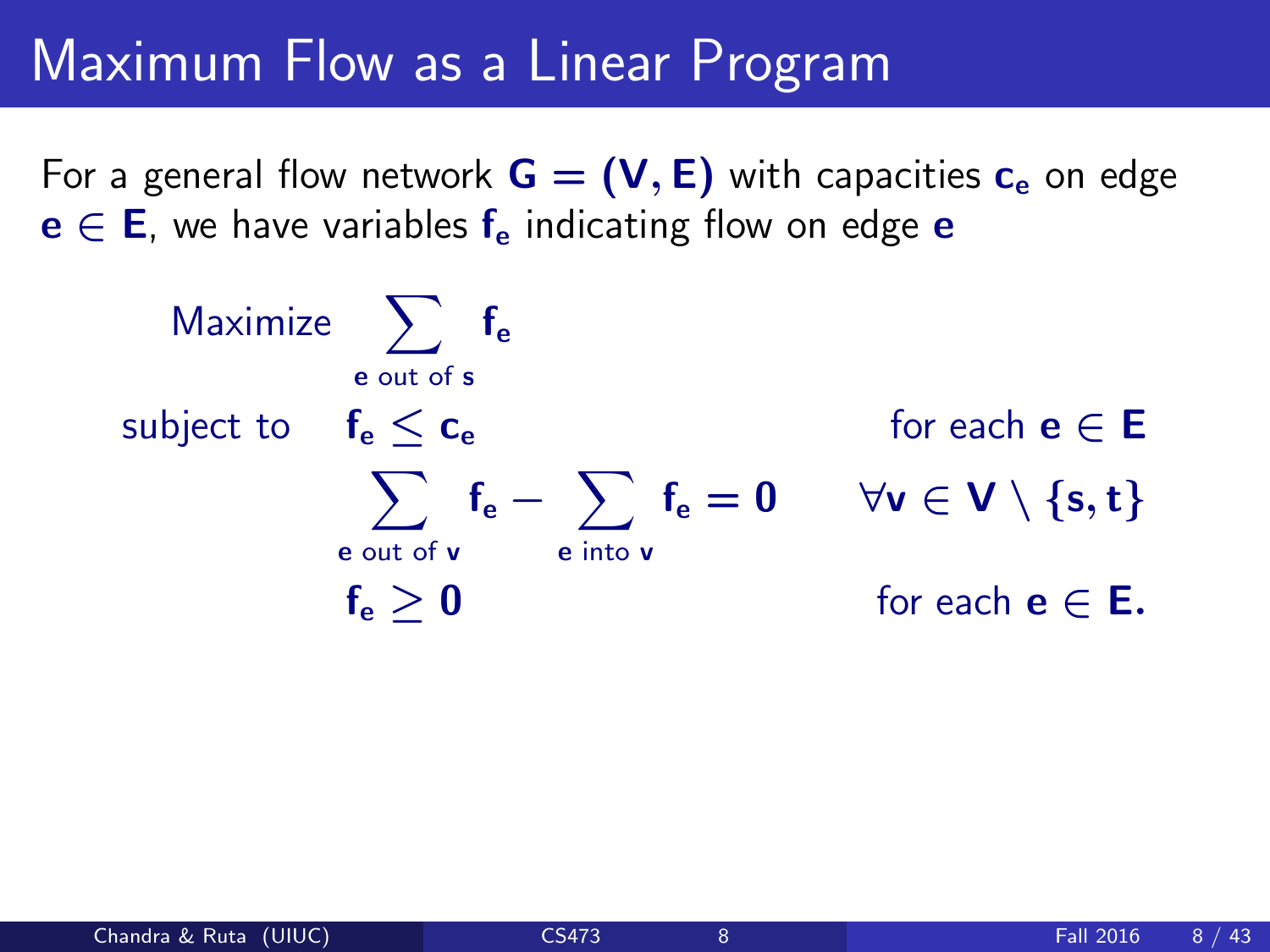# Maximum Flow as a Linear Program

For a general flow network $\mathbf{G = (V, E)}$ with capacities $\mathbf{c_e}$ on edge $\mathbf{e \in E}$, we have variables $\mathbf{f_e}$ indicating flow on edge $\mathbf{e}$

$$
\begin{aligned}
\text{Maximize} \quad & \sum_{\text{e out of s}} f_e \\
\text{subject to} \quad & f_e \leq c_e && \text{for each } e \in E \\
& \sum_{\text{e out of v}} f_e - \sum_{\text{e into v}} f_e = 0 && \forall v \in V \setminus \{s, t\} \\
& f_e \geq 0 && \text{for each } e \in E.
\end{aligned}
$$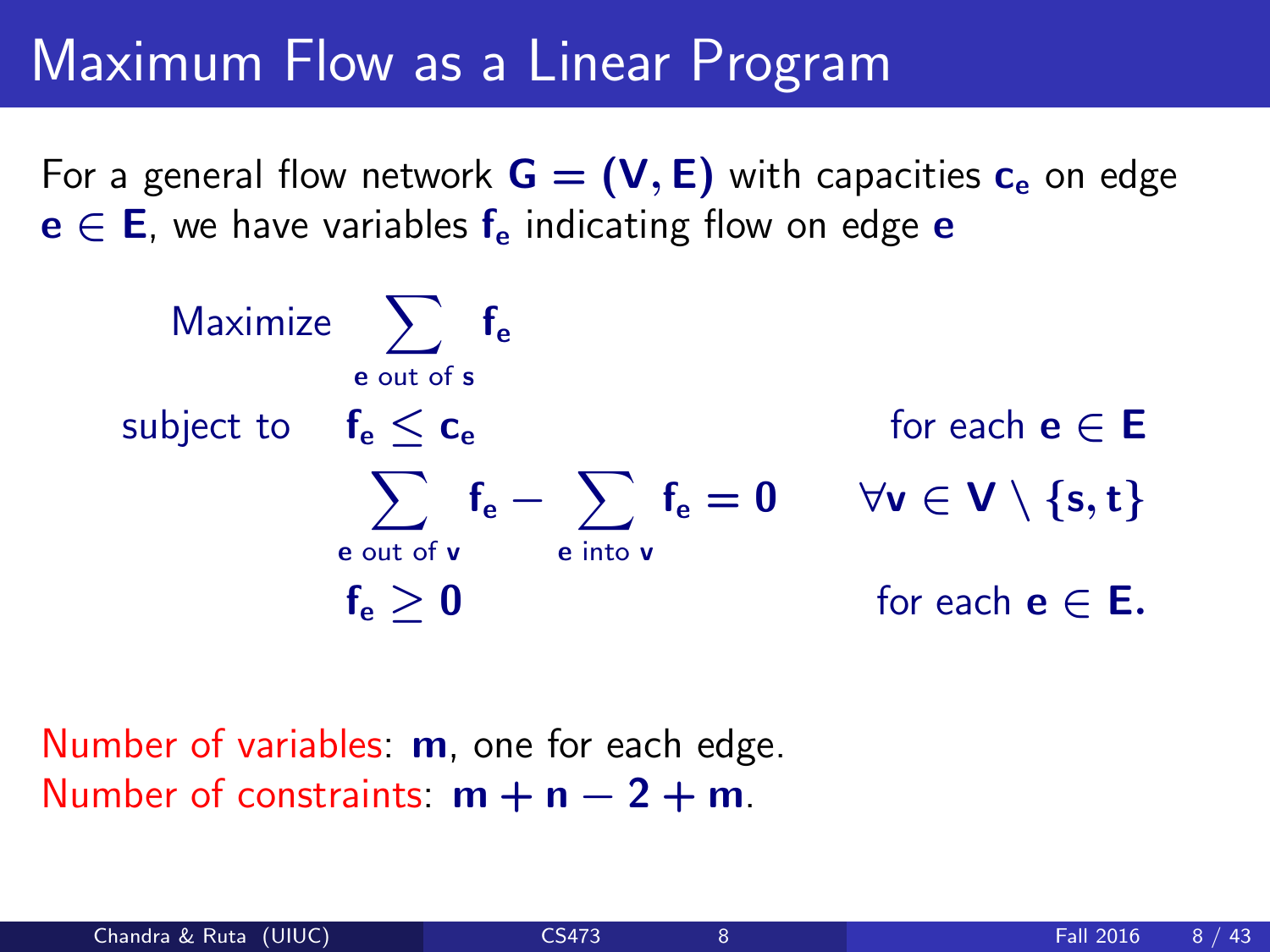# Maximum Flow as a Linear Program

For a general flow network $\mathbf{G = (V, E)}$ with capacities $\mathbf{c_e}$ on edge $\mathbf{e \in E}$, we have variables $\mathbf{f_e}$ indicating flow on edge $\mathbf{e}$

$$
\begin{aligned}
\text{Maximize} \quad & \sum_{\text{e out of s}} \mathbf{f_e} & \\
\text{subject to} \quad & \mathbf{f_e \leq c_e} & \text{for each } \mathbf{e \in E} \\
& \sum_{\text{e out of v}} \mathbf{f_e} - \sum_{\text{e into v}} \mathbf{f_e} = \mathbf{0} & \forall \mathbf{v \in V \setminus \{s, t\}} \\
& \mathbf{f_e \geq 0} & \text{for each } \mathbf{e \in E.}
\end{aligned}
$$

Number of variables: $\mathbf{m}$, one for each edge.
Number of constraints: $\mathbf{m + n - 2 + m}$.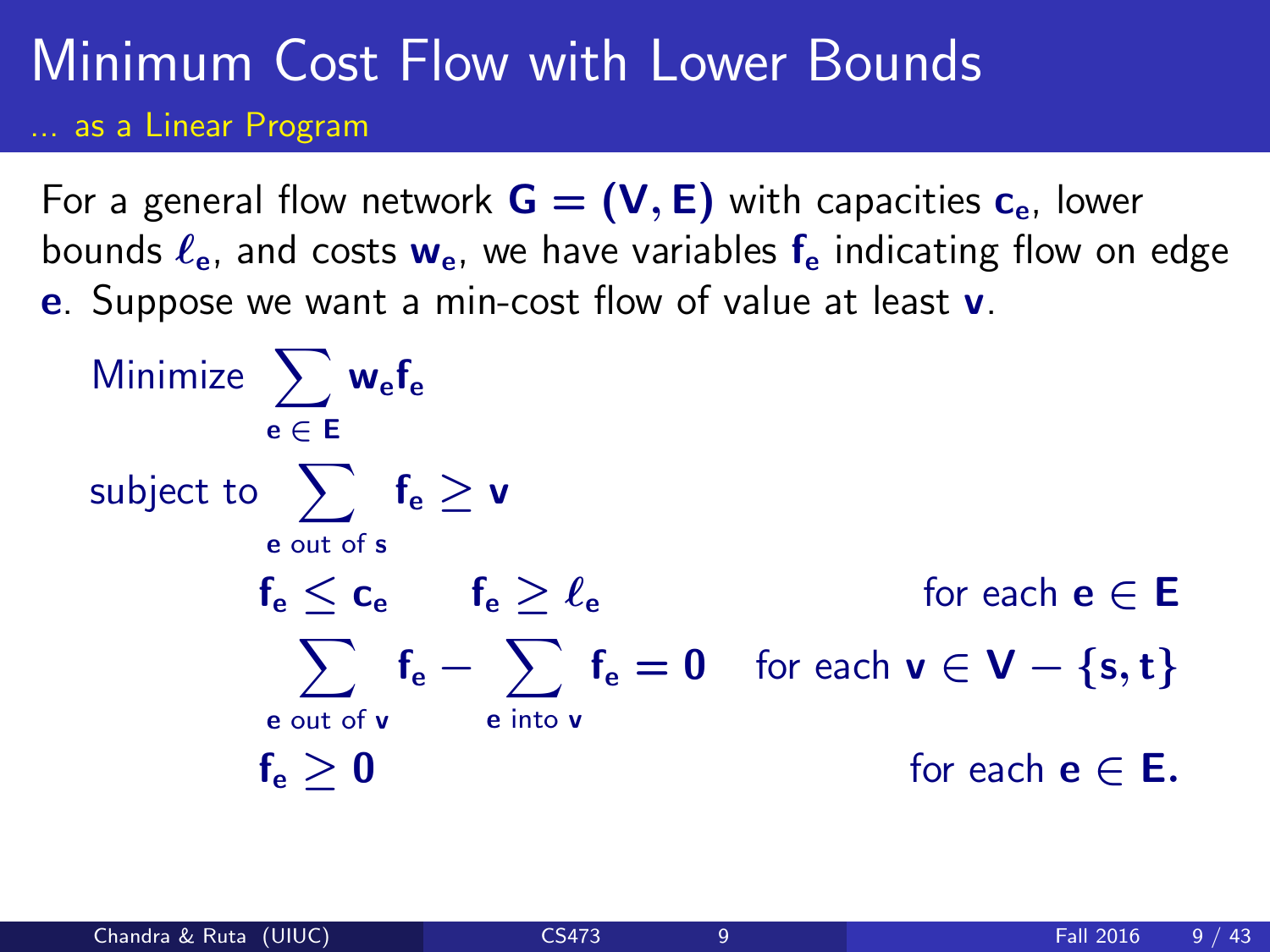# Minimum Cost Flow with Lower Bounds

## ... as a Linear Program

For a general flow network $\mathbf{G = (V, E)}$ with capacities $\mathbf{c_e}$, lower bounds $\ell_{\mathbf{e}}$, and costs $\mathbf{w_e}$, we have variables $\mathbf{f_e}$ indicating flow on edge $\mathbf{e}$. Suppose we want a min-cost flow of value at least $\mathbf{v}$.

$$
\begin{aligned}
\text{Minimize} \quad & \sum_{e \in E} w_e f_e \\
\text{subject to} \quad & \sum_{e \text{ out of } s} f_e \geq v \\
& f_e \leq c_e \qquad f_e \geq \ell_e && \text{for each } e \in E \\
& \sum_{e \text{ out of } v} f_e - \sum_{e \text{ into } v} f_e = 0 && \text{for each } v \in V - \{s, t\} \\
& f_e \geq 0 && \text{for each } e \in E.
\end{aligned}
$$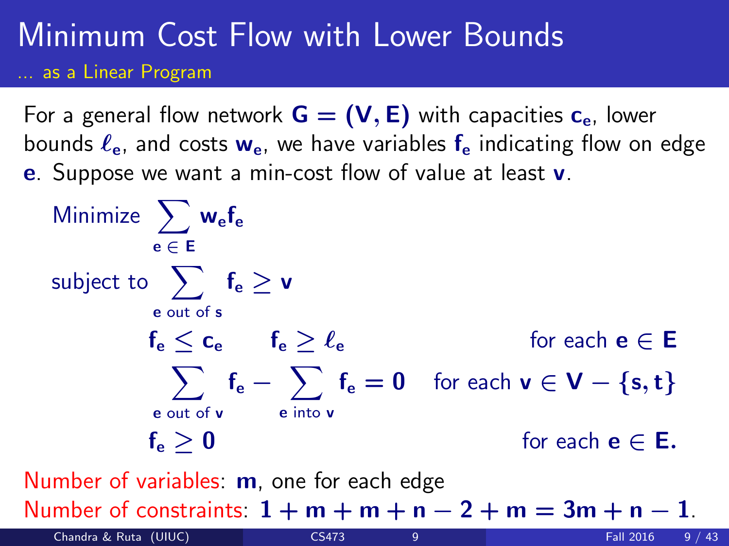# Minimum Cost Flow with Lower Bounds

## ... as a Linear Program

For a general flow network $\mathbf{G = (V, E)}$ with capacities $\mathbf{c_e}$, lower bounds $\boldsymbol{\ell_e}$, and costs $\mathbf{w_e}$, we have variables $\mathbf{f_e}$ indicating flow on edge $\mathbf{e}$. Suppose we want a min-cost flow of value at least $\mathbf{v}$.

$$
\begin{aligned}
\text{Minimize} \quad & \sum_{e \in E} w_e f_e \\
\text{subject to} \quad & \sum_{e \text{ out of } s} f_e \geq v \\
& f_e \leq c_e \qquad f_e \geq \ell_e && \text{for each } e \in E \\
& \sum_{e \text{ out of } v} f_e - \sum_{e \text{ into } v} f_e = 0 && \text{for each } v \in V - \{s, t\} \\
& f_e \geq 0 && \text{for each } e \in E.
\end{aligned}
$$

Number of variables: $\mathbf{m}$, one for each edge

Number of constraints: $\mathbf{1 + m + m + n - 2 + m = 3m + n - 1}$.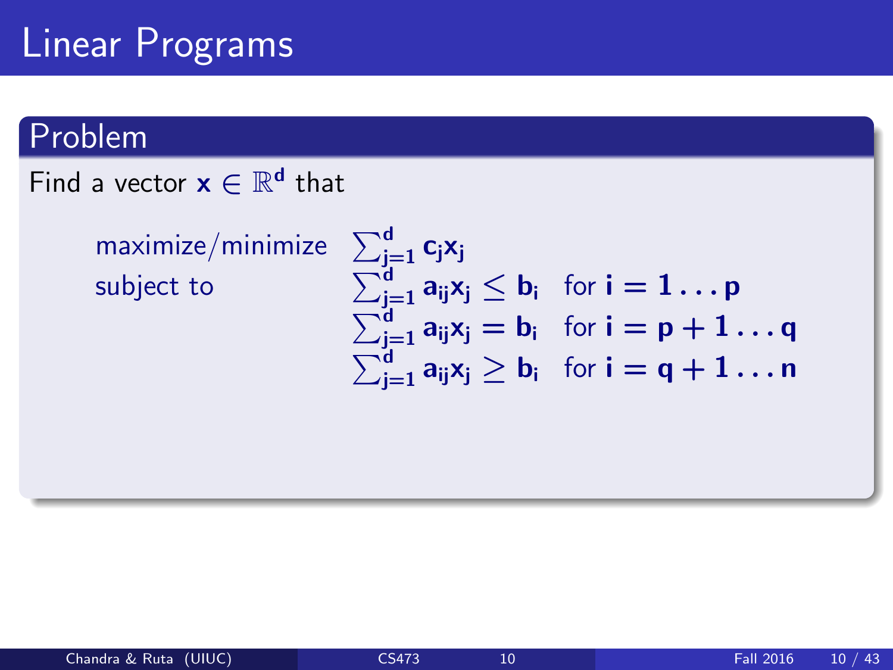# Linear Programs

## Problem

Find a vector $\mathbf{x} \in \mathbb{R}^{\mathbf{d}}$ that

$$
\begin{array}{lll}
\text{maximize/minimize} & \sum_{j=1}^{d} c_j x_j & \\
\text{subject to} & \sum_{j=1}^{d} a_{ij} x_j \leq b_i & \text{for } i = 1 \ldots p \\
 & \sum_{j=1}^{d} a_{ij} x_j = b_i & \text{for } i = p+1 \ldots q \\
 & \sum_{j=1}^{d} a_{ij} x_j \geq b_i & \text{for } i = q+1 \ldots n
\end{array}
$$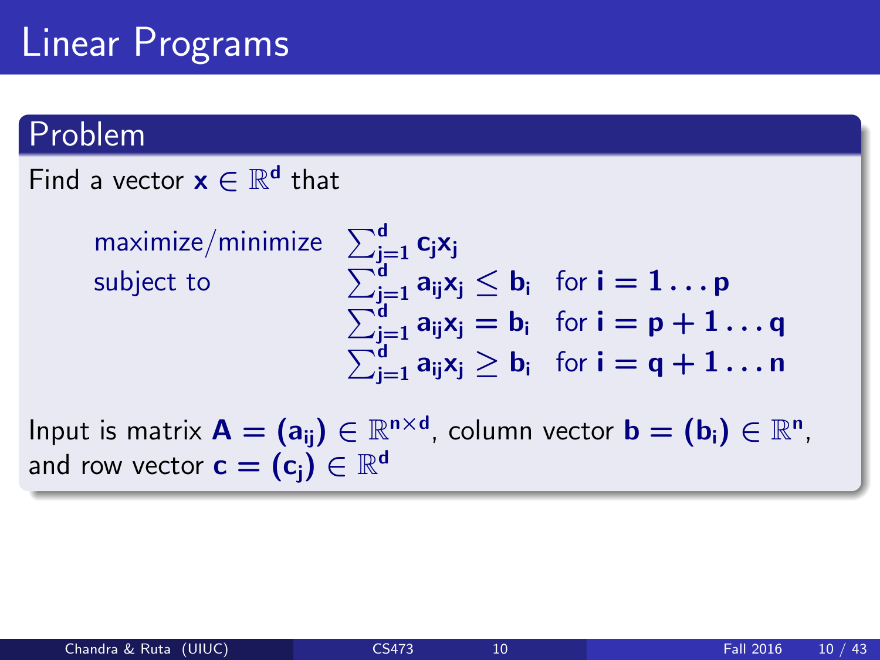# Linear Programs

## Problem

Find a vector $\mathbf{x} \in \mathbb{R}^{\mathbf{d}}$ that

$$
\begin{array}{lll}
\text{maximize/minimize} & \sum_{j=1}^{d} c_j x_j & \\
\text{subject to} & \sum_{j=1}^{d} a_{ij} x_j \leq b_i & \text{for } i = 1 \ldots p \\
& \sum_{j=1}^{d} a_{ij} x_j = b_i & \text{for } i = p+1 \ldots q \\
& \sum_{j=1}^{d} a_{ij} x_j \geq b_i & \text{for } i = q+1 \ldots n
\end{array}
$$

Input is matrix $\mathbf{A} = (a_{ij}) \in \mathbb{R}^{n \times d}$, column vector $\mathbf{b} = (b_i) \in \mathbb{R}^n$, and row vector $\mathbf{c} = (c_j) \in \mathbb{R}^d$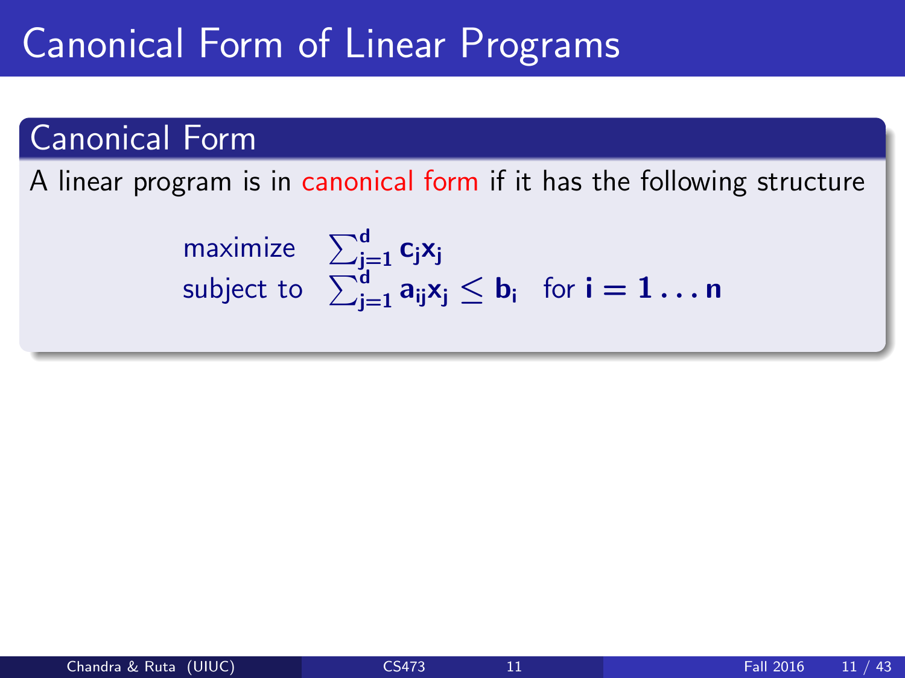# Canonical Form of Linear Programs

## Canonical Form

A linear program is in canonical form if it has the following structure

$$
\begin{array}{ll}
\text{maximize} & \sum_{j=1}^{d} c_j x_j \\
\text{subject to} & \sum_{j=1}^{d} a_{ij} x_j \leq b_i \quad \text{for } i = 1 \ldots n
\end{array}
$$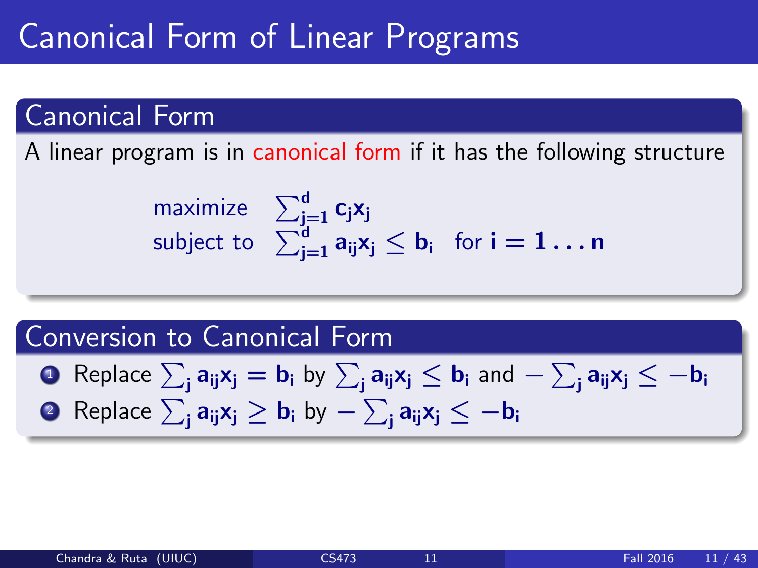# Canonical Form of Linear Programs

## Canonical Form

A linear program is in canonical form if it has the following structure

$$
\begin{array}{ll}
\text{maximize} & \sum_{j=1}^{d} c_j x_j \\
\text{subject to} & \sum_{j=1}^{d} a_{ij} x_j \leq b_i \quad \text{for } i = 1 \ldots n
\end{array}
$$

## Conversion to Canonical Form

1. Replace $\sum_j a_{ij} x_j = b_i$ by $\sum_j a_{ij} x_j \leq b_i$ and $-\sum_j a_{ij} x_j \leq -b_i$
2. Replace $\sum_j a_{ij} x_j \geq b_i$ by $-\sum_j a_{ij} x_j \leq -b_i$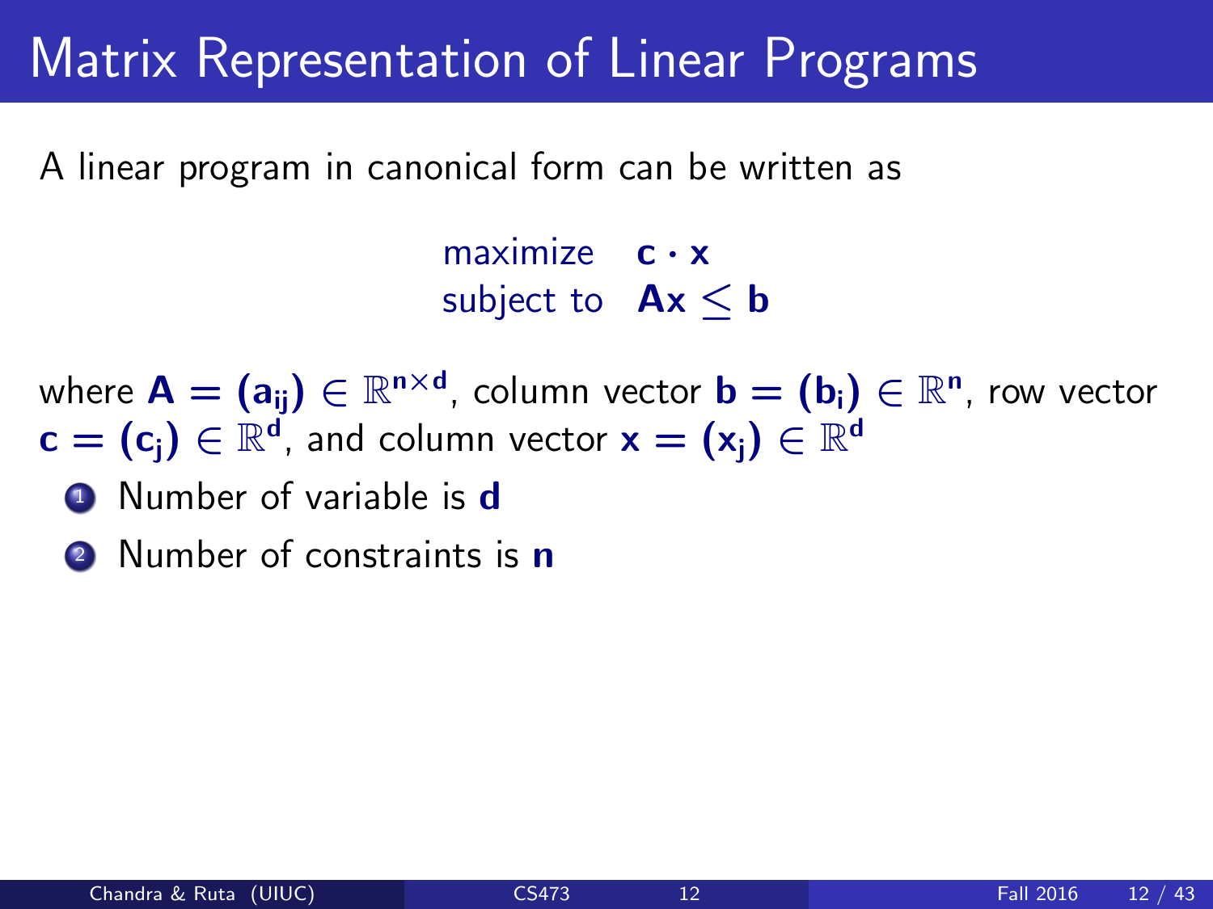# Matrix Representation of Linear Programs

A linear program in canonical form can be written as

$$\begin{array}{ll} \text{maximize} & \mathbf{c} \cdot \mathbf{x} \\ \text{subject to} & \mathbf{A}\mathbf{x} \leq \mathbf{b} \end{array}$$

where $\mathbf{A} = (\mathbf{a_{ij}}) \in \mathbb{R}^{\mathbf{n} \times \mathbf{d}}$, column vector $\mathbf{b} = (\mathbf{b_i}) \in \mathbb{R}^{\mathbf{n}}$, row vector $\mathbf{c} = (\mathbf{c_j}) \in \mathbb{R}^{\mathbf{d}}$, and column vector $\mathbf{x} = (\mathbf{x_j}) \in \mathbb{R}^{\mathbf{d}}$

1. Number of variable is $\mathbf{d}$
2. Number of constraints is $\mathbf{n}$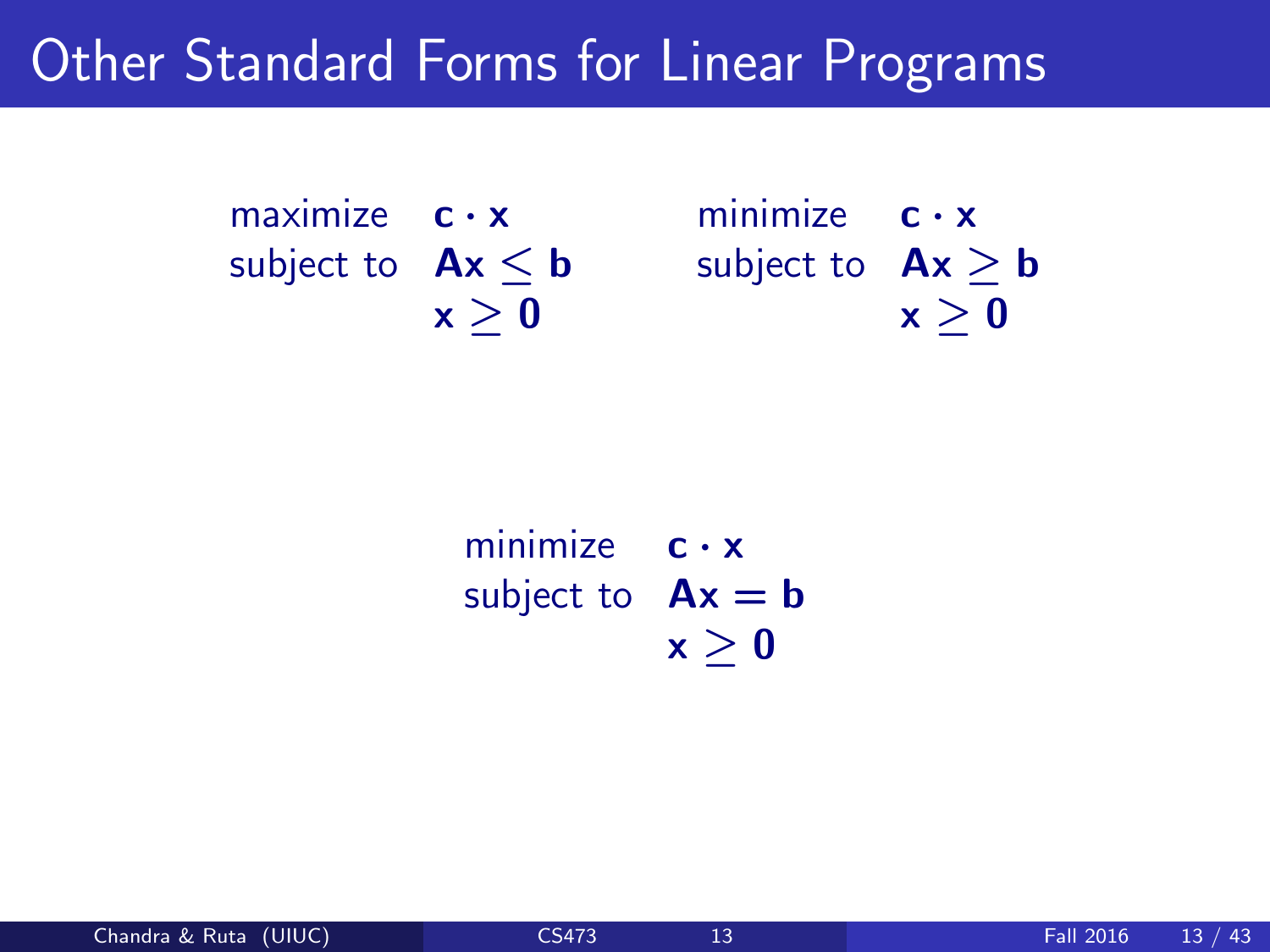# Other Standard Forms for Linear Programs

$$
\begin{array}{ll}
\text{maximize} & \mathbf{c} \cdot \mathbf{x} \\
\text{subject to} & \mathbf{A}\mathbf{x} \leq \mathbf{b} \\
& \mathbf{x} \geq \mathbf{0}
\end{array}
$$

$$
\begin{array}{ll}
\text{minimize} & \mathbf{c} \cdot \mathbf{x} \\
\text{subject to} & \mathbf{A}\mathbf{x} \geq \mathbf{b} \\
& \mathbf{x} \geq \mathbf{0}
\end{array}
$$

$$
\begin{array}{ll}
\text{minimize} & \mathbf{c} \cdot \mathbf{x} \\
\text{subject to} & \mathbf{A}\mathbf{x} = \mathbf{b} \\
& \mathbf{x} \geq \mathbf{0}
\end{array}
$$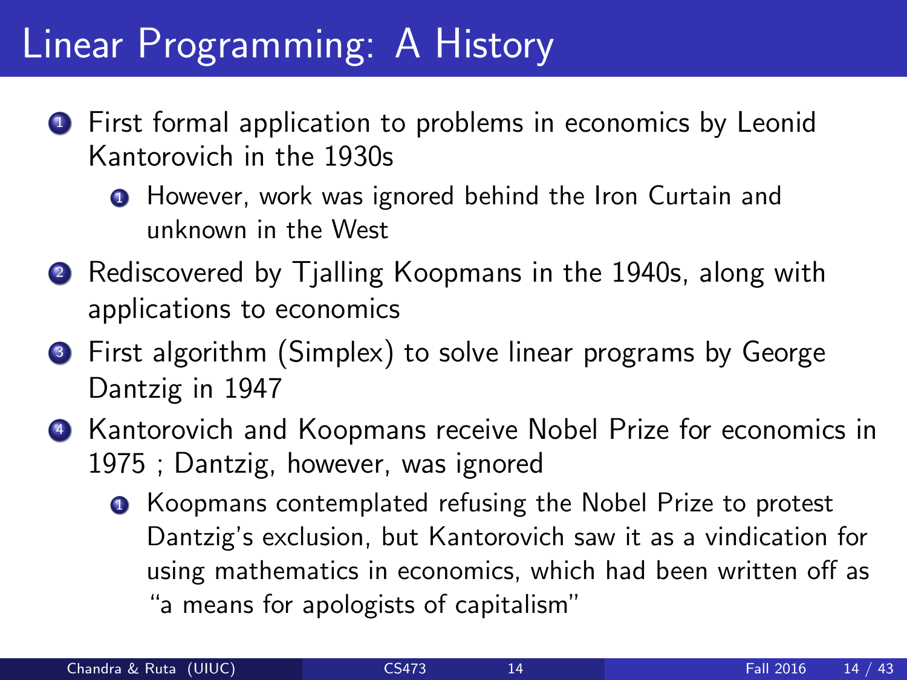# Linear Programming: A History

1. First formal application to problems in economics by Leonid Kantorovich in the 1930s
   1. However, work was ignored behind the Iron Curtain and unknown in the West
2. Rediscovered by Tjalling Koopmans in the 1940s, along with applications to economics
3. First algorithm (Simplex) to solve linear programs by George Dantzig in 1947
4. Kantorovich and Koopmans receive Nobel Prize for economics in 1975 ; Dantzig, however, was ignored
   1. Koopmans contemplated refusing the Nobel Prize to protest Dantzig's exclusion, but Kantorovich saw it as a vindication for using mathematics in economics, which had been written off as "a means for apologists of capitalism"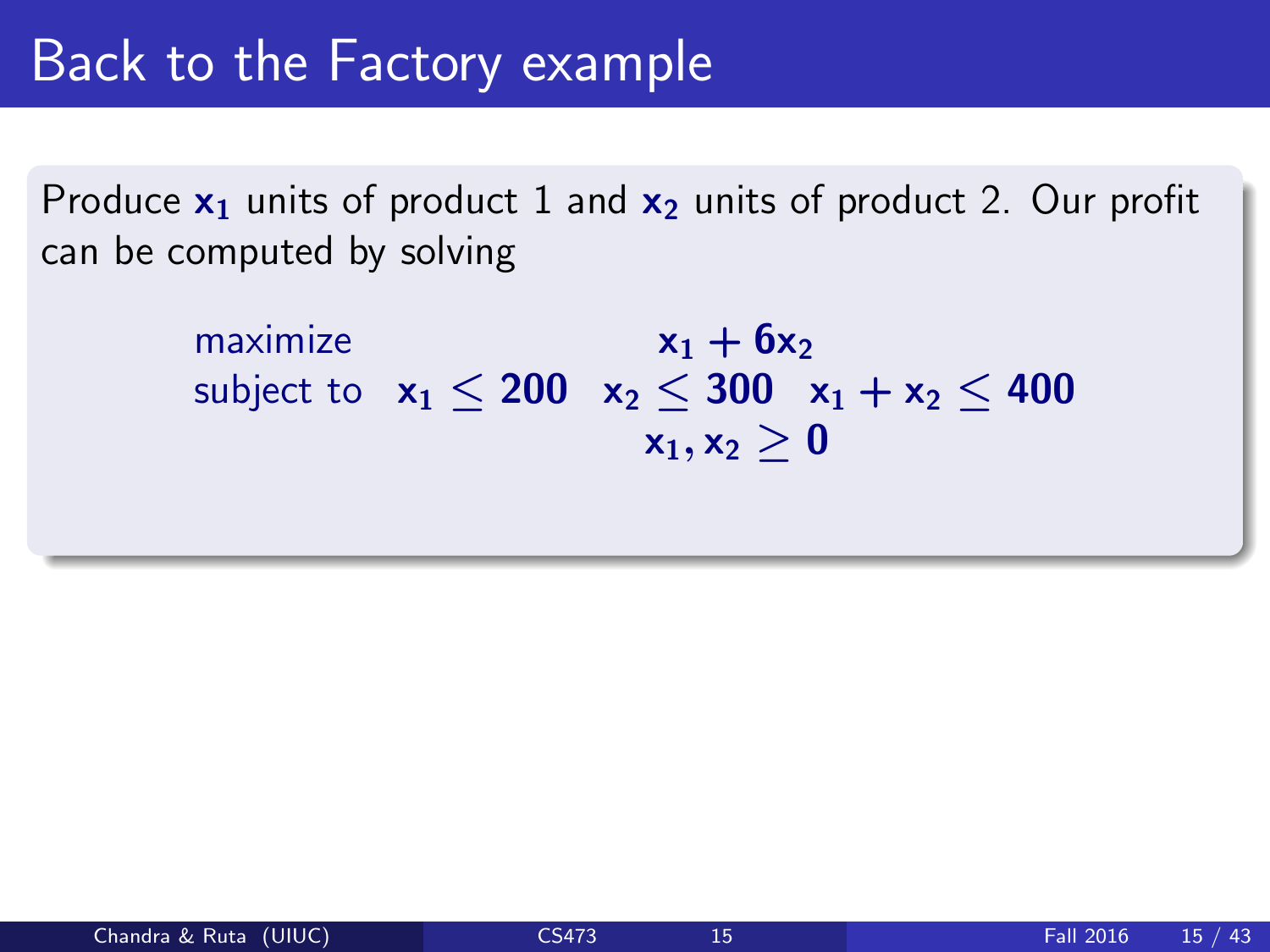# Back to the Factory example

Produce $x_1$ units of product 1 and $x_2$ units of product 2. Our profit can be computed by solving

$$
\begin{array}{lc}
\text{maximize} & x_1 + 6x_2 \\
\text{subject to} & x_1 \leq 200 \quad x_2 \leq 300 \quad x_1 + x_2 \leq 400 \\
& x_1, x_2 \geq 0
\end{array}
$$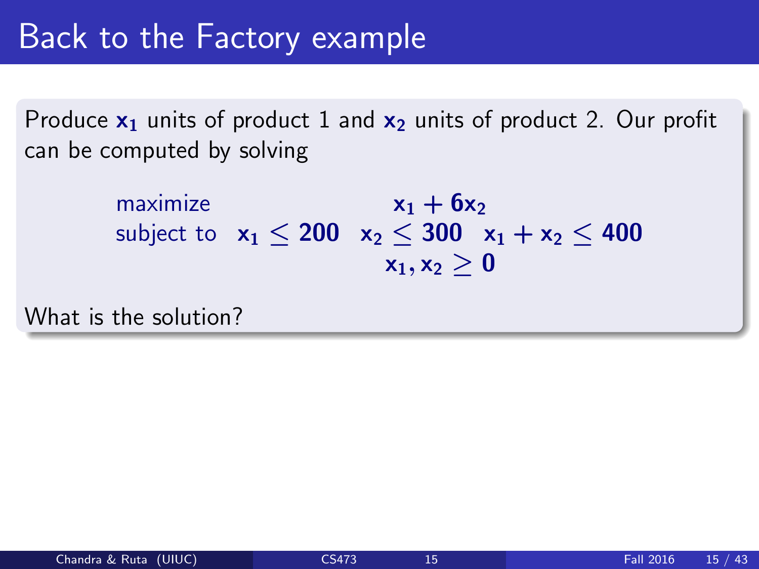# Back to the Factory example

Produce $x_1$ units of product 1 and $x_2$ units of product 2. Our profit can be computed by solving

$$
\begin{array}{ll}
\text{maximize} & x_1 + 6x_2 \\
\text{subject to} & x_1 \leq 200 \quad x_2 \leq 300 \quad x_1 + x_2 \leq 400 \\
& x_1, x_2 \geq 0
\end{array}
$$

What is the solution?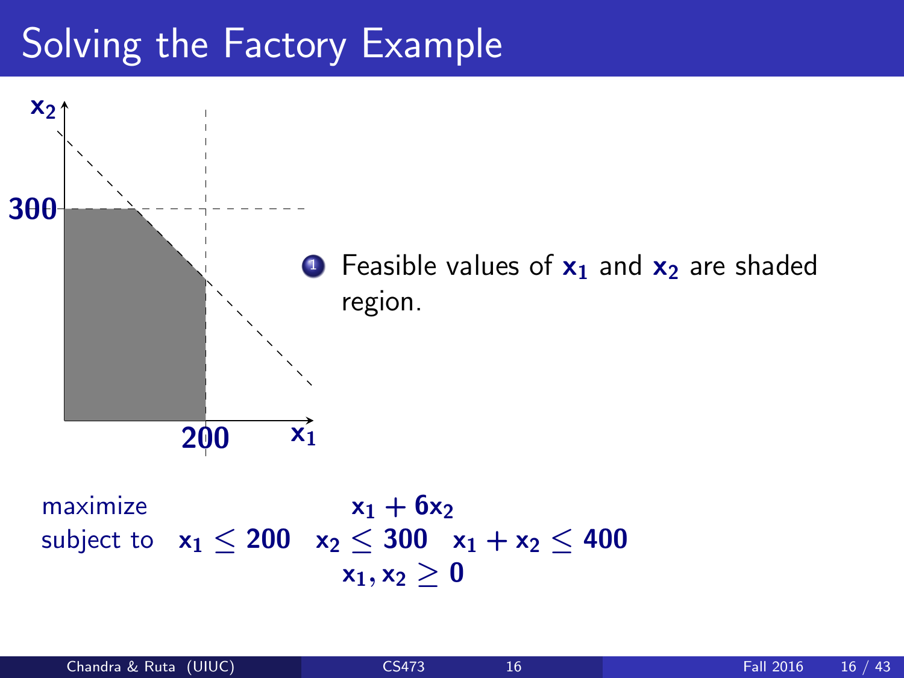# Solving the Factory Example

1. Feasible values of $x_1$ and $x_2$ are shaded region.

$$
\begin{array}{ll}
\text{maximize} & x_1 + 6x_2 \\
\text{subject to} & x_1 \leq 200 \quad x_2 \leq 300 \quad x_1 + x_2 \leq 400 \\
& x_1, x_2 \geq 0
\end{array}
$$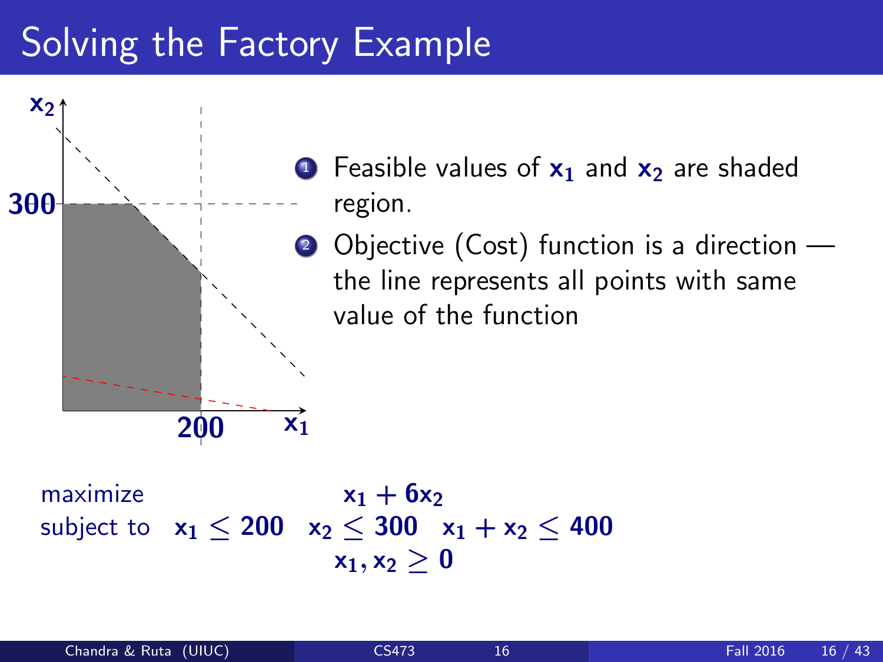# Solving the Factory Example

1. Feasible values of $x_1$ and $x_2$ are shaded region.
2. Objective (Cost) function is a direction — the line represents all points with same value of the function

$$
\begin{array}{ll}
\text{maximize} & x_1 + 6x_2 \\
\text{subject to} & x_1 \leq 200 \quad x_2 \leq 300 \quad x_1 + x_2 \leq 400 \\
& x_1, x_2 \geq 0
\end{array}
$$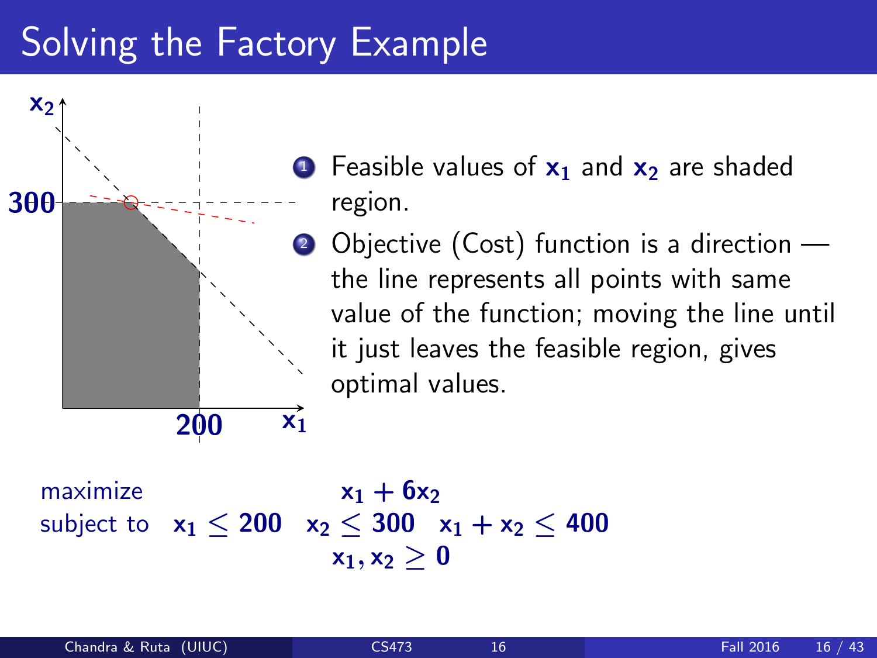# Solving the Factory Example

1. Feasible values of $x_1$ and $x_2$ are shaded region.
2. Objective (Cost) function is a direction — the line represents all points with same value of the function; moving the line until it just leaves the feasible region, gives optimal values.

$$
\begin{array}{ll}
\text{maximize} & x_1 + 6x_2 \\
\text{subject to} & x_1 \leq 200 \quad x_2 \leq 300 \quad x_1 + x_2 \leq 400 \\
 & x_1, x_2 \geq 0
\end{array}
$$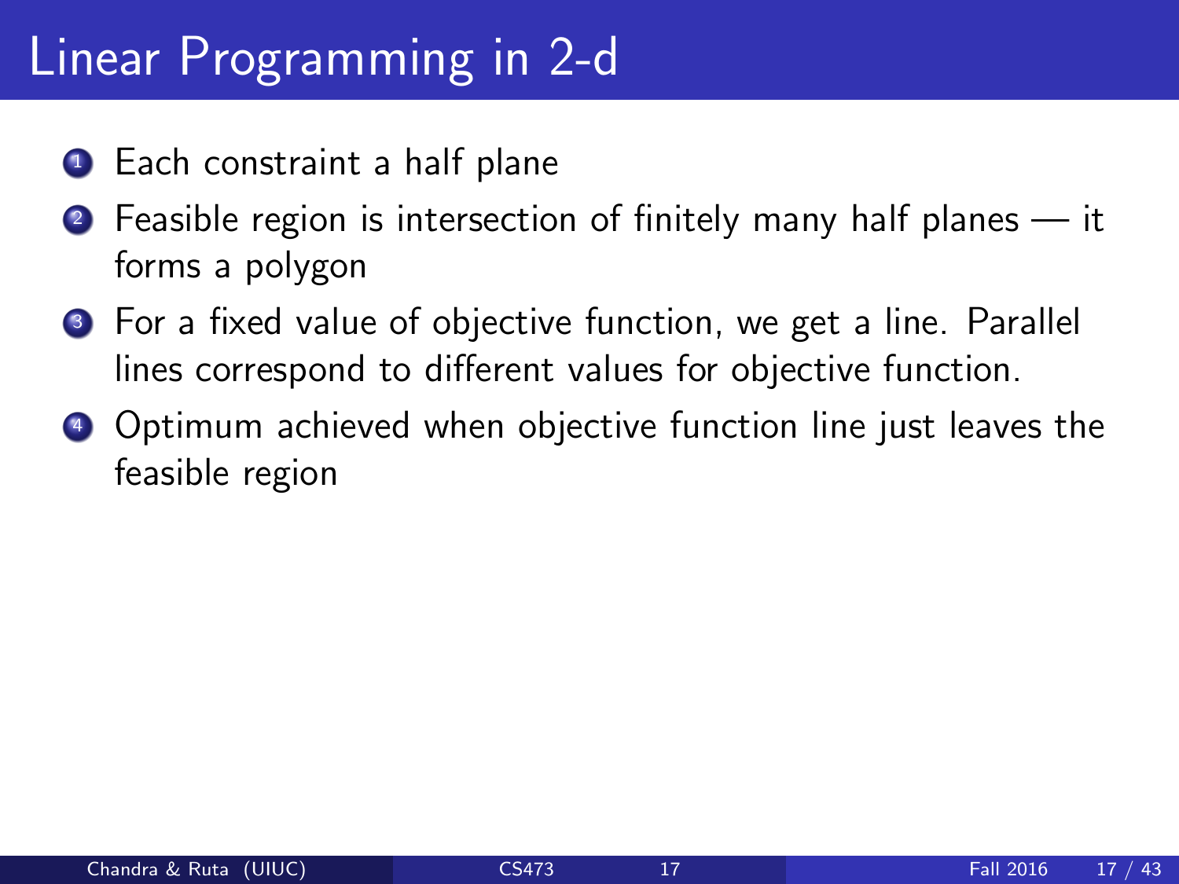# Linear Programming in 2-d

1. Each constraint a half plane
2. Feasible region is intersection of finitely many half planes — it forms a polygon
3. For a fixed value of objective function, we get a line. Parallel lines correspond to different values for objective function.
4. Optimum achieved when objective function line just leaves the feasible region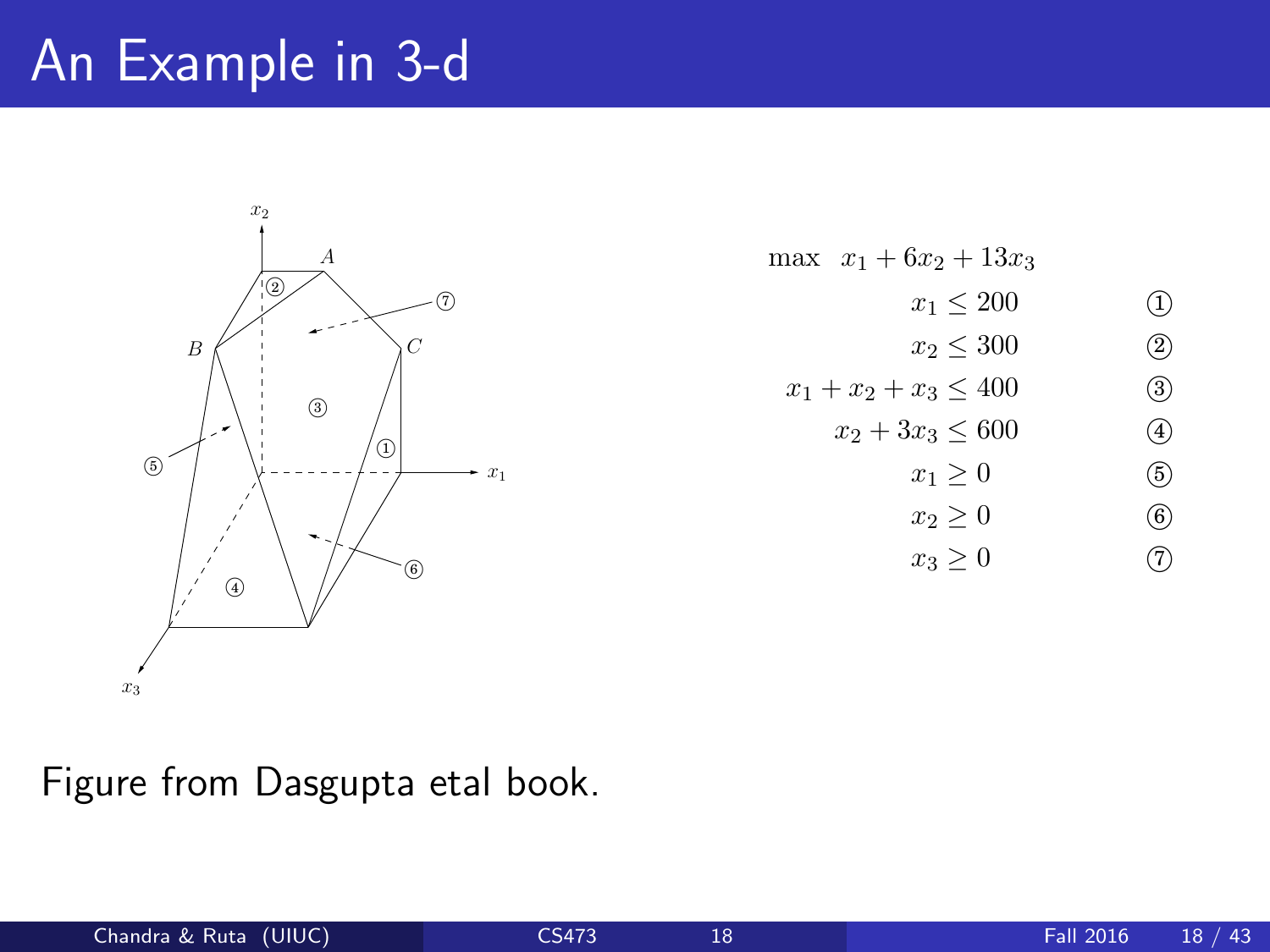# An Example in 3-d

$$
\begin{aligned}
\max \quad & x_1 + 6x_2 + 13x_3 \\
& x_1 \leq 200 & ① \\
& x_2 \leq 300 & ② \\
& x_1 + x_2 + x_3 \leq 400 & ③ \\
& x_2 + 3x_3 \leq 600 & ④ \\
& x_1 \geq 0 & ⑤ \\
& x_2 \geq 0 & ⑥ \\
& x_3 \geq 0 & ⑦
\end{aligned}
$$

Figure from Dasgupta etal book.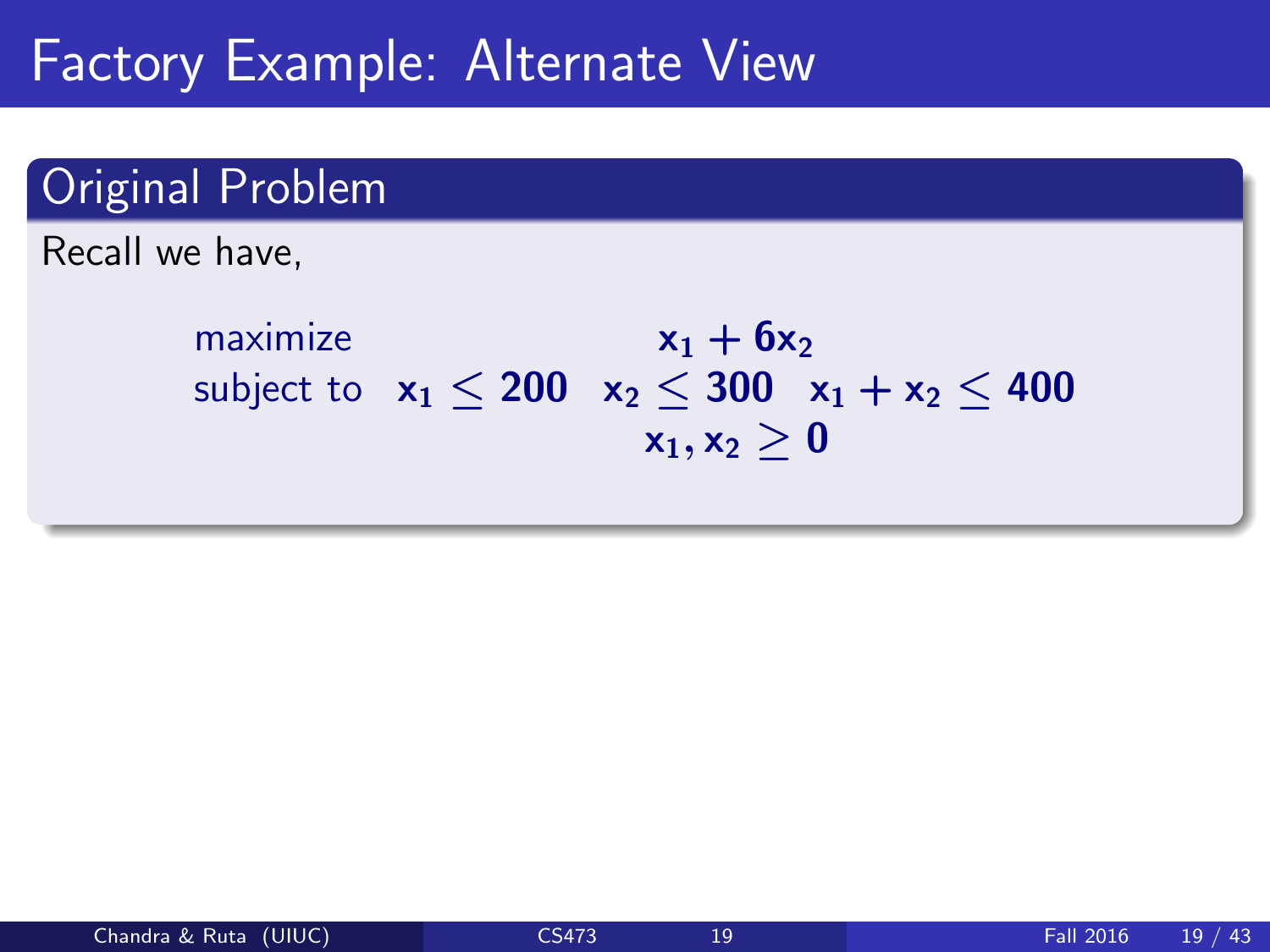# Factory Example: Alternate View

## Original Problem

Recall we have,

$$
\begin{array}{lc}
\text{maximize} & x_1 + 6x_2 \\
\text{subject to} & x_1 \leq 200 \quad x_2 \leq 300 \quad x_1 + x_2 \leq 400 \\
& x_1, x_2 \geq 0
\end{array}
$$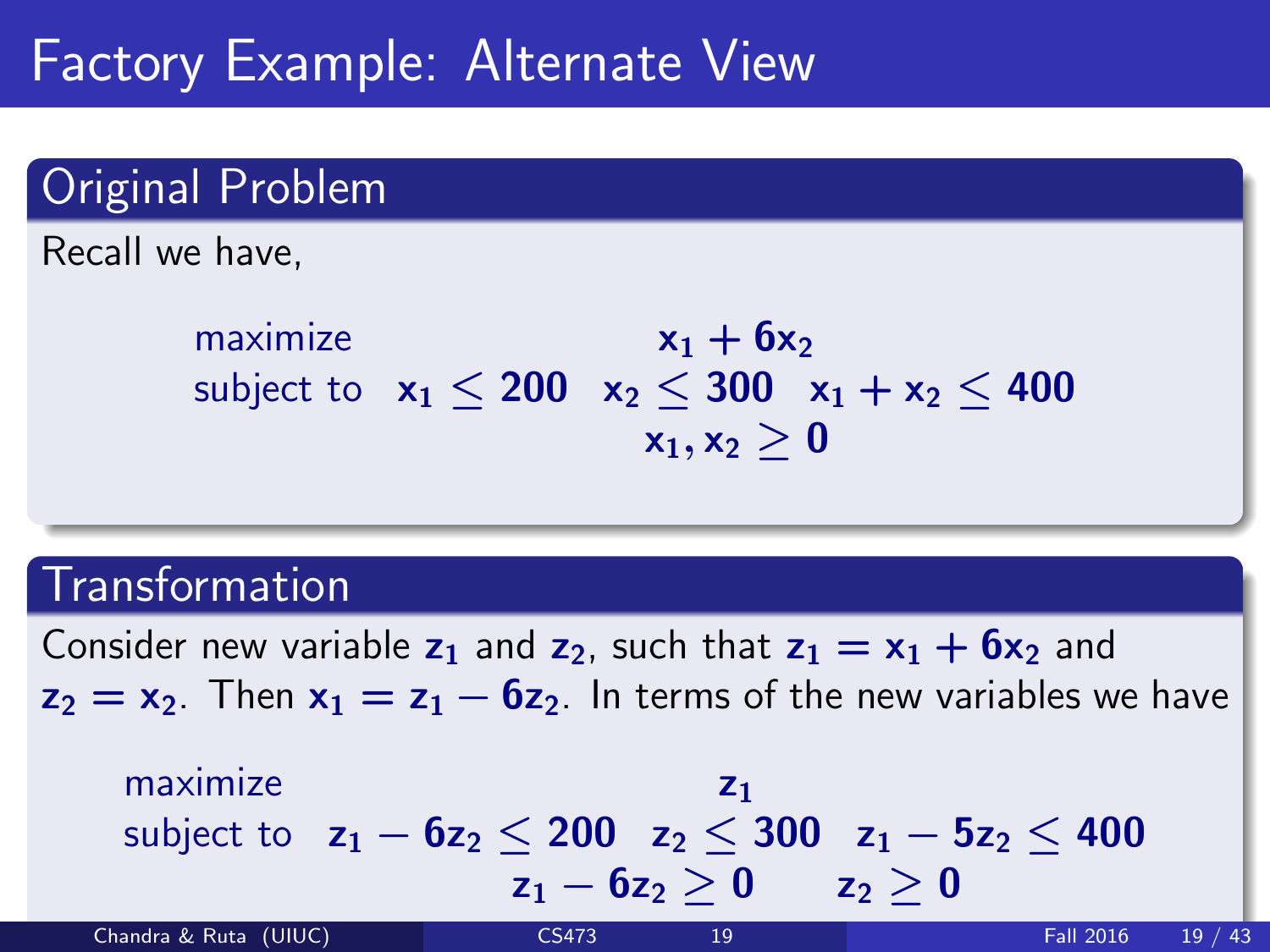# Factory Example: Alternate View

## Original Problem

Recall we have,

$$
\begin{array}{ll}
\text{maximize} & x_1 + 6x_2 \\
\text{subject to} & x_1 \leq 200 \quad x_2 \leq 300 \quad x_1 + x_2 \leq 400 \\
& x_1, x_2 \geq 0
\end{array}
$$

## Transformation

Consider new variable $z_1$ and $z_2$, such that $z_1 = x_1 + 6x_2$ and $z_2 = x_2$. Then $x_1 = z_1 - 6z_2$. In terms of the new variables we have

$$
\begin{array}{ll}
\text{maximize} & z_1 \\
\text{subject to} & z_1 - 6z_2 \leq 200 \quad z_2 \leq 300 \quad z_1 - 5z_2 \leq 400 \\
& z_1 - 6z_2 \geq 0 \qquad z_2 \geq 0
\end{array}
$$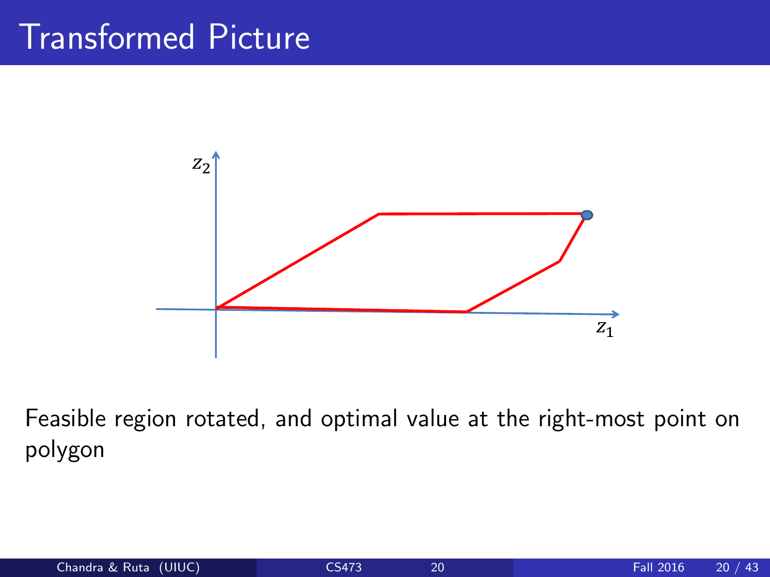# Transformed Picture

Feasible region rotated, and optimal value at the right-most point on polygon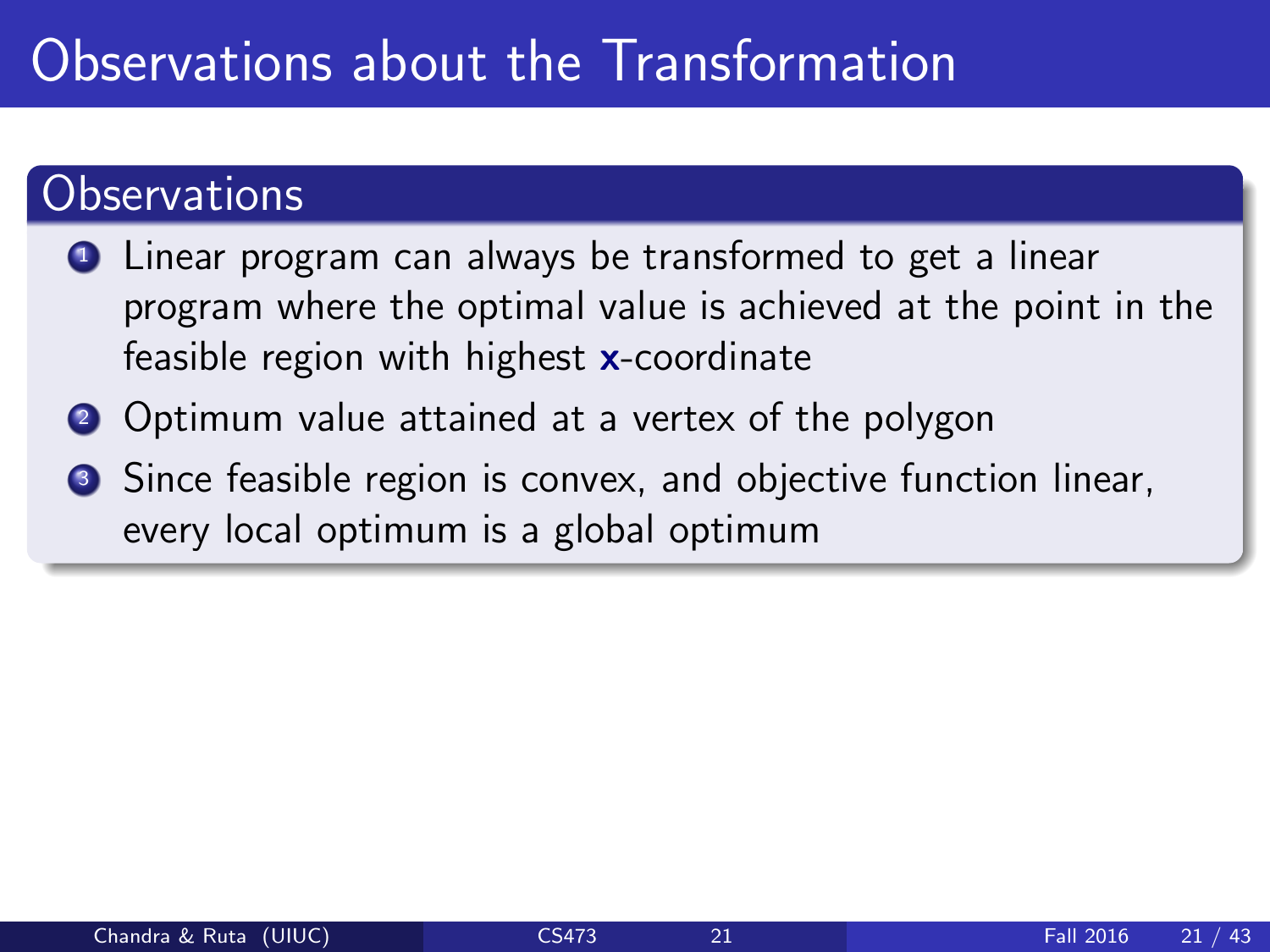# Observations about the Transformation

## Observations

1. Linear program can always be transformed to get a linear program where the optimal value is achieved at the point in the feasible region with highest **x**-coordinate
2. Optimum value attained at a vertex of the polygon
3. Since feasible region is convex, and objective function linear, every local optimum is a global optimum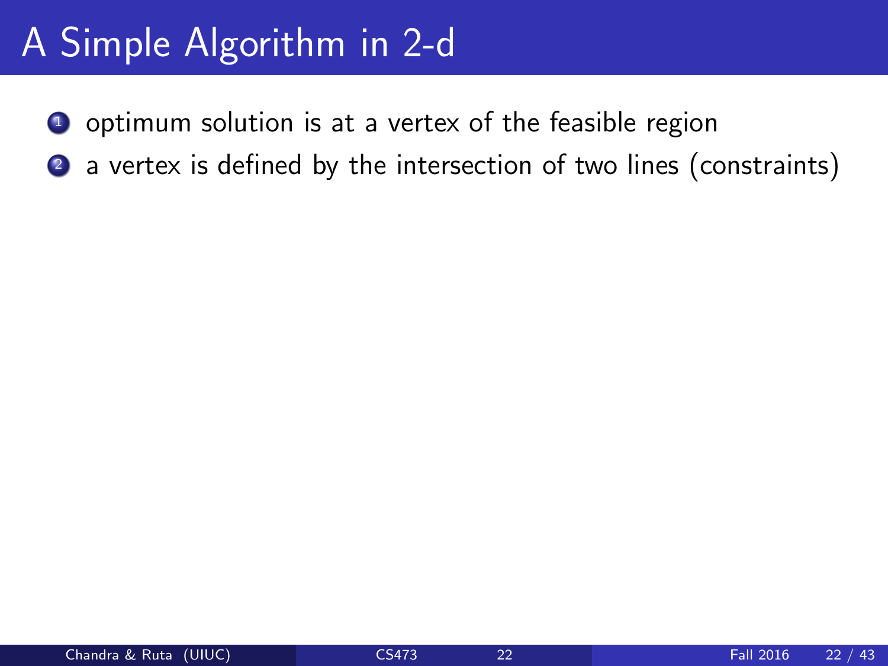# A Simple Algorithm in 2-d

1. optimum solution is at a vertex of the feasible region
2. a vertex is defined by the intersection of two lines (constraints)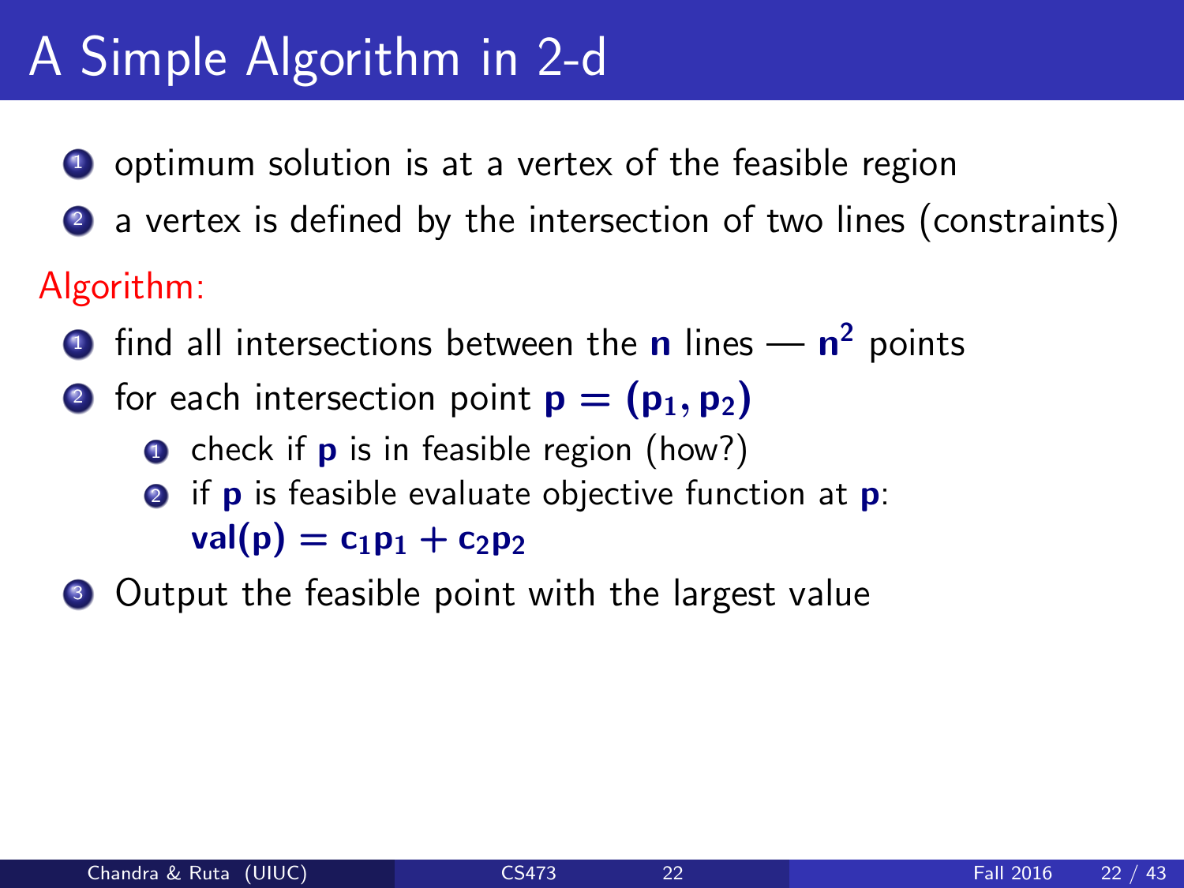# A Simple Algorithm in 2-d

1. optimum solution is at a vertex of the feasible region
2. a vertex is defined by the intersection of two lines (constraints)

Algorithm:

1. find all intersections between the $\mathbf{n}$ lines — $\mathbf{n^2}$ points
2. for each intersection point $\mathbf{p} = (\mathbf{p}_1, \mathbf{p}_2)$
    1. check if $\mathbf{p}$ is in feasible region (how?)
    2. if $\mathbf{p}$ is feasible evaluate objective function at $\mathbf{p}$: $\mathbf{val}(\mathbf{p}) = \mathbf{c}_1\mathbf{p}_1 + \mathbf{c}_2\mathbf{p}_2$
3. Output the feasible point with the largest value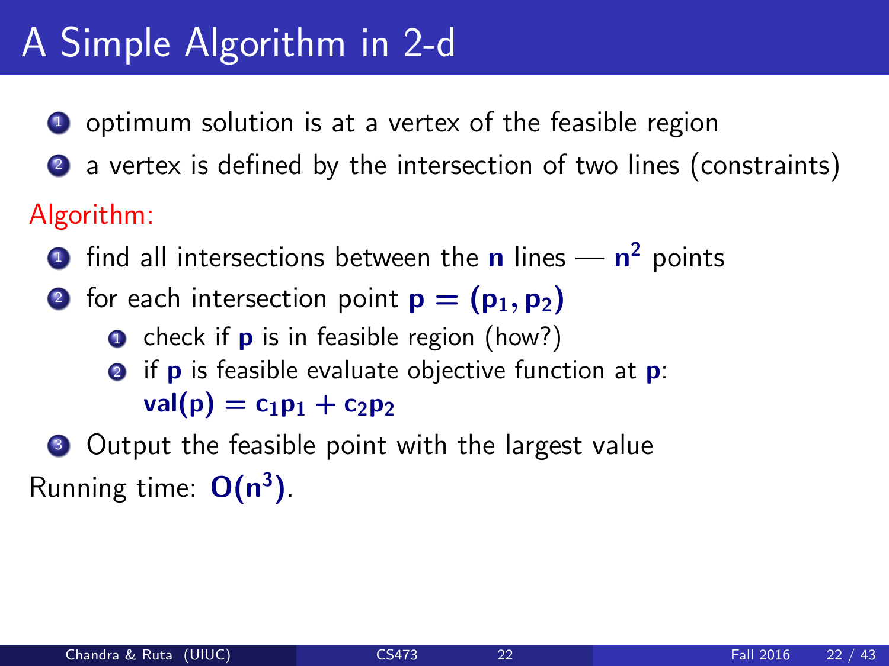# A Simple Algorithm in 2-d

1. optimum solution is at a vertex of the feasible region
2. a vertex is defined by the intersection of two lines (constraints)

Algorithm:

1. find all intersections between the $\mathbf{n}$ lines — $\mathbf{n^2}$ points
2. for each intersection point $\mathbf{p = (p_1, p_2)}$
    1. check if $\mathbf{p}$ is in feasible region (how?)
    2. if $\mathbf{p}$ is feasible evaluate objective function at $\mathbf{p}$: $\mathbf{val(p) = c_1 p_1 + c_2 p_2}$
3. Output the feasible point with the largest value

Running time: $\mathbf{O(n^3)}$.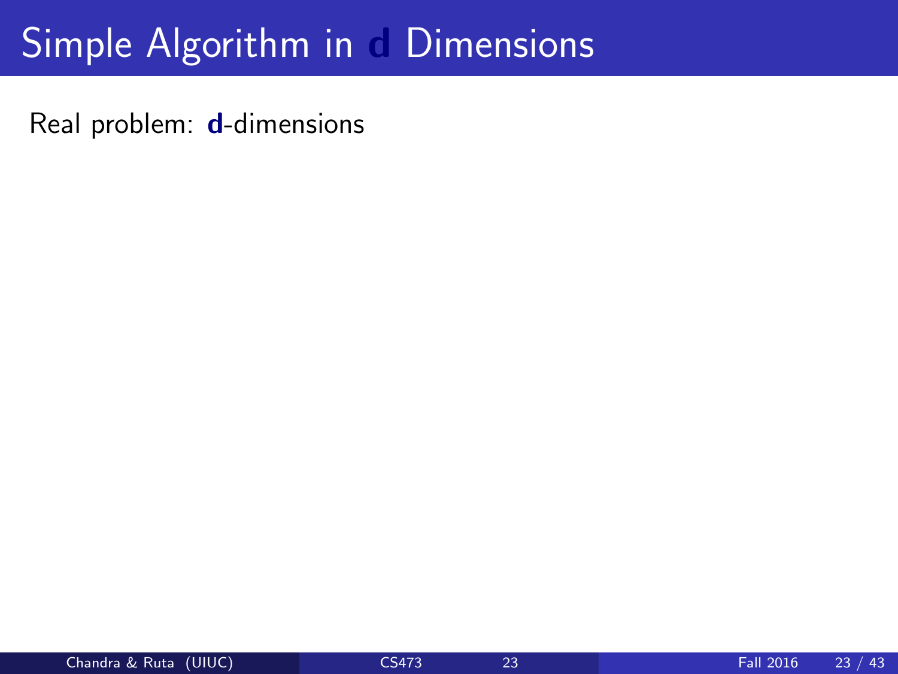# Simple Algorithm in **d** Dimensions

Real problem: **d**-dimensions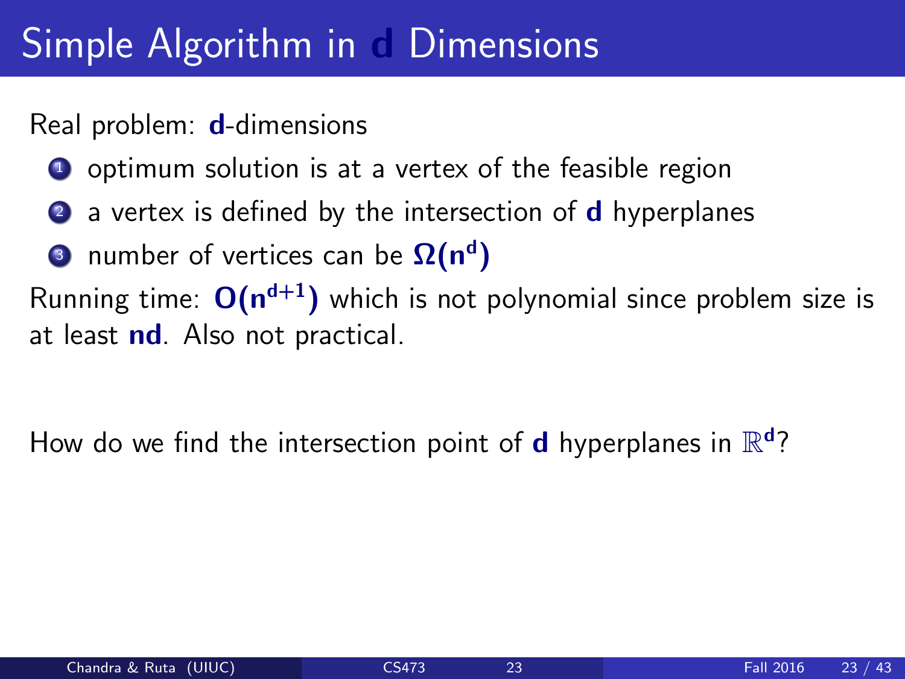# Simple Algorithm in $\mathbf{d}$ Dimensions

Real problem: $\mathbf{d}$-dimensions

1. optimum solution is at a vertex of the feasible region
2. a vertex is defined by the intersection of $\mathbf{d}$ hyperplanes
3. number of vertices can be $\Omega(n^d)$

Running time: $O(n^{d+1})$ which is not polynomial since problem size is at least $\mathbf{nd}$. Also not practical.

How do we find the intersection point of $\mathbf{d}$ hyperplanes in $\mathbb{R}^d$?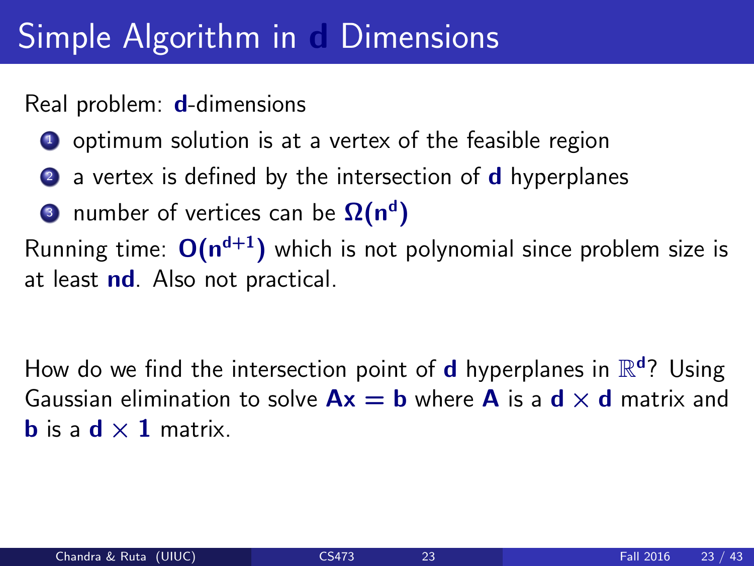# Simple Algorithm in d Dimensions

Real problem: **d**-dimensions

1. optimum solution is at a vertex of the feasible region
2. a vertex is defined by the intersection of **d** hyperplanes
3. number of vertices can be $\Omega(n^d)$

Running time: $O(n^{d+1})$ which is not polynomial since problem size is at least **nd**. Also not practical.

How do we find the intersection point of **d** hyperplanes in $\mathbb{R}^d$? Using Gaussian elimination to solve $Ax = b$ where $A$ is a $d \times d$ matrix and $b$ is a $d \times 1$ matrix.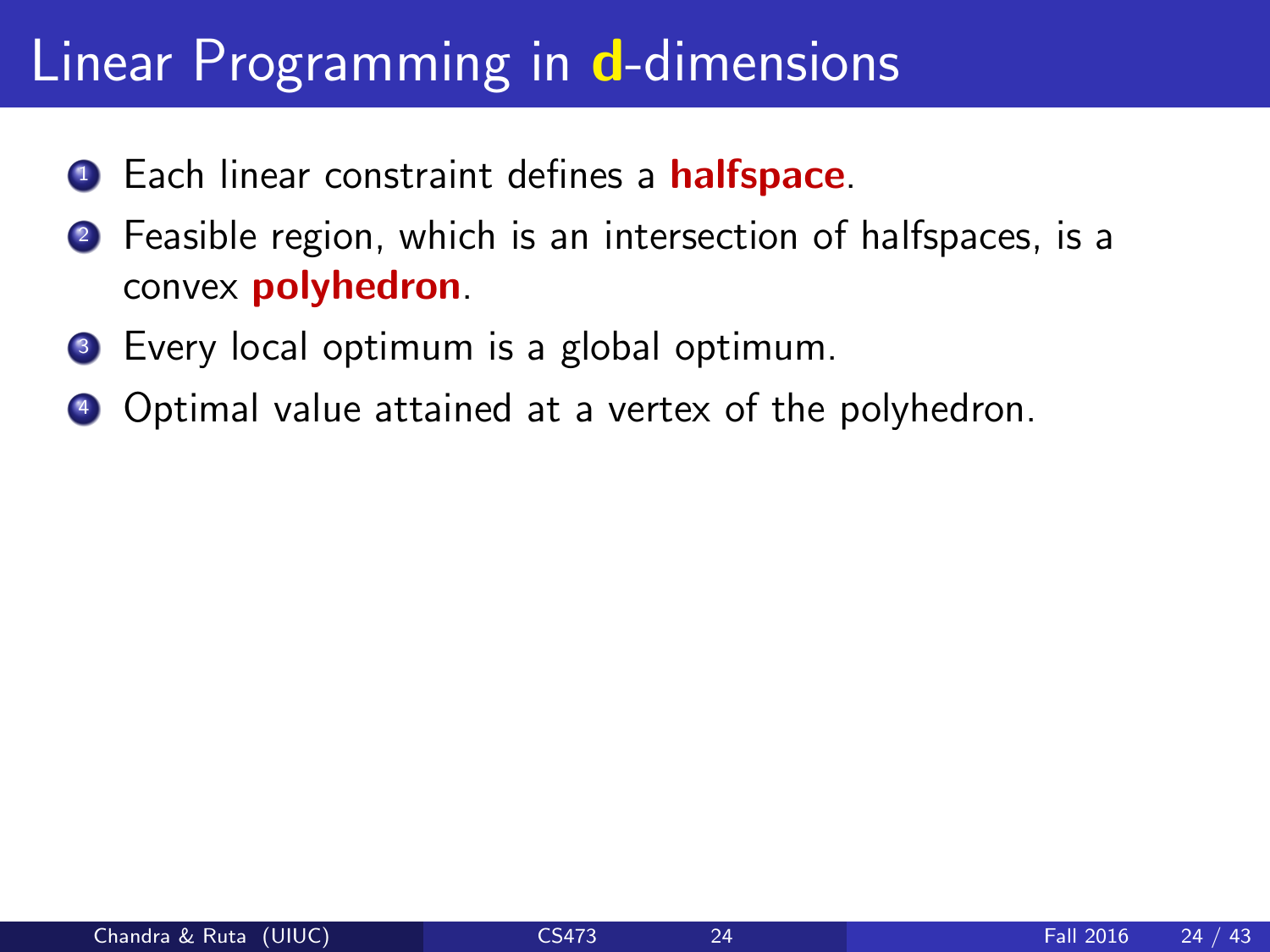# Linear Programming in **d**-dimensions

1. Each linear constraint defines a **halfspace**.
2. Feasible region, which is an intersection of halfspaces, is a convex **polyhedron**.
3. Every local optimum is a global optimum.
4. Optimal value attained at a vertex of the polyhedron.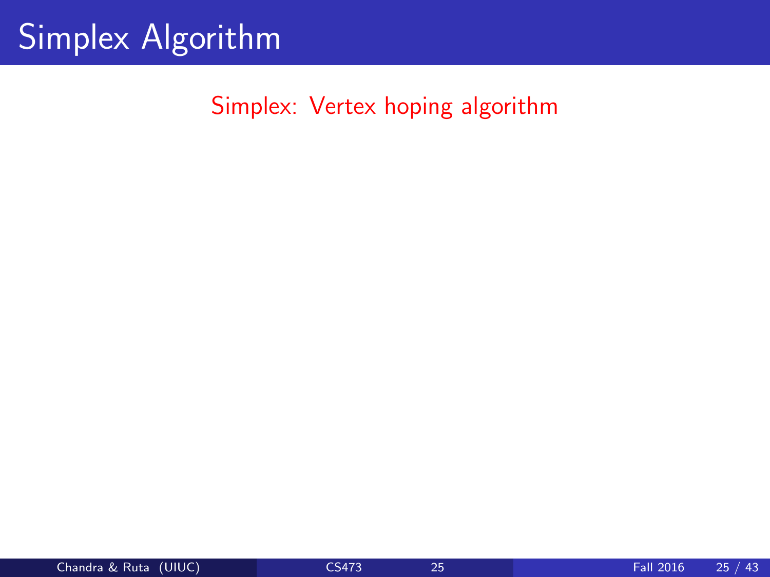# Simplex Algorithm

Simplex: Vertex hoping algorithm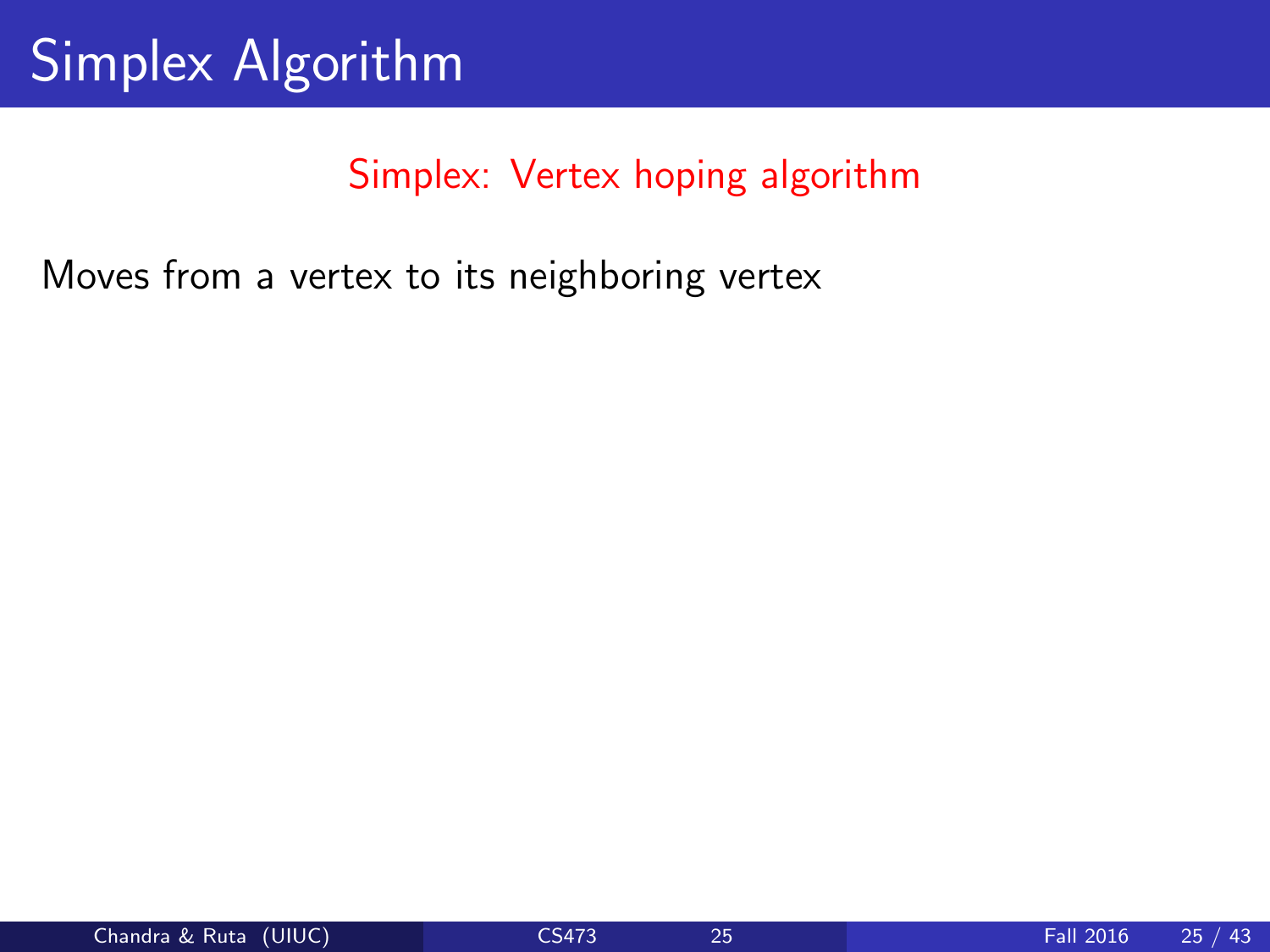# Simplex Algorithm

Simplex: Vertex hoping algorithm

Moves from a vertex to its neighboring vertex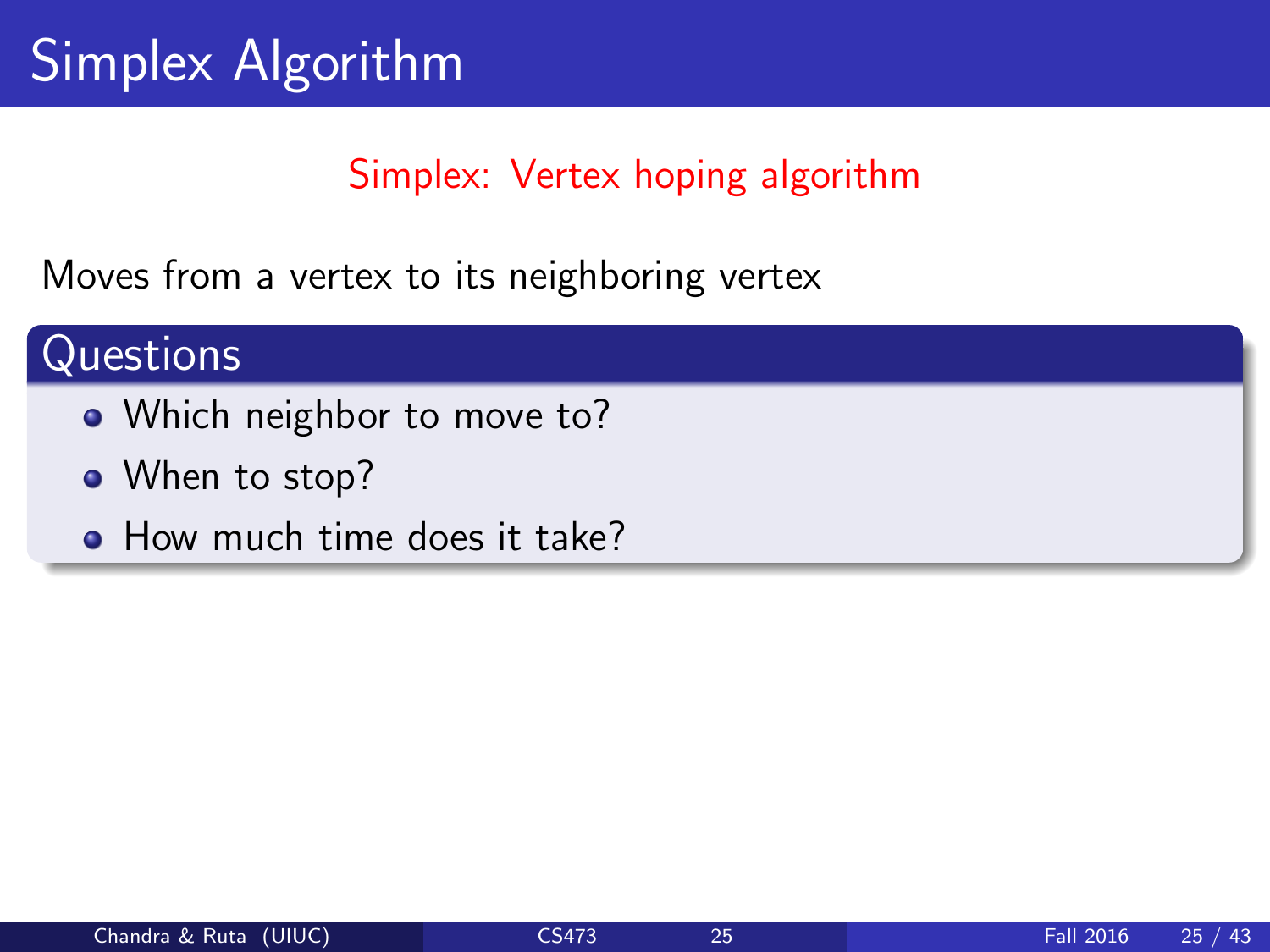# Simplex Algorithm

Simplex: Vertex hoping algorithm

Moves from a vertex to its neighboring vertex

## Questions

- Which neighbor to move to?
- When to stop?
- How much time does it take?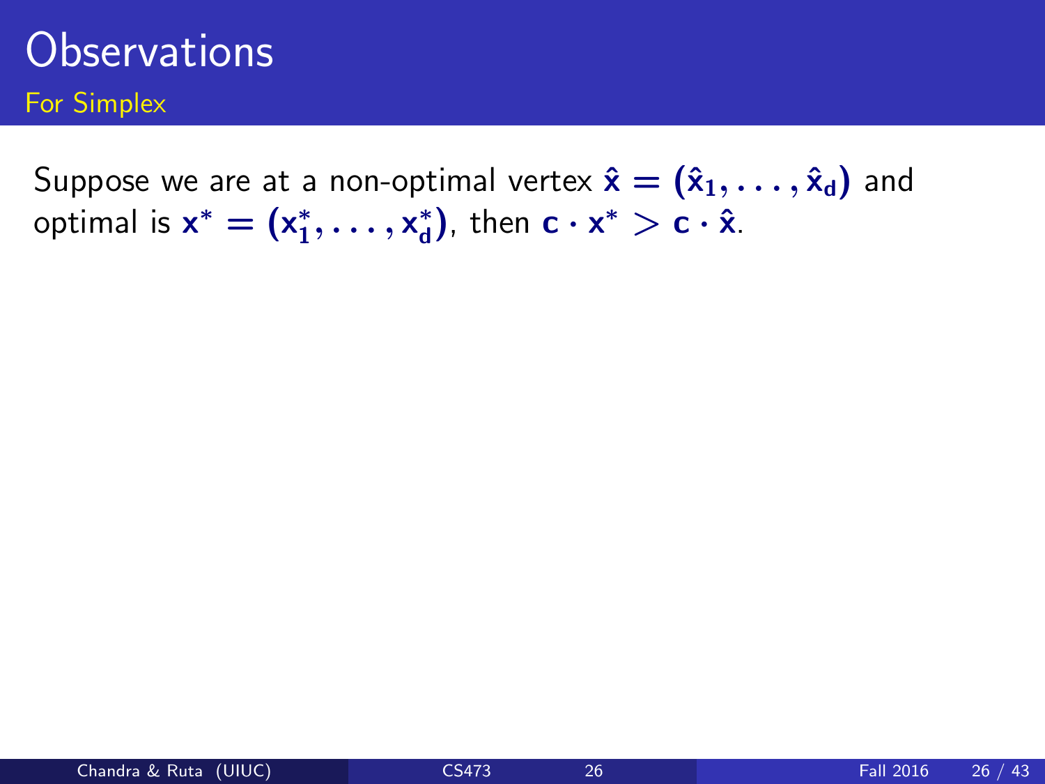# Observations

## For Simplex

Suppose we are at a non-optimal vertex $\hat{\mathbf{x}} = (\hat{\mathbf{x}}_1, \ldots, \hat{\mathbf{x}}_d)$ and optimal is $\mathbf{x}^* = (\mathbf{x}_1^*, \ldots, \mathbf{x}_d^*)$, then $\mathbf{c} \cdot \mathbf{x}^* > \mathbf{c} \cdot \hat{\mathbf{x}}$.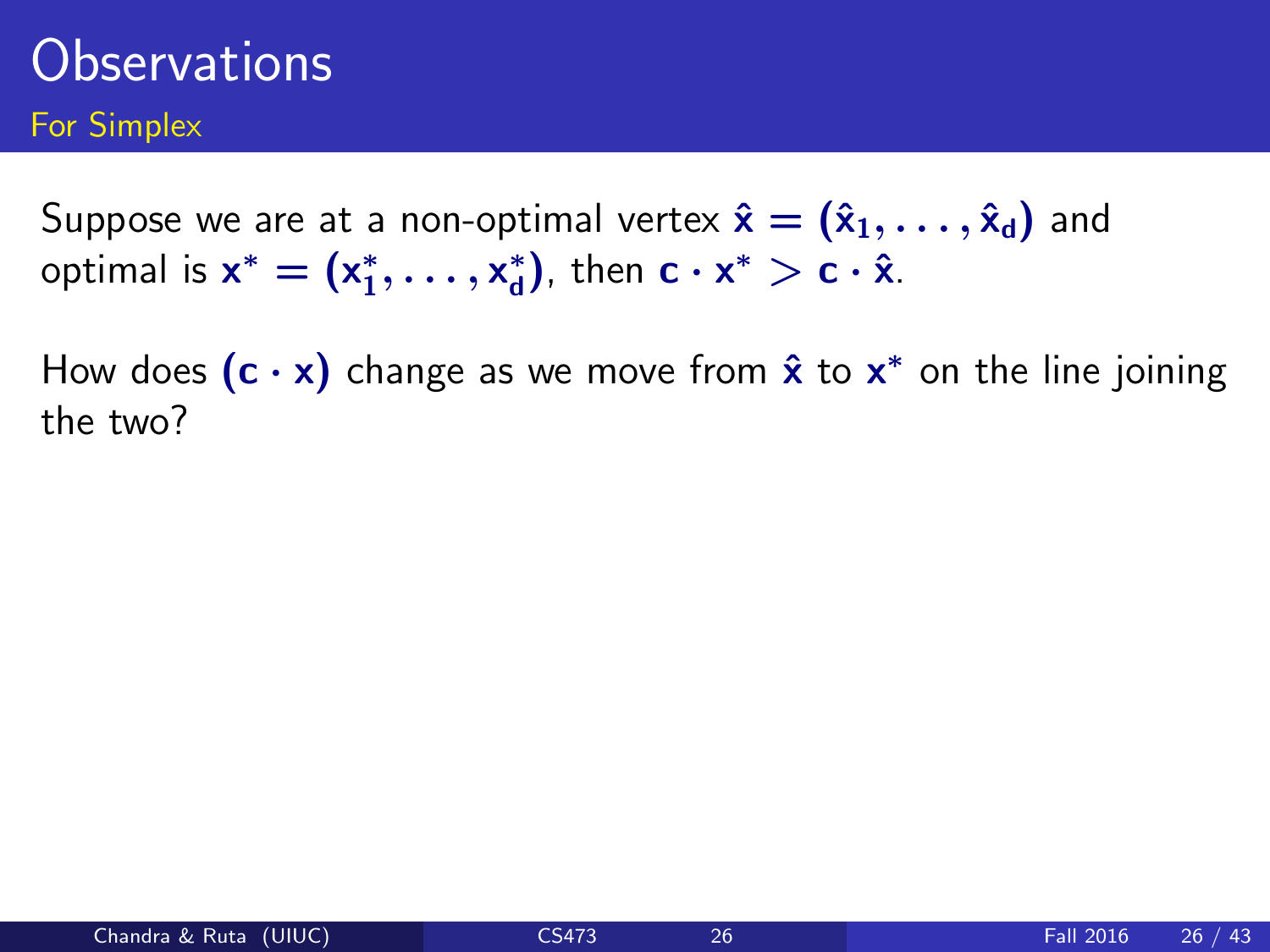# Observations

## For Simplex

Suppose we are at a non-optimal vertex $\hat{x} = (\hat{x}_1, \ldots, \hat{x}_d)$ and optimal is $x^* = (x_1^*, \ldots, x_d^*)$, then $c \cdot x^* > c \cdot \hat{x}$.

How does $(c \cdot x)$ change as we move from $\hat{x}$ to $x^*$ on the line joining the two?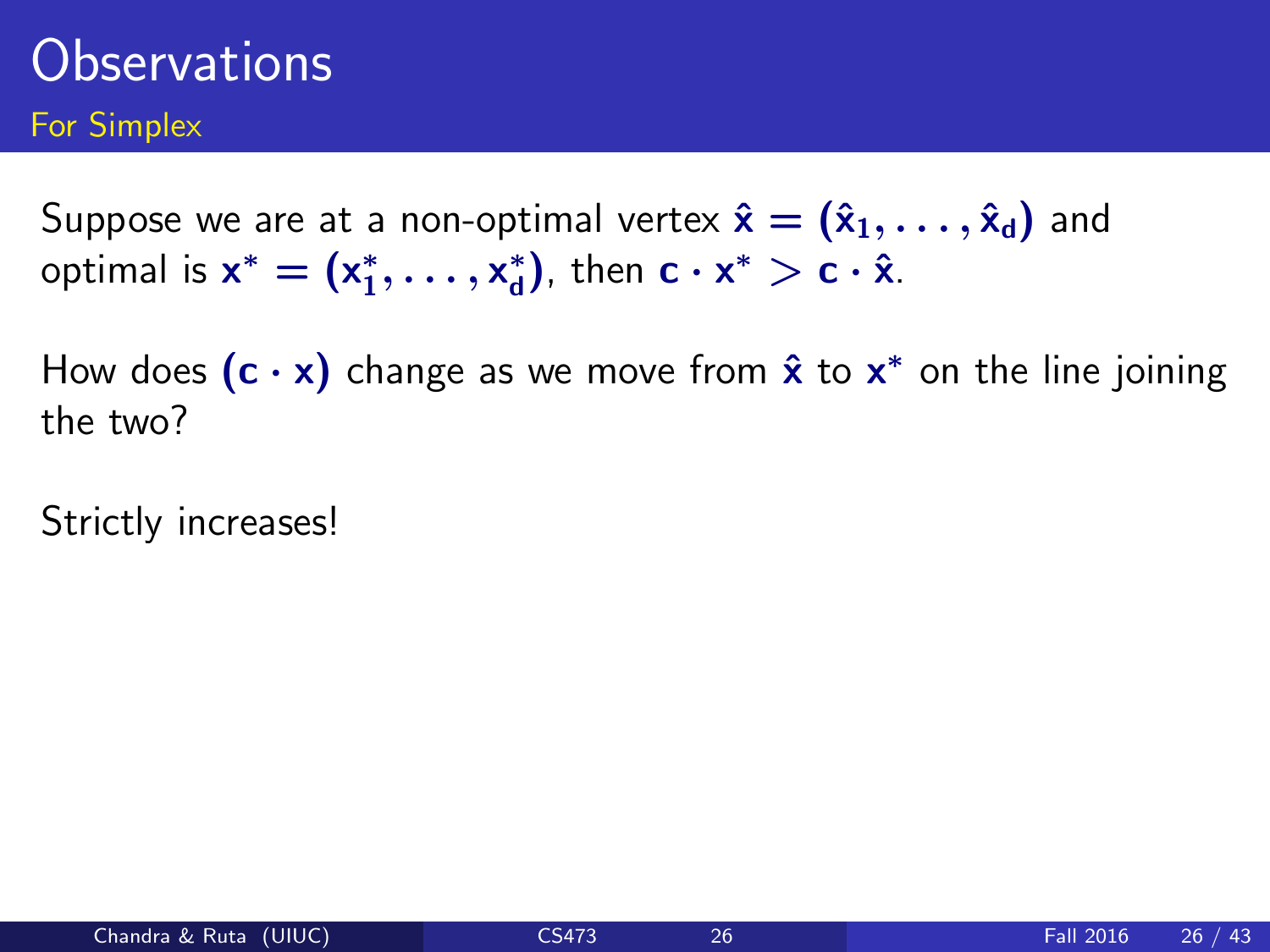# Observations

## For Simplex

Suppose we are at a non-optimal vertex $\hat{\mathbf{x}} = (\hat{\mathbf{x}}_1, \ldots, \hat{\mathbf{x}}_d)$ and optimal is $\mathbf{x}^* = (\mathbf{x}_1^*, \ldots, \mathbf{x}_d^*)$, then $\mathbf{c} \cdot \mathbf{x}^* > \mathbf{c} \cdot \hat{\mathbf{x}}$.

How does $(\mathbf{c} \cdot \mathbf{x})$ change as we move from $\hat{\mathbf{x}}$ to $\mathbf{x}^*$ on the line joining the two?

Strictly increases!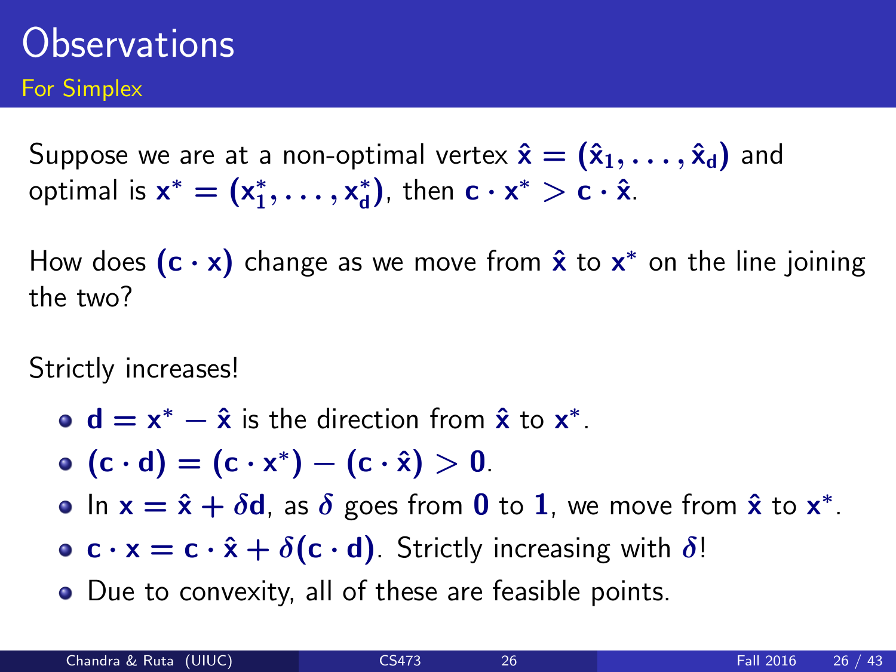# Observations

## For Simplex

Suppose we are at a non-optimal vertex $\hat{\mathbf{x}} = (\hat{\mathbf{x}}_1, \ldots, \hat{\mathbf{x}}_d)$ and optimal is $\mathbf{x}^* = (\mathbf{x}_1^*, \ldots, \mathbf{x}_d^*)$, then $\mathbf{c} \cdot \mathbf{x}^* > \mathbf{c} \cdot \hat{\mathbf{x}}$.

How does $(\mathbf{c} \cdot \mathbf{x})$ change as we move from $\hat{\mathbf{x}}$ to $\mathbf{x}^*$ on the line joining the two?

Strictly increases!

- $\mathbf{d} = \mathbf{x}^* - \hat{\mathbf{x}}$ is the direction from $\hat{\mathbf{x}}$ to $\mathbf{x}^*$.
- $(\mathbf{c} \cdot \mathbf{d}) = (\mathbf{c} \cdot \mathbf{x}^*) - (\mathbf{c} \cdot \hat{\mathbf{x}}) > 0$.
- In $\mathbf{x} = \hat{\mathbf{x}} + \delta \mathbf{d}$, as $\delta$ goes from $0$ to $1$, we move from $\hat{\mathbf{x}}$ to $\mathbf{x}^*$.
- $\mathbf{c} \cdot \mathbf{x} = \mathbf{c} \cdot \hat{\mathbf{x}} + \delta(\mathbf{c} \cdot \mathbf{d})$. Strictly increasing with $\delta$!
- Due to convexity, all of these are feasible points.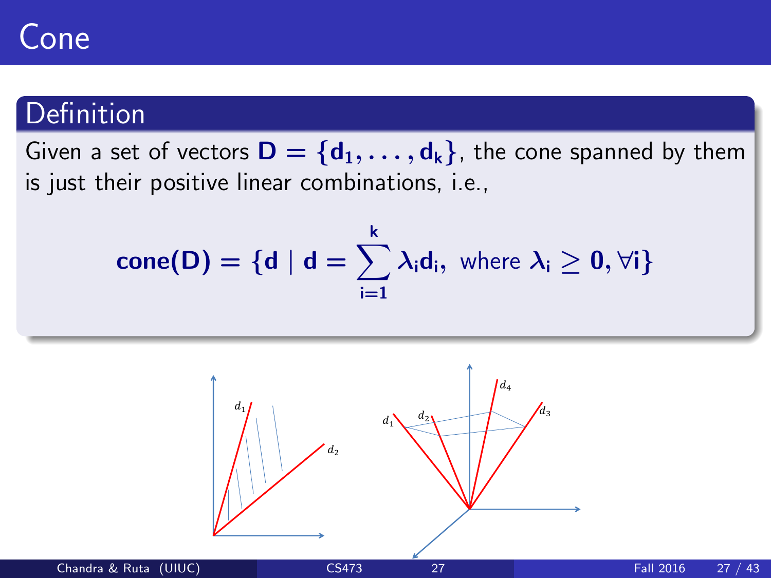# Cone

## Definition

Given a set of vectors $\mathbf{D} = \{\mathbf{d_1}, \ldots, \mathbf{d_k}\}$, the cone spanned by them is just their positive linear combinations, i.e.,

$$\mathbf{cone(D)} = \{\mathbf{d} \mid \mathbf{d} = \sum_{i=1}^{k} \lambda_i \mathbf{d_i}, \text{ where } \lambda_i \geq 0, \forall i\}$$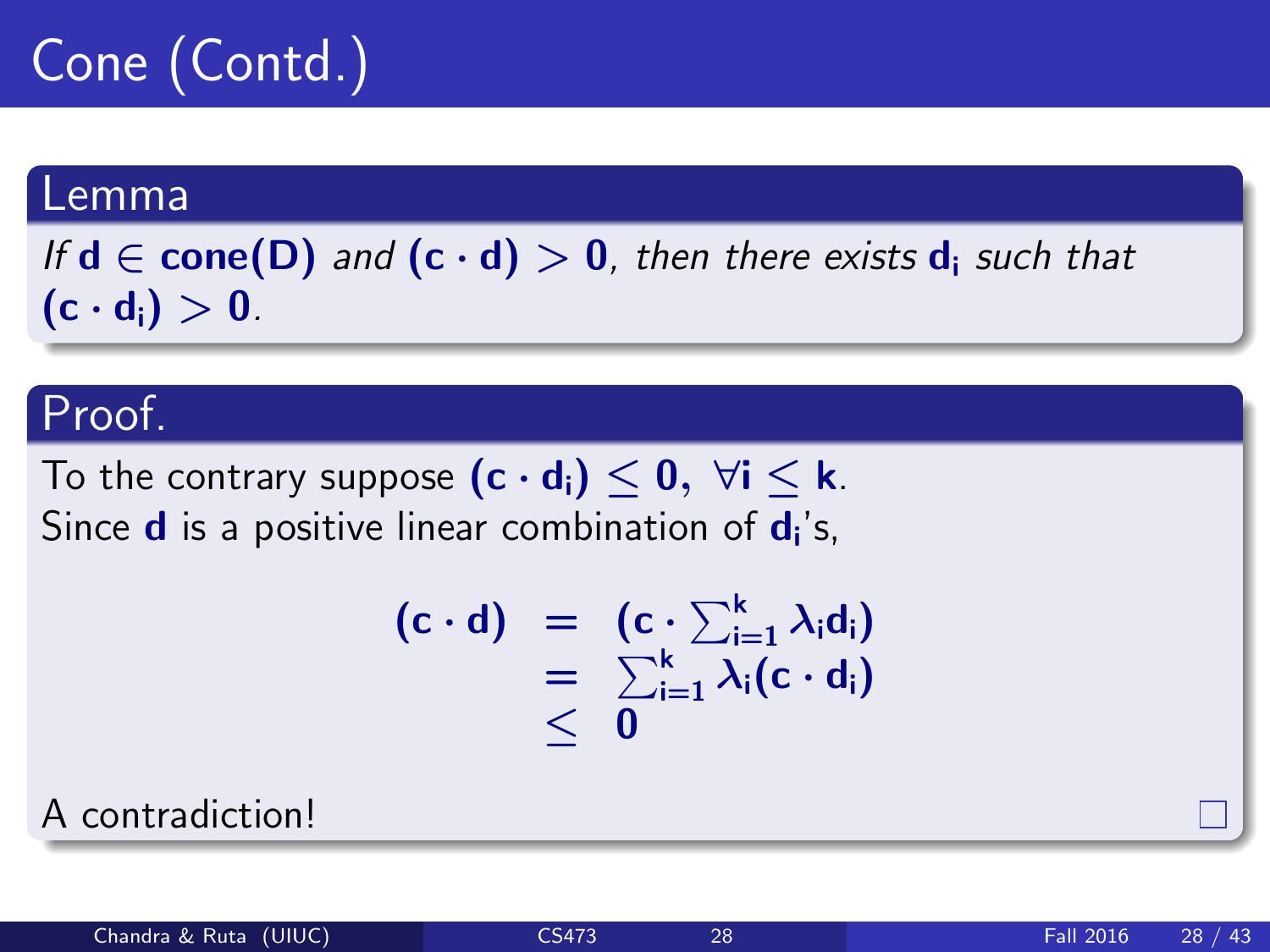# Cone (Contd.)

## Lemma

*If* $\mathbf{d} \in \mathbf{cone(D)}$ *and* $(\mathbf{c} \cdot \mathbf{d}) > \mathbf{0}$*, then there exists* $\mathbf{d_i}$ *such that* $(\mathbf{c} \cdot \mathbf{d_i}) > \mathbf{0}$.

## Proof.

To the contrary suppose $(\mathbf{c} \cdot \mathbf{d_i}) \leq \mathbf{0}, \ \forall \mathbf{i} \leq \mathbf{k}$.
Since $\mathbf{d}$ is a positive linear combination of $\mathbf{d_i}$'s,

$$
\begin{aligned}
(\mathbf{c} \cdot \mathbf{d}) &= (\mathbf{c} \cdot \textstyle\sum_{i=1}^{k} \lambda_i \mathbf{d_i}) \\
&= \textstyle\sum_{i=1}^{k} \lambda_i (\mathbf{c} \cdot \mathbf{d_i}) \\
&\leq \mathbf{0}
\end{aligned}
$$

A contradiction! □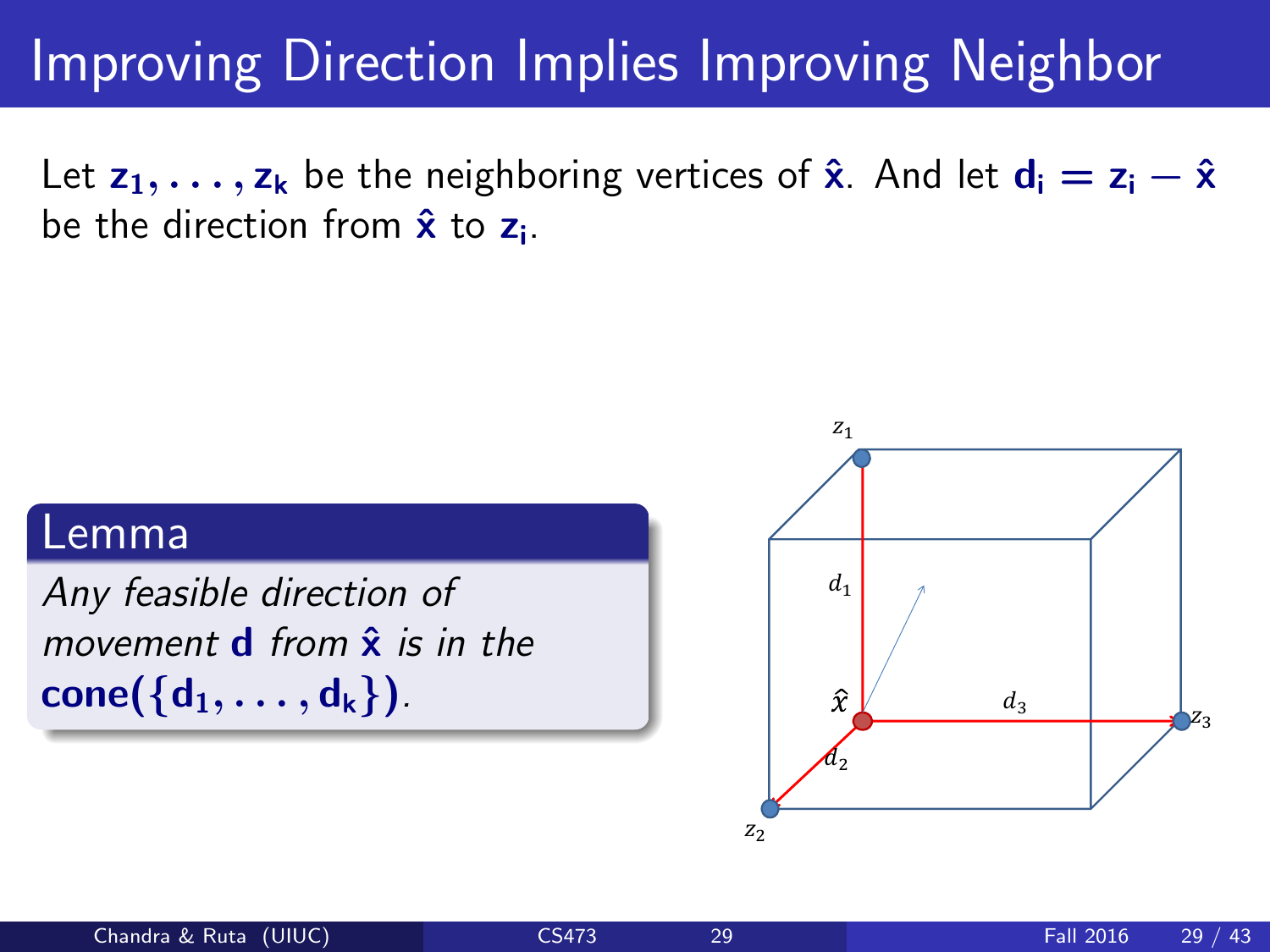# Improving Direction Implies Improving Neighbor

Let $\mathbf{z_1}, \ldots, \mathbf{z_k}$ be the neighboring vertices of $\hat{\mathbf{x}}$. And let $\mathbf{d_i} = \mathbf{z_i} - \hat{\mathbf{x}}$ be the direction from $\hat{\mathbf{x}}$ to $\mathbf{z_i}$.

**Lemma**

*Any feasible direction of movement* $\mathbf{d}$ *from* $\hat{\mathbf{x}}$ *is in the* $\mathbf{cone}(\{\mathbf{d_1}, \ldots, \mathbf{d_k}\})$.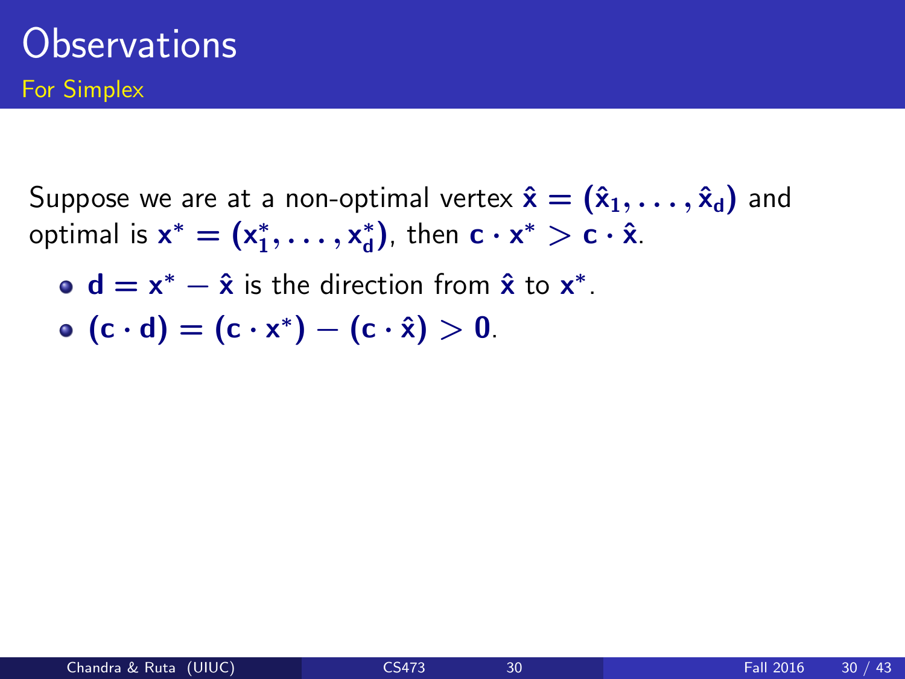# Observations

## For Simplex

Suppose we are at a non-optimal vertex $\hat{\mathbf{x}} = (\hat{\mathbf{x}}_1, \ldots, \hat{\mathbf{x}}_d)$ and optimal is $\mathbf{x}^* = (\mathbf{x}_1^*, \ldots, \mathbf{x}_d^*)$, then $\mathbf{c} \cdot \mathbf{x}^* > \mathbf{c} \cdot \hat{\mathbf{x}}$.

- $\mathbf{d} = \mathbf{x}^* - \hat{\mathbf{x}}$ is the direction from $\hat{\mathbf{x}}$ to $\mathbf{x}^*$.
- $(\mathbf{c} \cdot \mathbf{d}) = (\mathbf{c} \cdot \mathbf{x}^*) - (\mathbf{c} \cdot \hat{\mathbf{x}}) > 0$.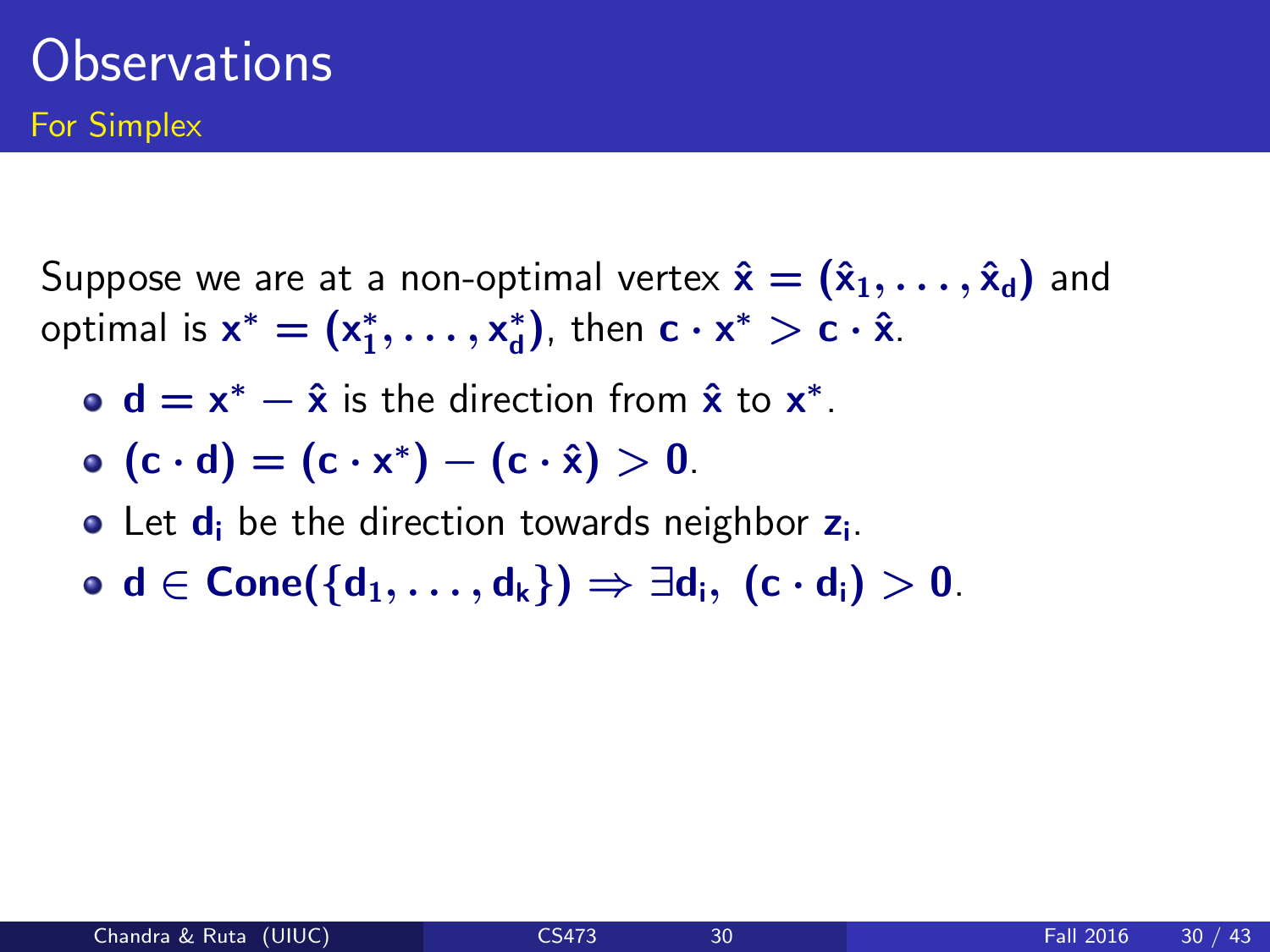# Observations

## For Simplex

Suppose we are at a non-optimal vertex $\hat{\mathbf{x}} = (\hat{\mathbf{x}}_1, \ldots, \hat{\mathbf{x}}_d)$ and optimal is $\mathbf{x}^* = (\mathbf{x}_1^*, \ldots, \mathbf{x}_d^*)$, then $\mathbf{c} \cdot \mathbf{x}^* > \mathbf{c} \cdot \hat{\mathbf{x}}$.

- $\mathbf{d} = \mathbf{x}^* - \hat{\mathbf{x}}$ is the direction from $\hat{\mathbf{x}}$ to $\mathbf{x}^*$.
- $(\mathbf{c} \cdot \mathbf{d}) = (\mathbf{c} \cdot \mathbf{x}^*) - (\mathbf{c} \cdot \hat{\mathbf{x}}) > 0$.
- Let $\mathbf{d}_i$ be the direction towards neighbor $\mathbf{z}_i$.
- $\mathbf{d} \in \mathbf{Cone}(\{\mathbf{d}_1, \ldots, \mathbf{d}_k\}) \Rightarrow \exists \mathbf{d}_i,\ (\mathbf{c} \cdot \mathbf{d}_i) > 0$.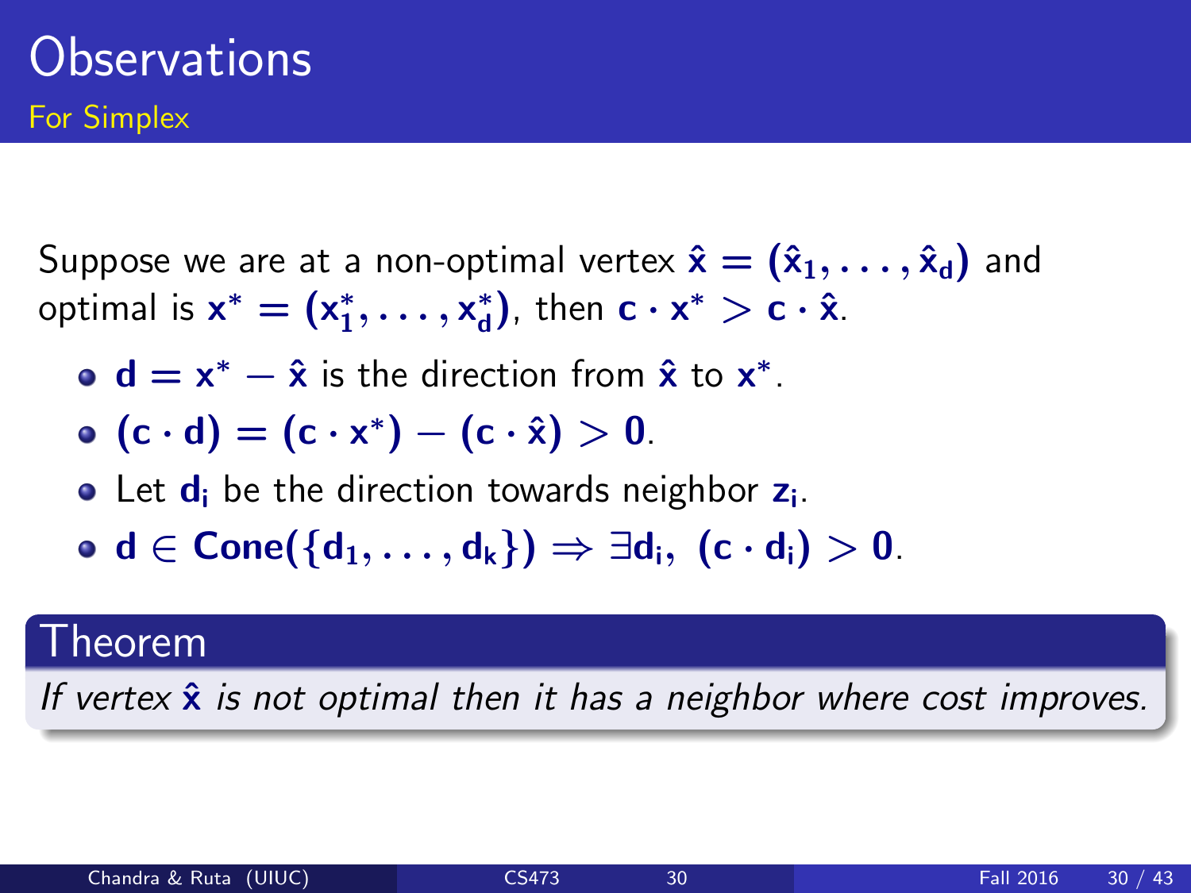# Observations

## For Simplex

Suppose we are at a non-optimal vertex $\hat{\mathbf{x}} = (\hat{\mathbf{x}}_1, \ldots, \hat{\mathbf{x}}_d)$ and optimal is $\mathbf{x}^* = (\mathbf{x}_1^*, \ldots, \mathbf{x}_d^*)$, then $\mathbf{c} \cdot \mathbf{x}^* > \mathbf{c} \cdot \hat{\mathbf{x}}$.

- $\mathbf{d} = \mathbf{x}^* - \hat{\mathbf{x}}$ is the direction from $\hat{\mathbf{x}}$ to $\mathbf{x}^*$.
- $(\mathbf{c} \cdot \mathbf{d}) = (\mathbf{c} \cdot \mathbf{x}^*) - (\mathbf{c} \cdot \hat{\mathbf{x}}) > 0$.
- Let $\mathbf{d}_i$ be the direction towards neighbor $\mathbf{z}_i$.
- $\mathbf{d} \in \mathbf{Cone}(\{\mathbf{d}_1, \ldots, \mathbf{d}_k\}) \Rightarrow \exists \mathbf{d}_i, \ (\mathbf{c} \cdot \mathbf{d}_i) > 0$.

### Theorem

*If vertex $\hat{\mathbf{x}}$ is not optimal then it has a neighbor where cost improves.*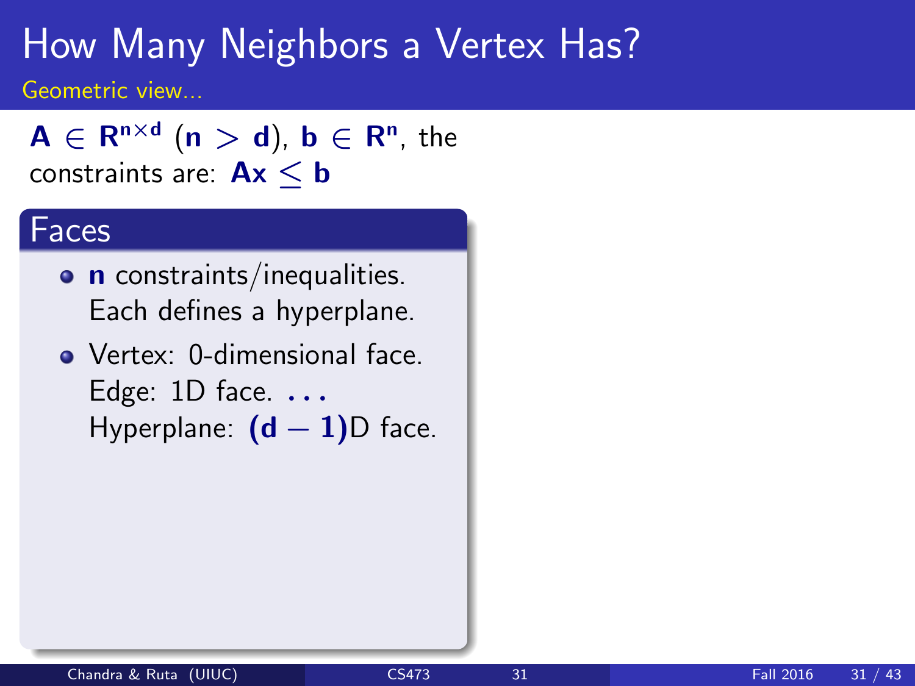# How Many Neighbors a Vertex Has?

Geometric view...

$\mathbf{A} \in \mathbf{R}^{\mathbf{n}\times\mathbf{d}}$ ($\mathbf{n} > \mathbf{d}$), $\mathbf{b} \in \mathbf{R}^{\mathbf{n}}$, the constraints are: $\mathbf{Ax} \leq \mathbf{b}$

## Faces

- $\mathbf{n}$ constraints/inequalities. Each defines a hyperplane.
- Vertex: 0-dimensional face.
  Edge: 1D face. $\ldots$
  Hyperplane: $(\mathbf{d} - \mathbf{1})$D face.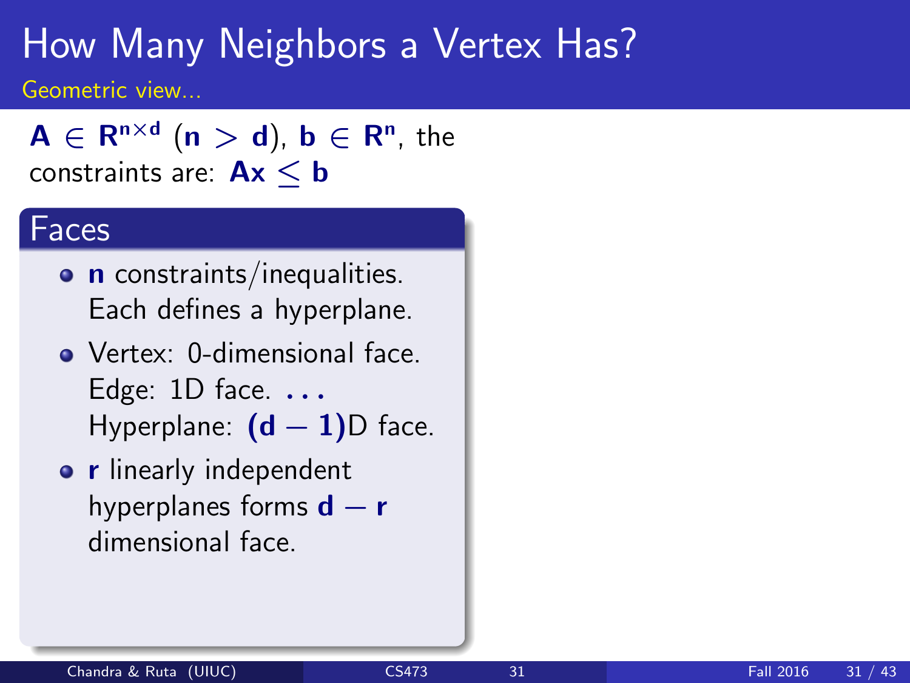# How Many Neighbors a Vertex Has?

Geometric view...

$A \in R^{n \times d}$ ($n > d$), $b \in R^n$, the constraints are: $Ax \leq b$

## Faces

- $n$ constraints/inequalities. Each defines a hyperplane.
- Vertex: 0-dimensional face. Edge: 1D face. $\ldots$ Hyperplane: $(d-1)$D face.
- $r$ linearly independent hyperplanes forms $d-r$ dimensional face.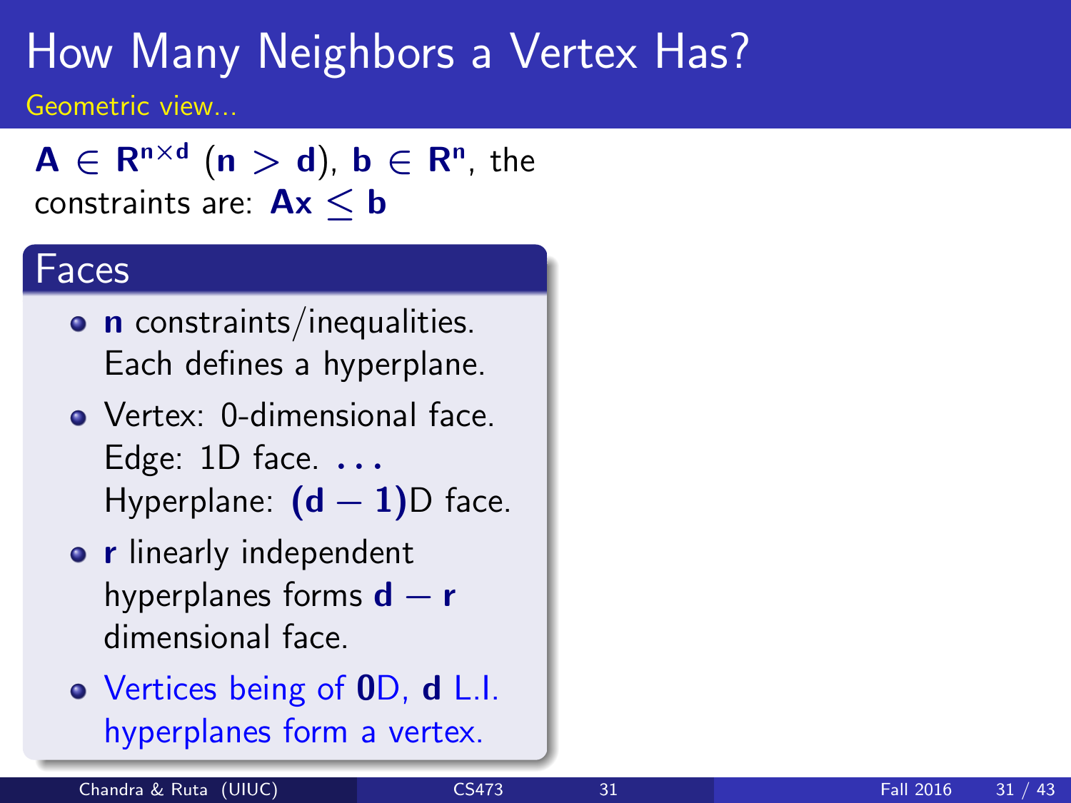# How Many Neighbors a Vertex Has?

Geometric view...

$\mathbf{A} \in \mathbf{R}^{\mathbf{n} \times \mathbf{d}}$ ($\mathbf{n} > \mathbf{d}$), $\mathbf{b} \in \mathbf{R}^{\mathbf{n}}$, the constraints are: $\mathbf{Ax} \leq \mathbf{b}$

## Faces

- $\mathbf{n}$ constraints/inequalities. Each defines a hyperplane.
- Vertex: 0-dimensional face. Edge: 1D face. ... Hyperplane: $(\mathbf{d}-\mathbf{1})$D face.
- $\mathbf{r}$ linearly independent hyperplanes forms $\mathbf{d}-\mathbf{r}$ dimensional face.
- Vertices being of $\mathbf{0}$D, $\mathbf{d}$ L.I. hyperplanes form a vertex.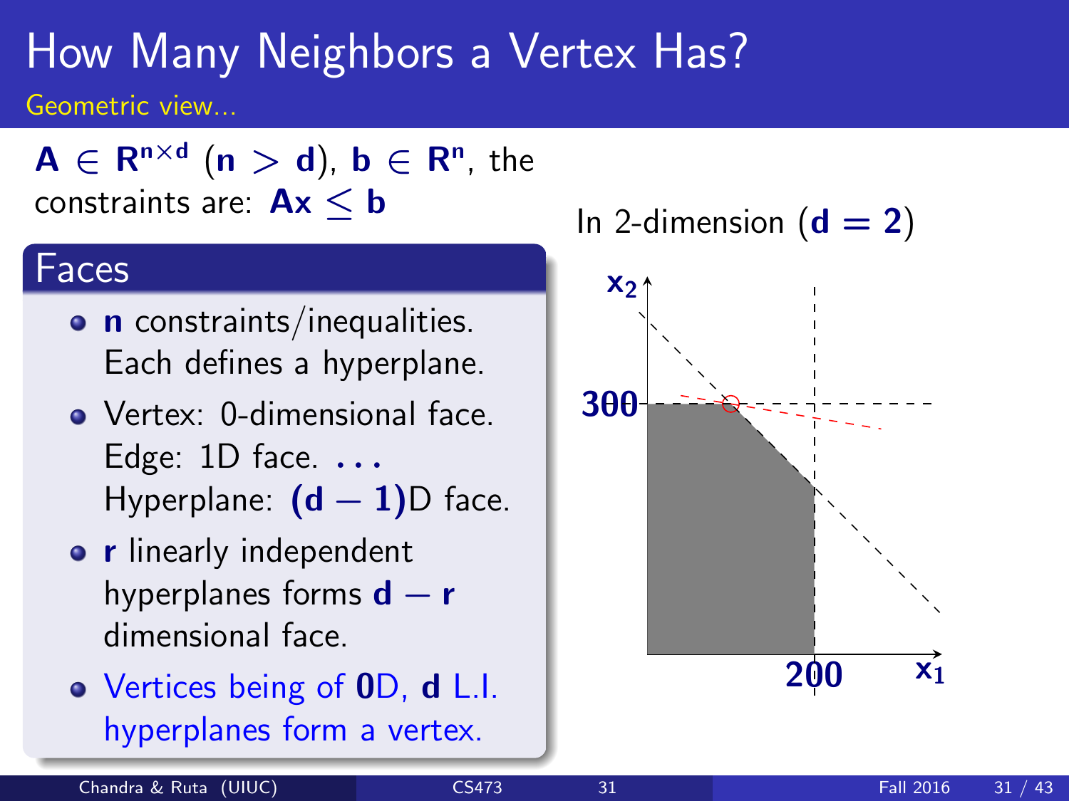# How Many Neighbors a Vertex Has?

Geometric view...

$\mathbf{A} \in \mathbf{R}^{n \times d}$ $(\mathbf{n} > \mathbf{d})$, $\mathbf{b} \in \mathbf{R}^{n}$, the constraints are: $\mathbf{Ax} \leq \mathbf{b}$

## Faces

- $\mathbf{n}$ constraints/inequalities. Each defines a hyperplane.
- Vertex: 0-dimensional face. Edge: 1D face. ... Hyperplane: $(\mathbf{d} - \mathbf{1})$D face.
- $\mathbf{r}$ linearly independent hyperplanes forms $\mathbf{d} - \mathbf{r}$ dimensional face.
- Vertices being of $\mathbf{0}$D, $\mathbf{d}$ L.I. hyperplanes form a vertex.

In 2-dimension $(\mathbf{d} = \mathbf{2})$

$x_2$, $300$, $200$, $x_1$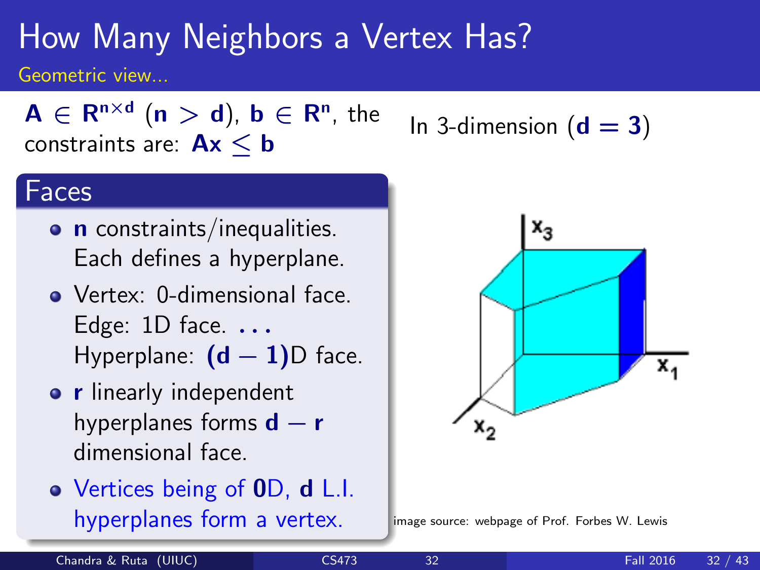# How Many Neighbors a Vertex Has?

Geometric view...

$\mathbf{A} \in \mathbf{R}^{\mathbf{n}\times\mathbf{d}}$ ($\mathbf{n} > \mathbf{d}$), $\mathbf{b} \in \mathbf{R}^{\mathbf{n}}$, the constraints are: $\mathbf{Ax} \leq \mathbf{b}$

In 3-dimension ($\mathbf{d} = \mathbf{3}$)

## Faces

- $\mathbf{n}$ constraints/inequalities. Each defines a hyperplane.
- Vertex: 0-dimensional face. Edge: 1D face. . . . Hyperplane: $(\mathbf{d} - \mathbf{1})$D face.
- $\mathbf{r}$ linearly independent hyperplanes forms $\mathbf{d} - \mathbf{r}$ dimensional face.
- Vertices being of $\mathbf{0}$D, $\mathbf{d}$ L.I. hyperplanes form a vertex.

image source: webpage of Prof. Forbes W. Lewis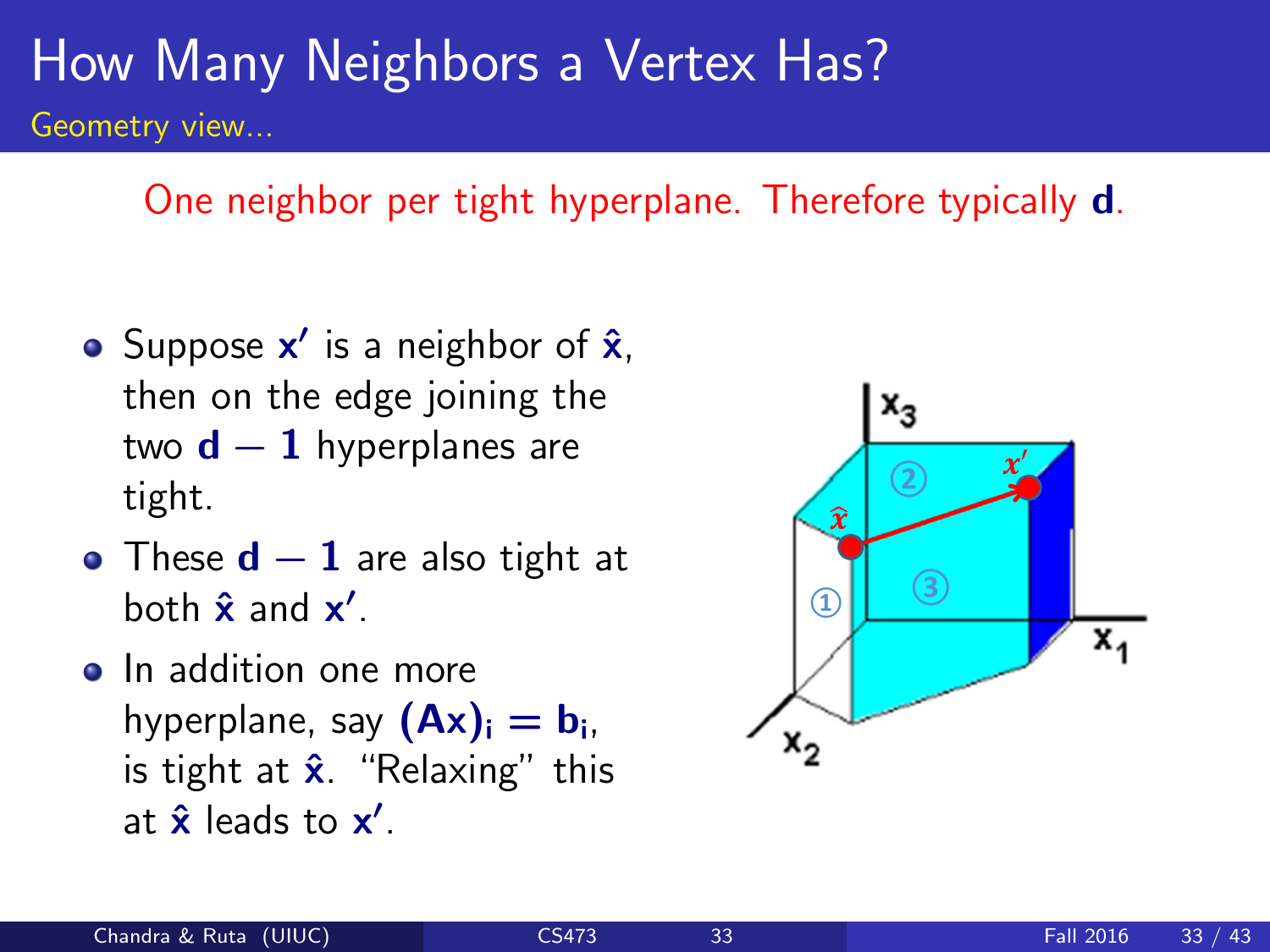# How Many Neighbors a Vertex Has?

## Geometry view...

One neighbor per tight hyperplane. Therefore typically $\mathbf{d}$.

- Suppose $\mathbf{x}'$ is a neighbor of $\hat{\mathbf{x}}$, then on the edge joining the two $\mathbf{d-1}$ hyperplanes are tight.
- These $\mathbf{d-1}$ are also tight at both $\hat{\mathbf{x}}$ and $\mathbf{x}'$.
- In addition one more hyperplane, say $(\mathbf{Ax})_\mathbf{i} = \mathbf{b_i}$, is tight at $\hat{\mathbf{x}}$. "Relaxing" this at $\hat{\mathbf{x}}$ leads to $\mathbf{x}'$.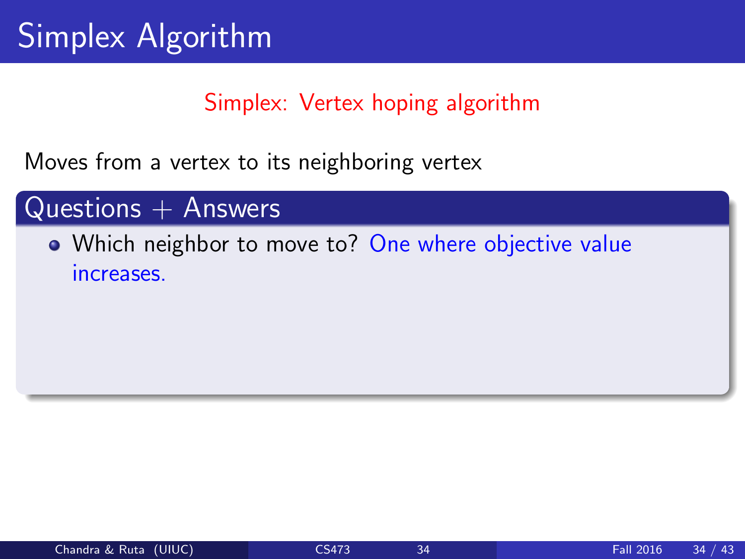# Simplex Algorithm

Simplex: Vertex hoping algorithm

Moves from a vertex to its neighboring vertex

## Questions + Answers

- Which neighbor to move to? One where objective value increases.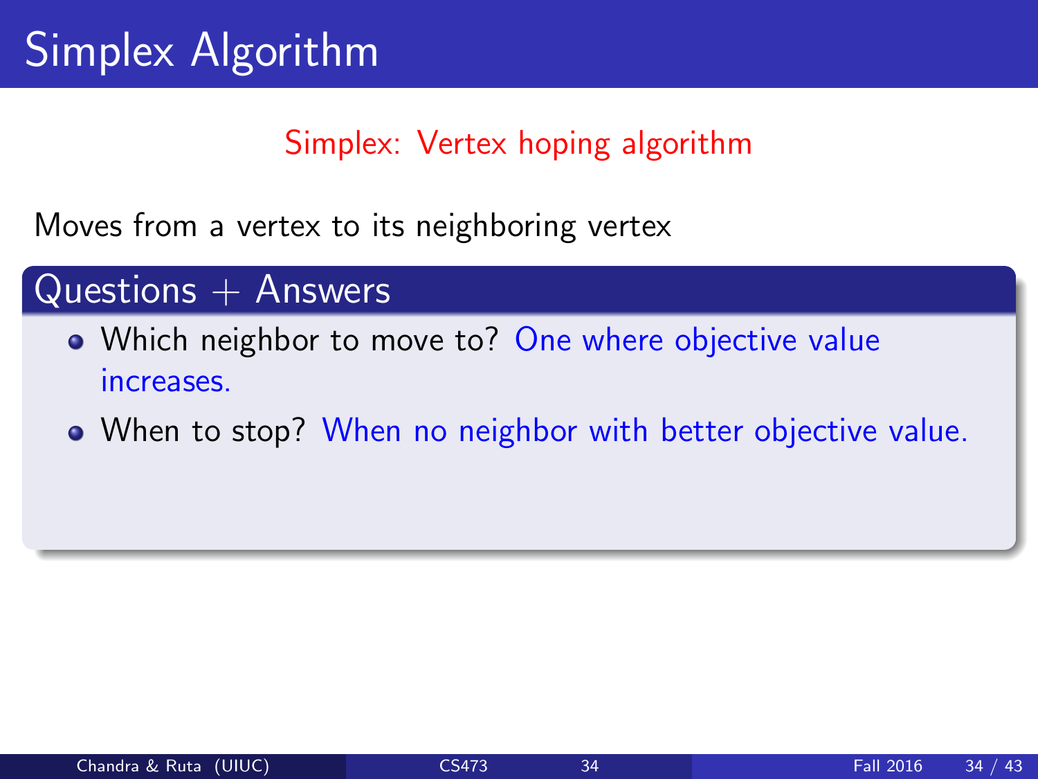# Simplex Algorithm

Simplex: Vertex hoping algorithm

Moves from a vertex to its neighboring vertex

## Questions + Answers

- Which neighbor to move to? One where objective value increases.
- When to stop? When no neighbor with better objective value.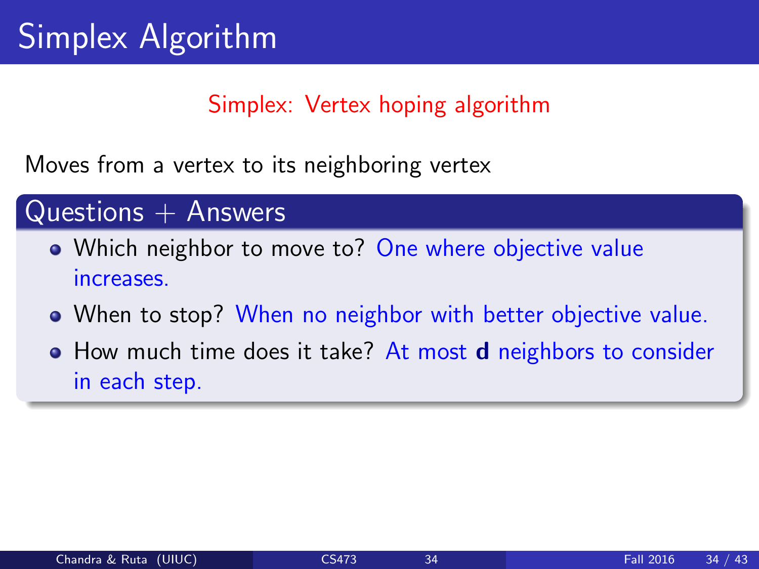# Simplex Algorithm

Simplex: Vertex hoping algorithm

Moves from a vertex to its neighboring vertex

### Questions + Answers

- Which neighbor to move to? One where objective value increases.
- When to stop? When no neighbor with better objective value.
- How much time does it take? At most $\mathbf{d}$ neighbors to consider in each step.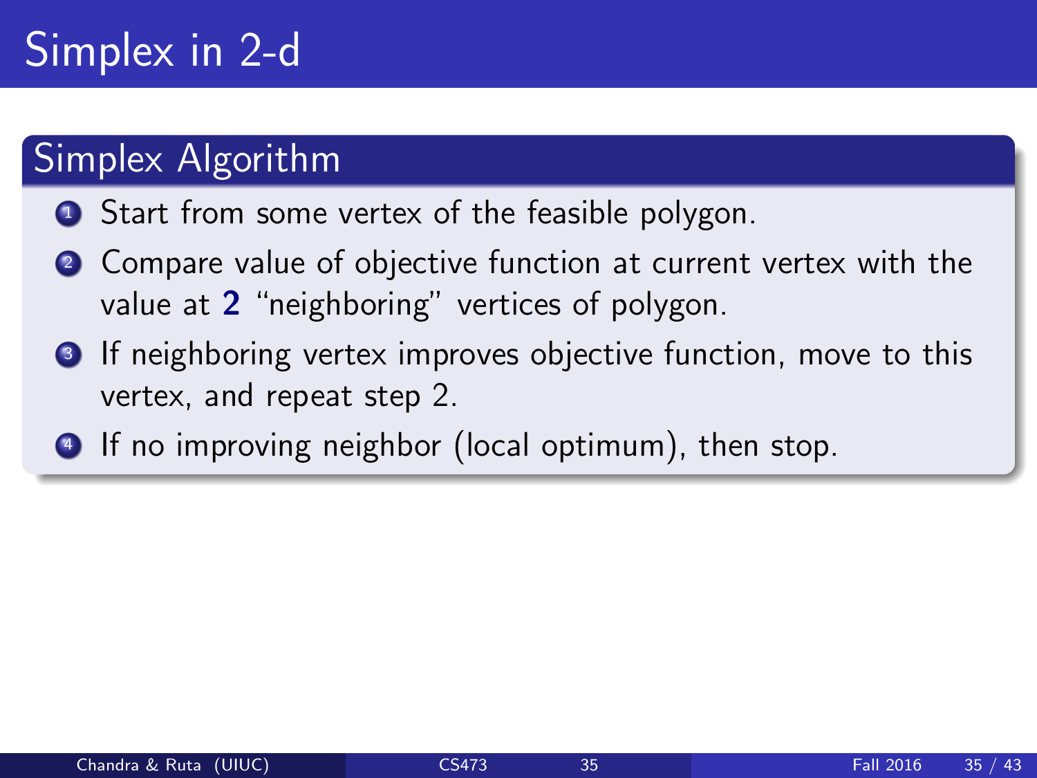# Simplex in 2-d

## Simplex Algorithm

1. Start from some vertex of the feasible polygon.
2. Compare value of objective function at current vertex with the value at **2** "neighboring" vertices of polygon.
3. If neighboring vertex improves objective function, move to this vertex, and repeat step 2.
4. If no improving neighbor (local optimum), then stop.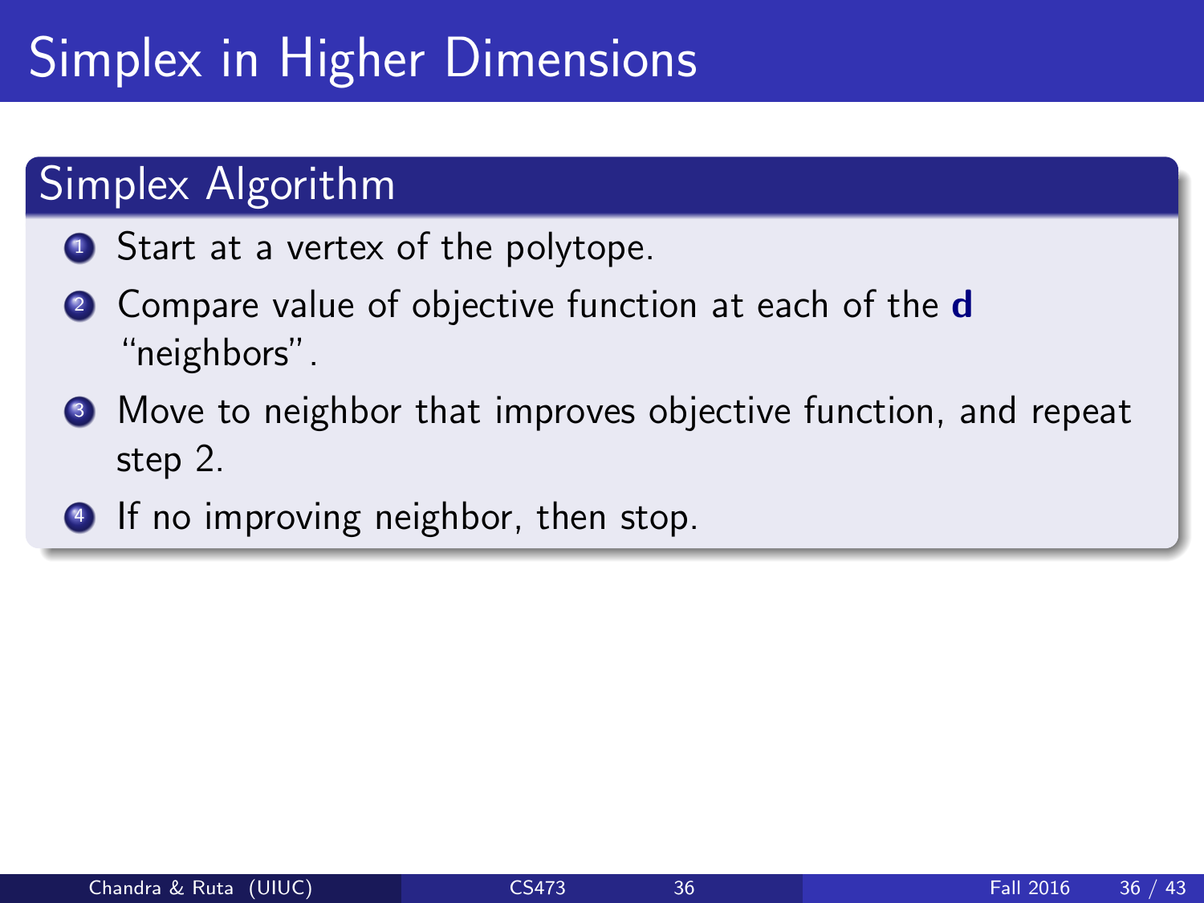# Simplex in Higher Dimensions

## Simplex Algorithm

1. Start at a vertex of the polytope.
2. Compare value of objective function at each of the **d** "neighbors".
3. Move to neighbor that improves objective function, and repeat step 2.
4. If no improving neighbor, then stop.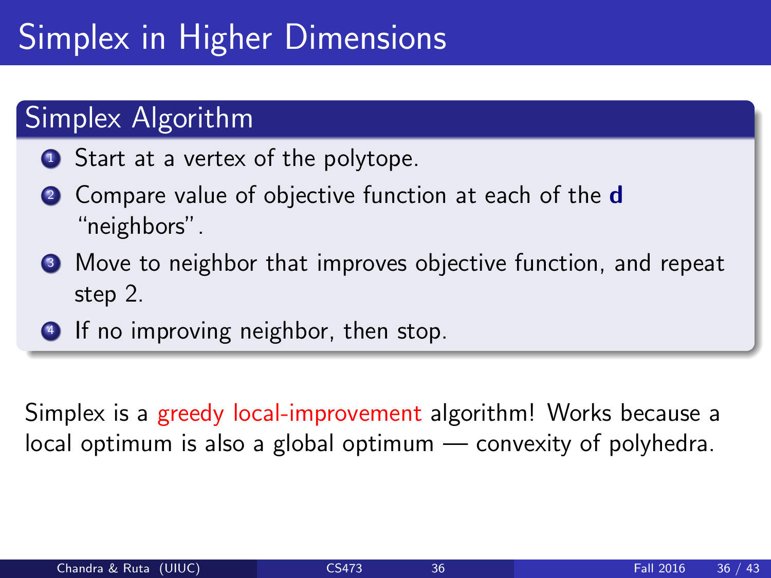# Simplex in Higher Dimensions

## Simplex Algorithm

1. Start at a vertex of the polytope.
2. Compare value of objective function at each of the **d** "neighbors".
3. Move to neighbor that improves objective function, and repeat step 2.
4. If no improving neighbor, then stop.

Simplex is a greedy local-improvement algorithm! Works because a local optimum is also a global optimum — convexity of polyhedra.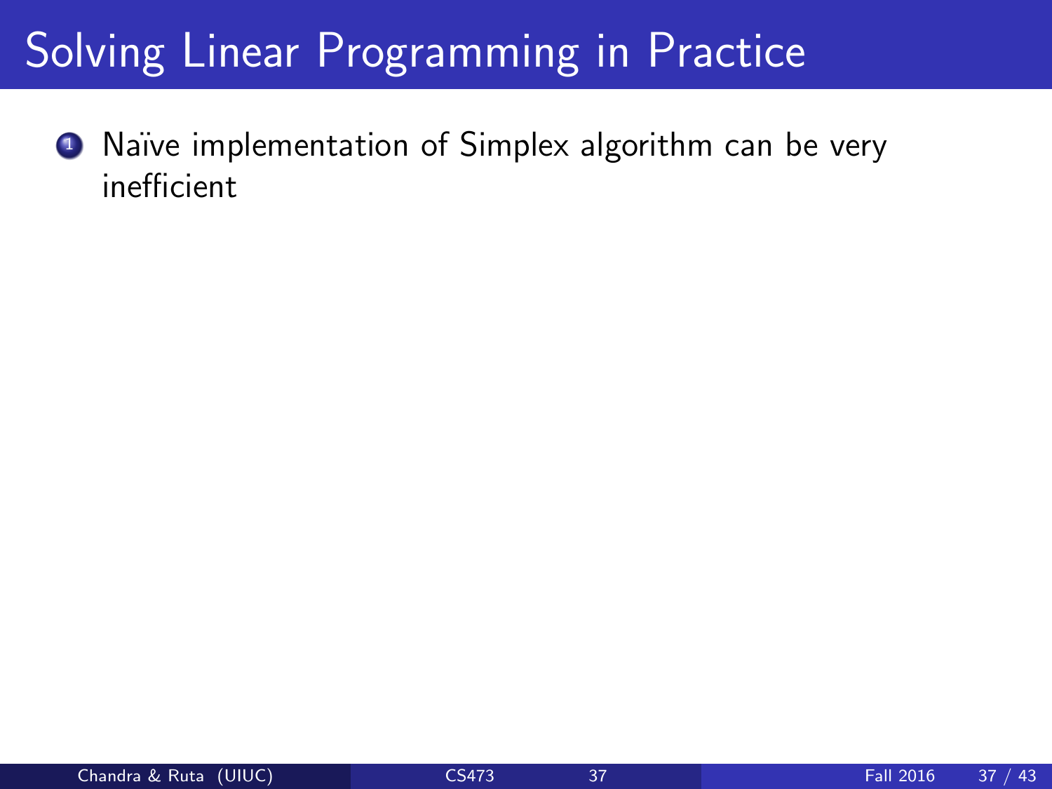# Solving Linear Programming in Practice

1. Naïve implementation of Simplex algorithm can be very inefficient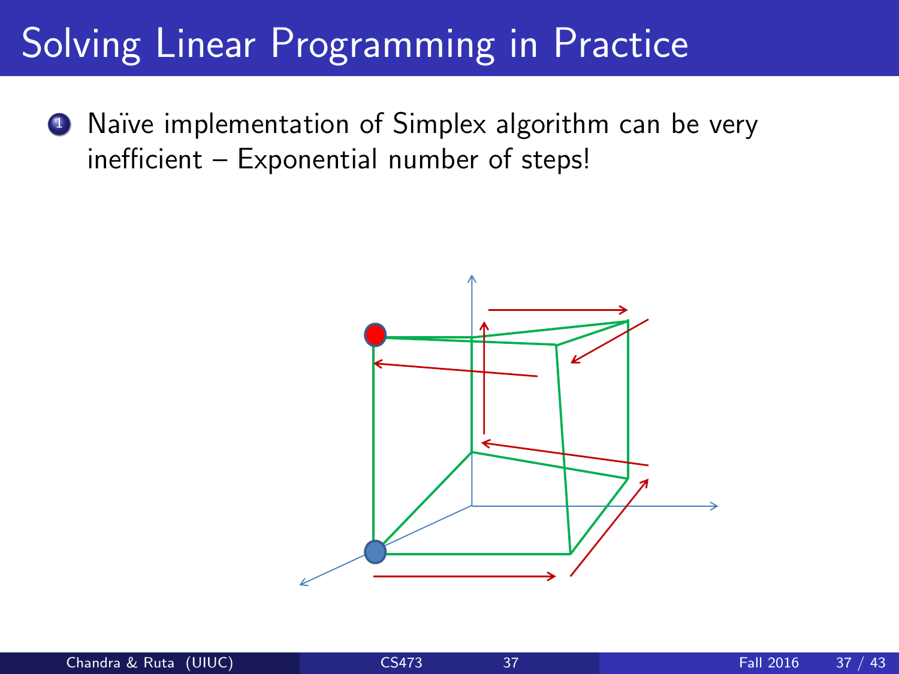# Solving Linear Programming in Practice

1. Naïve implementation of Simplex algorithm can be very inefficient – Exponential number of steps!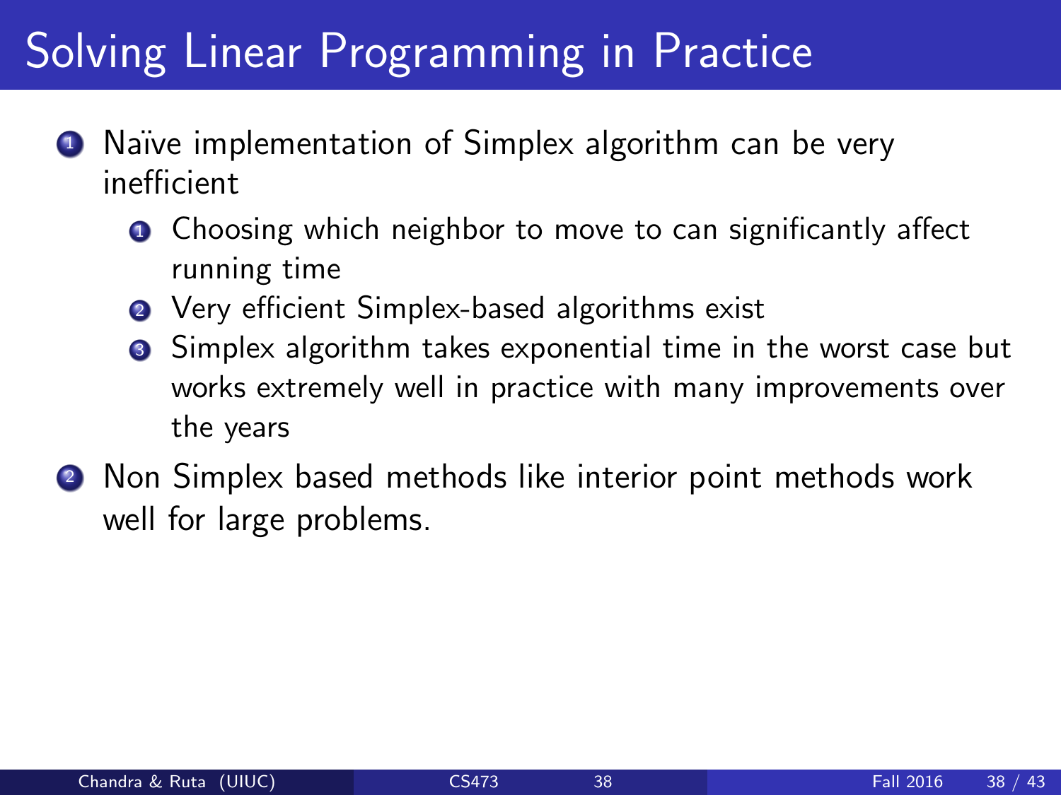# Solving Linear Programming in Practice

1. Naïve implementation of Simplex algorithm can be very inefficient
   1. Choosing which neighbor to move to can significantly affect running time
   2. Very efficient Simplex-based algorithms exist
   3. Simplex algorithm takes exponential time in the worst case but works extremely well in practice with many improvements over the years
2. Non Simplex based methods like interior point methods work well for large problems.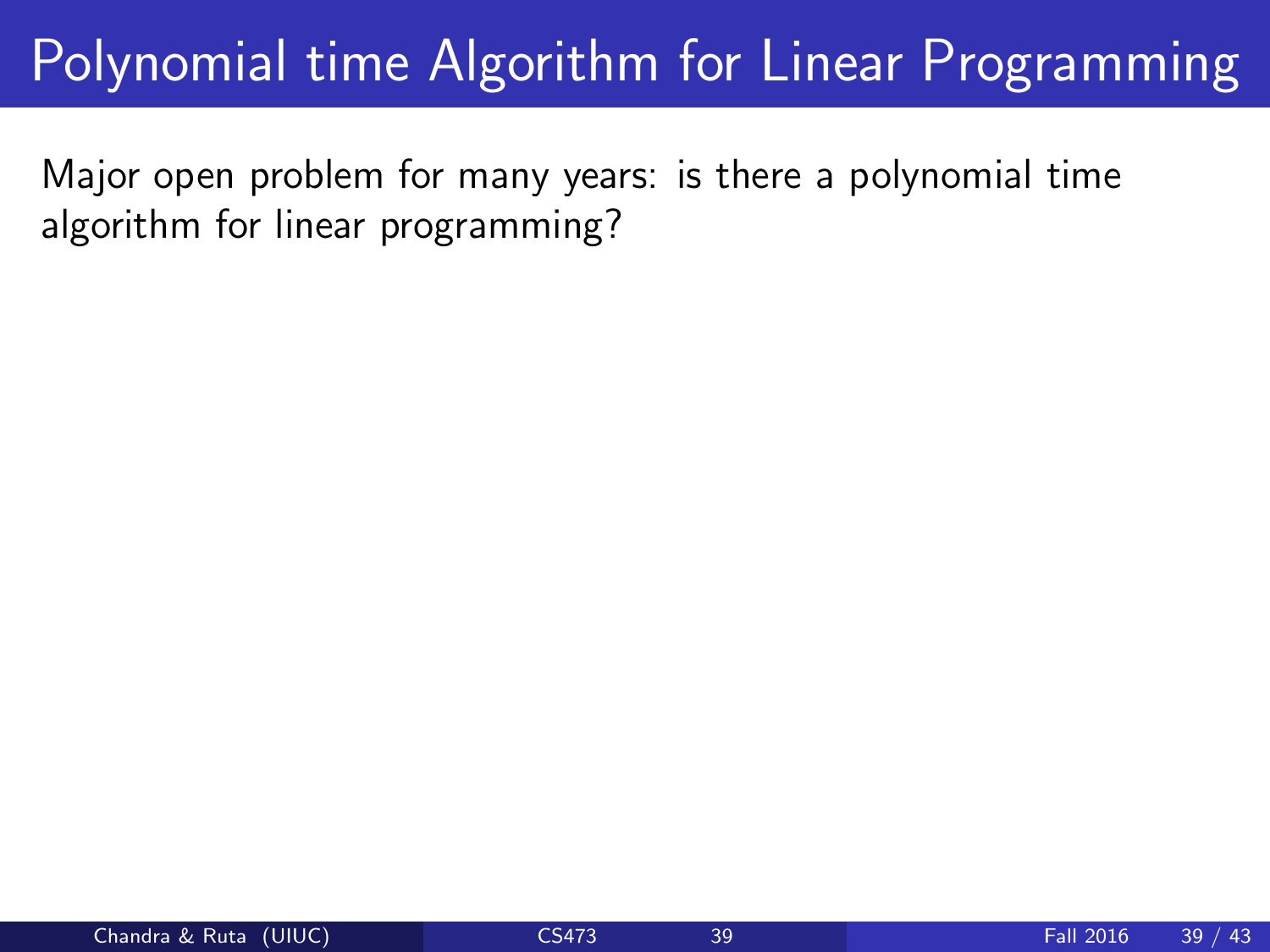# Polynomial time Algorithm for Linear Programming

Major open problem for many years: is there a polynomial time algorithm for linear programming?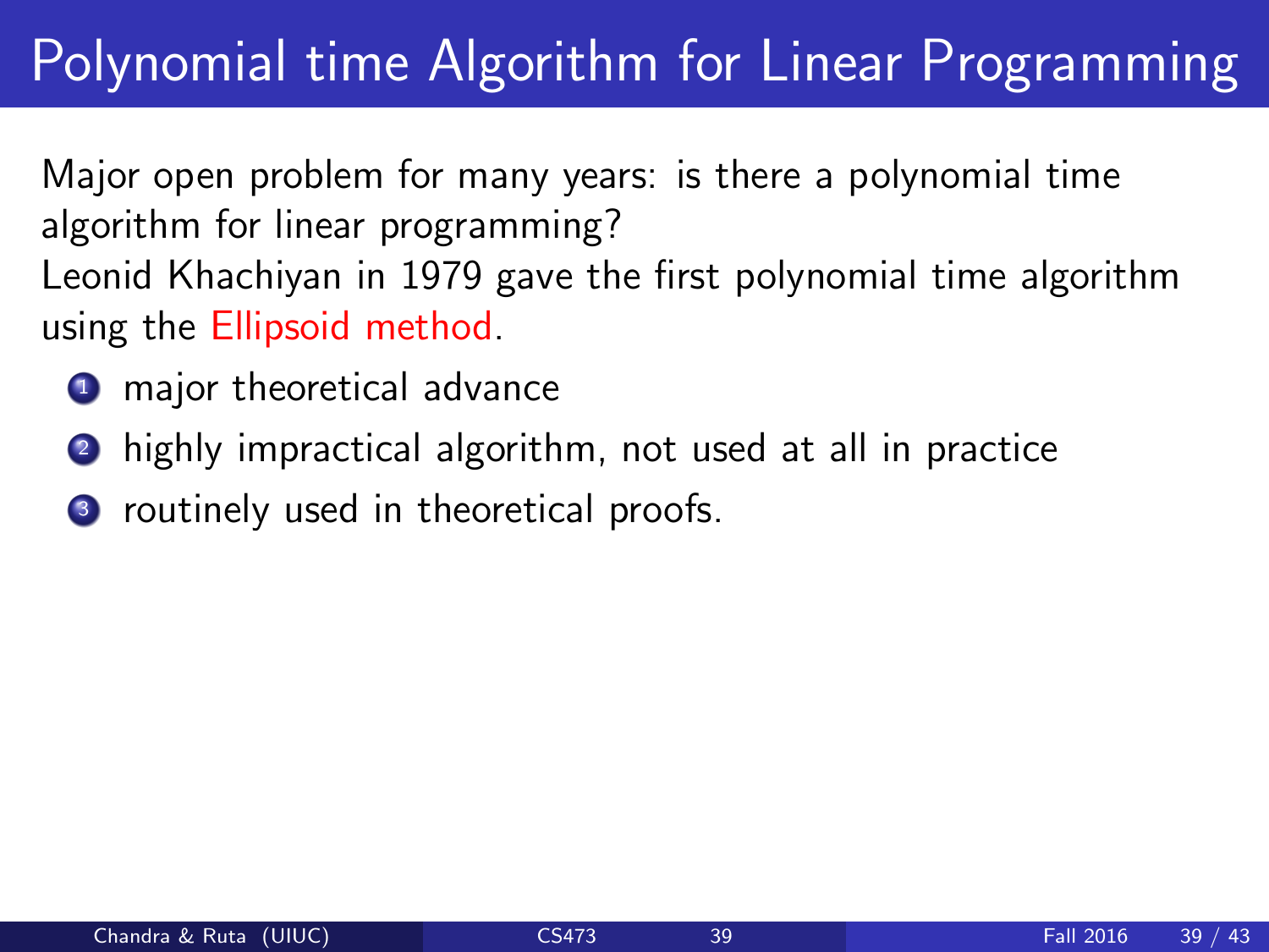# Polynomial time Algorithm for Linear Programming

Major open problem for many years: is there a polynomial time algorithm for linear programming?
Leonid Khachiyan in 1979 gave the first polynomial time algorithm using the Ellipsoid method.

1. major theoretical advance
2. highly impractical algorithm, not used at all in practice
3. routinely used in theoretical proofs.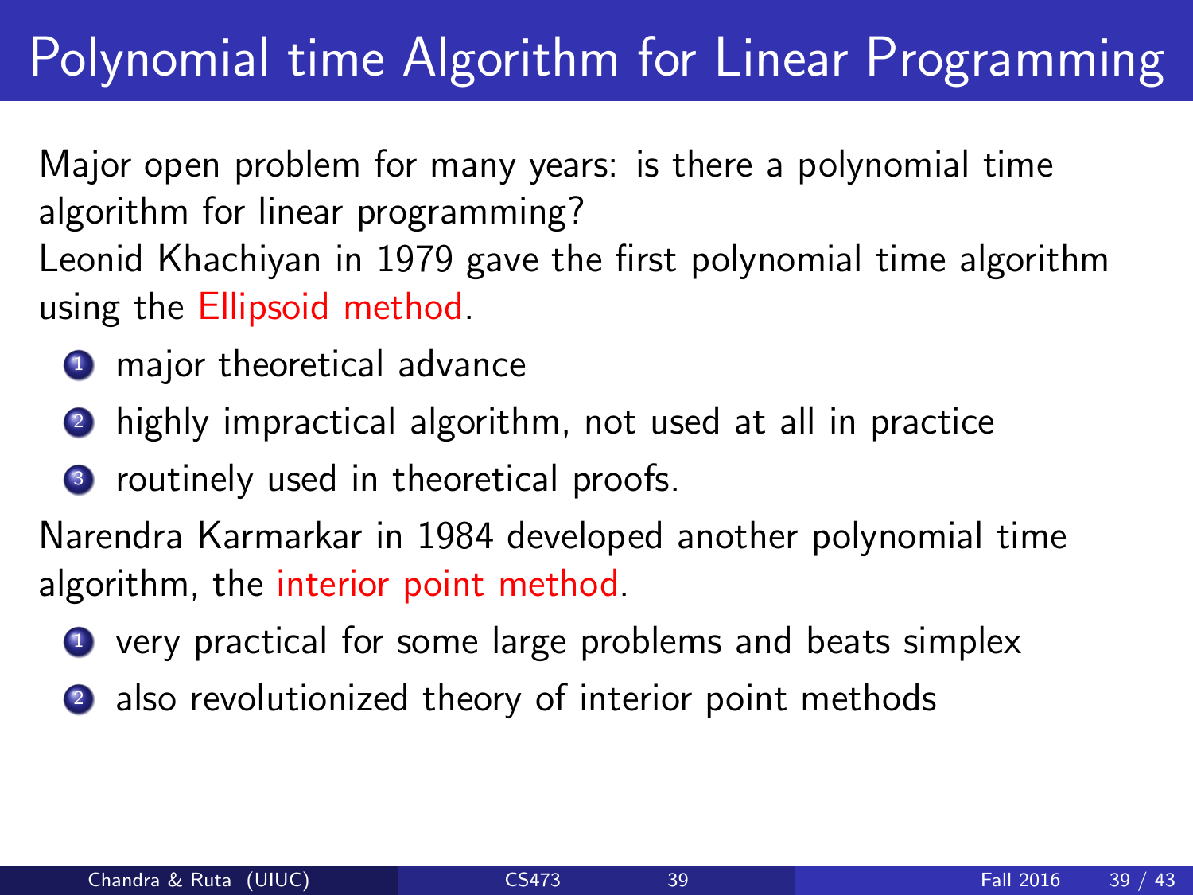# Polynomial time Algorithm for Linear Programming

Major open problem for many years: is there a polynomial time algorithm for linear programming?

Leonid Khachiyan in 1979 gave the first polynomial time algorithm using the Ellipsoid method.

1. major theoretical advance
2. highly impractical algorithm, not used at all in practice
3. routinely used in theoretical proofs.

Narendra Karmarkar in 1984 developed another polynomial time algorithm, the interior point method.

1. very practical for some large problems and beats simplex
2. also revolutionized theory of interior point methods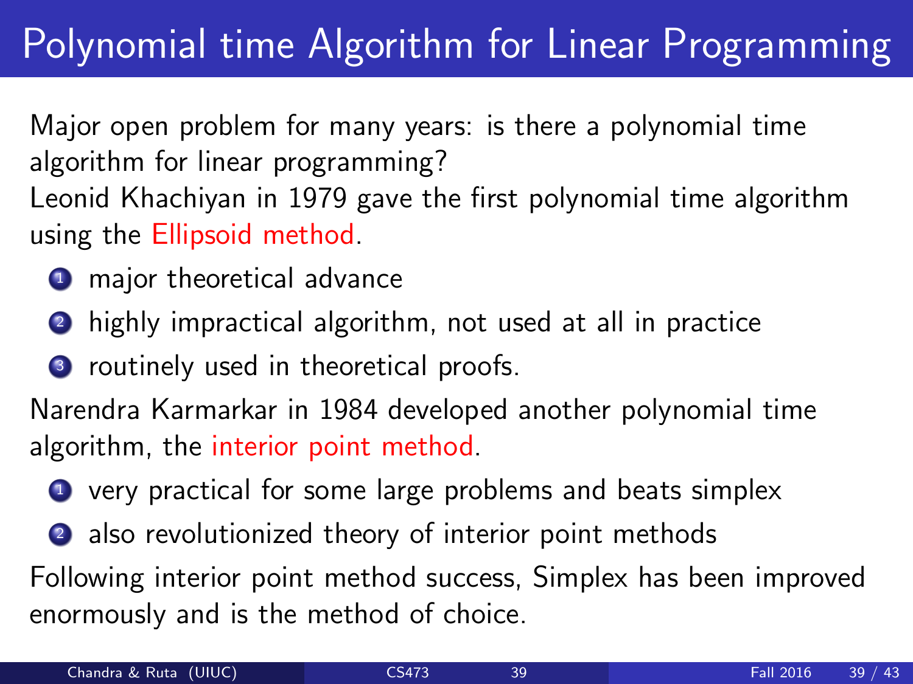# Polynomial time Algorithm for Linear Programming

Major open problem for many years: is there a polynomial time algorithm for linear programming?

Leonid Khachiyan in 1979 gave the first polynomial time algorithm using the Ellipsoid method.

1. major theoretical advance
2. highly impractical algorithm, not used at all in practice
3. routinely used in theoretical proofs.

Narendra Karmarkar in 1984 developed another polynomial time algorithm, the interior point method.

1. very practical for some large problems and beats simplex
2. also revolutionized theory of interior point methods

Following interior point method success, Simplex has been improved enormously and is the method of choice.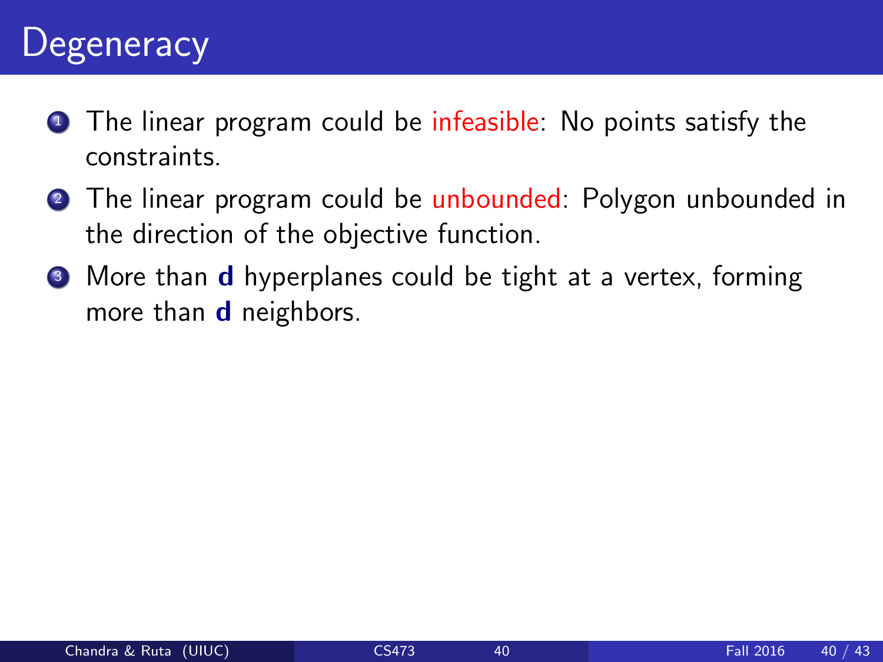# Degeneracy

1. The linear program could be infeasible: No points satisfy the constraints.
2. The linear program could be unbounded: Polygon unbounded in the direction of the objective function.
3. More than **d** hyperplanes could be tight at a vertex, forming more than **d** neighbors.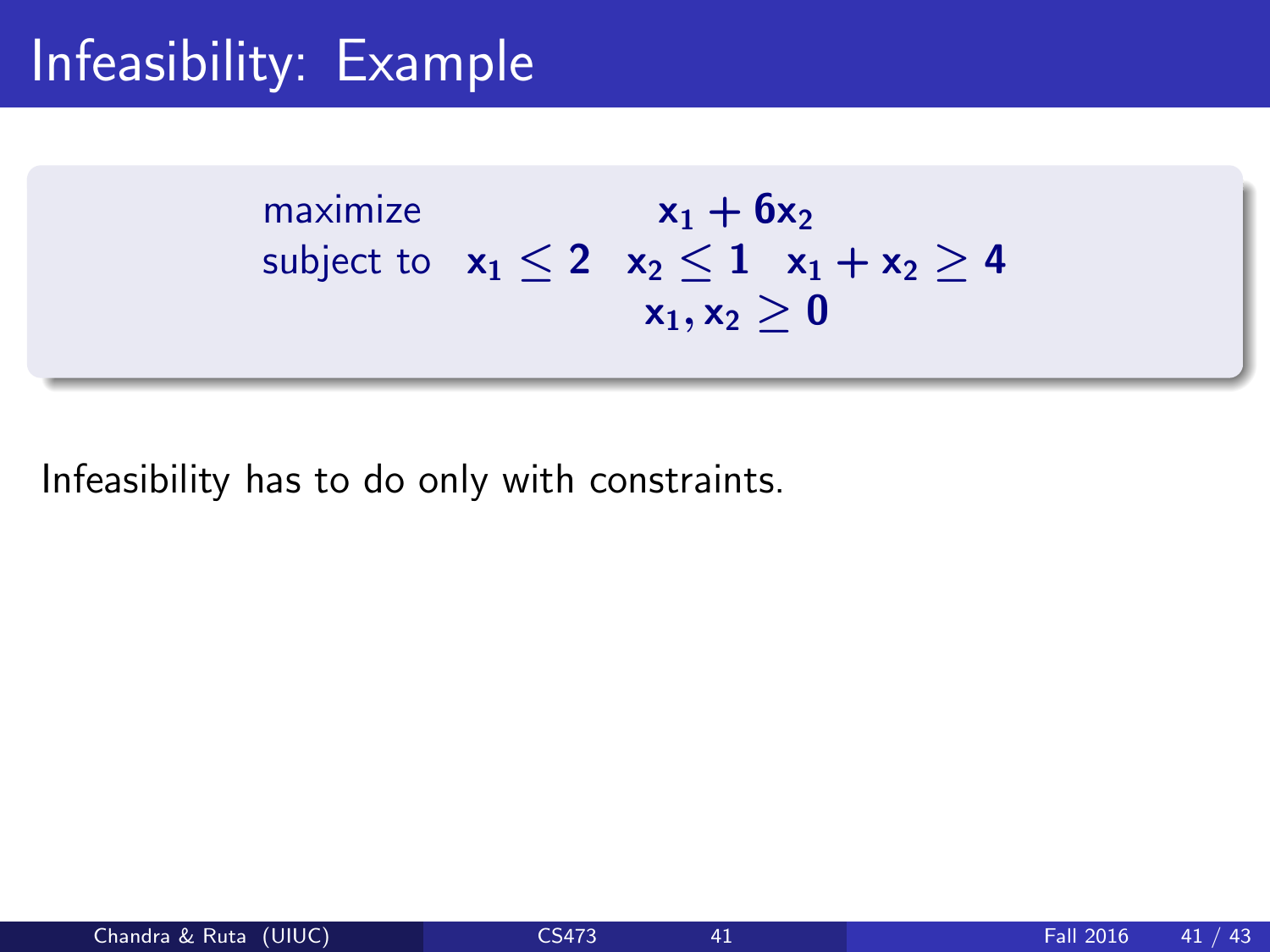# Infeasibility: Example

$$
\begin{array}{ll}
\text{maximize} & x_1 + 6x_2 \\
\text{subject to} & x_1 \leq 2 \quad x_2 \leq 1 \quad x_1 + x_2 \geq 4 \\
& x_1, x_2 \geq 0
\end{array}
$$

Infeasibility has to do only with constraints.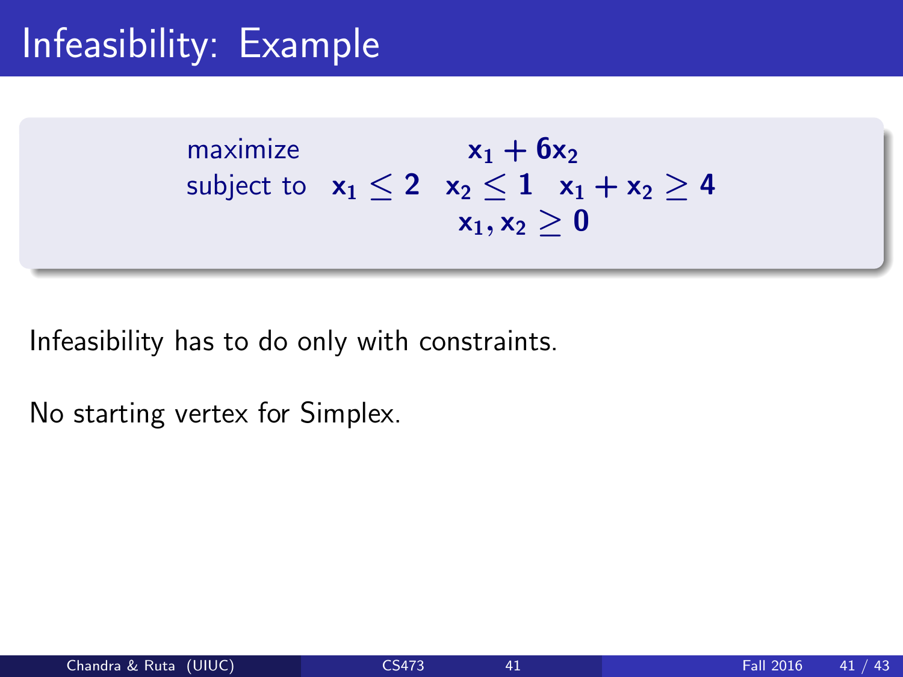# Infeasibility: Example

$$
\begin{array}{ll}
\text{maximize} & x_1 + 6x_2 \\
\text{subject to} & x_1 \leq 2 \quad x_2 \leq 1 \quad x_1 + x_2 \geq 4 \\
& x_1, x_2 \geq 0
\end{array}
$$

Infeasibility has to do only with constraints.

No starting vertex for Simplex.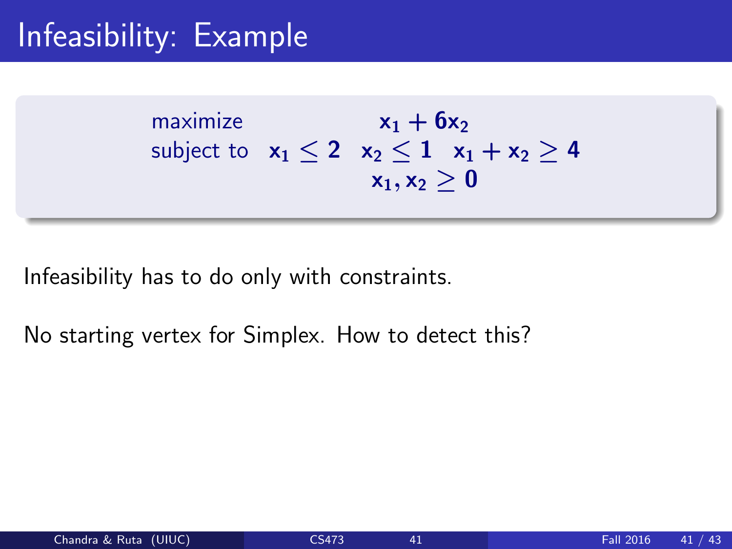# Infeasibility: Example

$$
\begin{array}{ll}
\text{maximize} & x_1 + 6x_2 \\
\text{subject to} & x_1 \leq 2 \quad x_2 \leq 1 \quad x_1 + x_2 \geq 4 \\
& x_1, x_2 \geq 0
\end{array}
$$

Infeasibility has to do only with constraints.

No starting vertex for Simplex. How to detect this?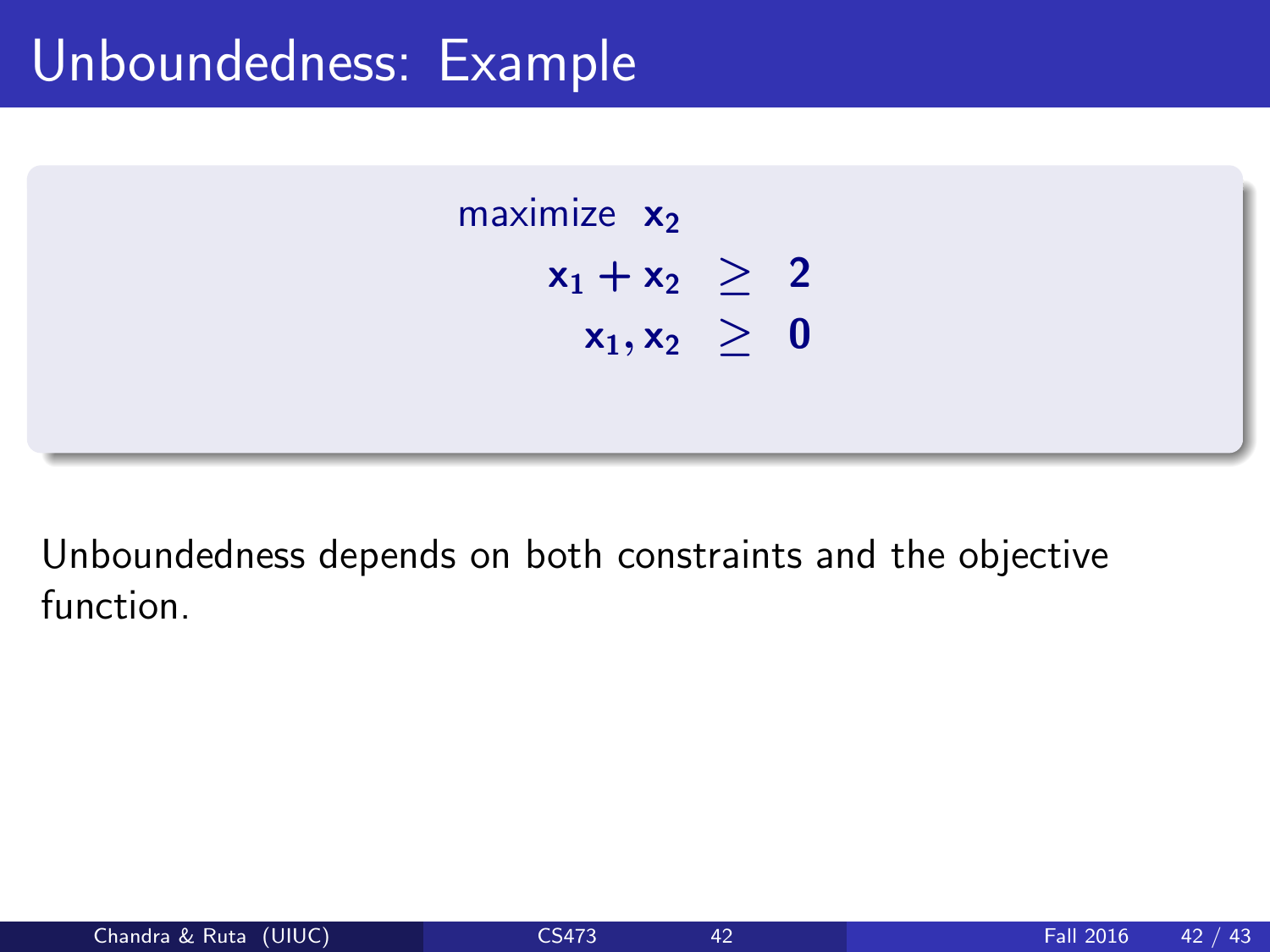# Unboundedness: Example

$$
\begin{aligned}
\text{maximize} \quad & x_2 \\
x_1 + x_2 &\geq 2 \\
x_1, x_2 &\geq 0
\end{aligned}
$$

Unboundedness depends on both constraints and the objective function.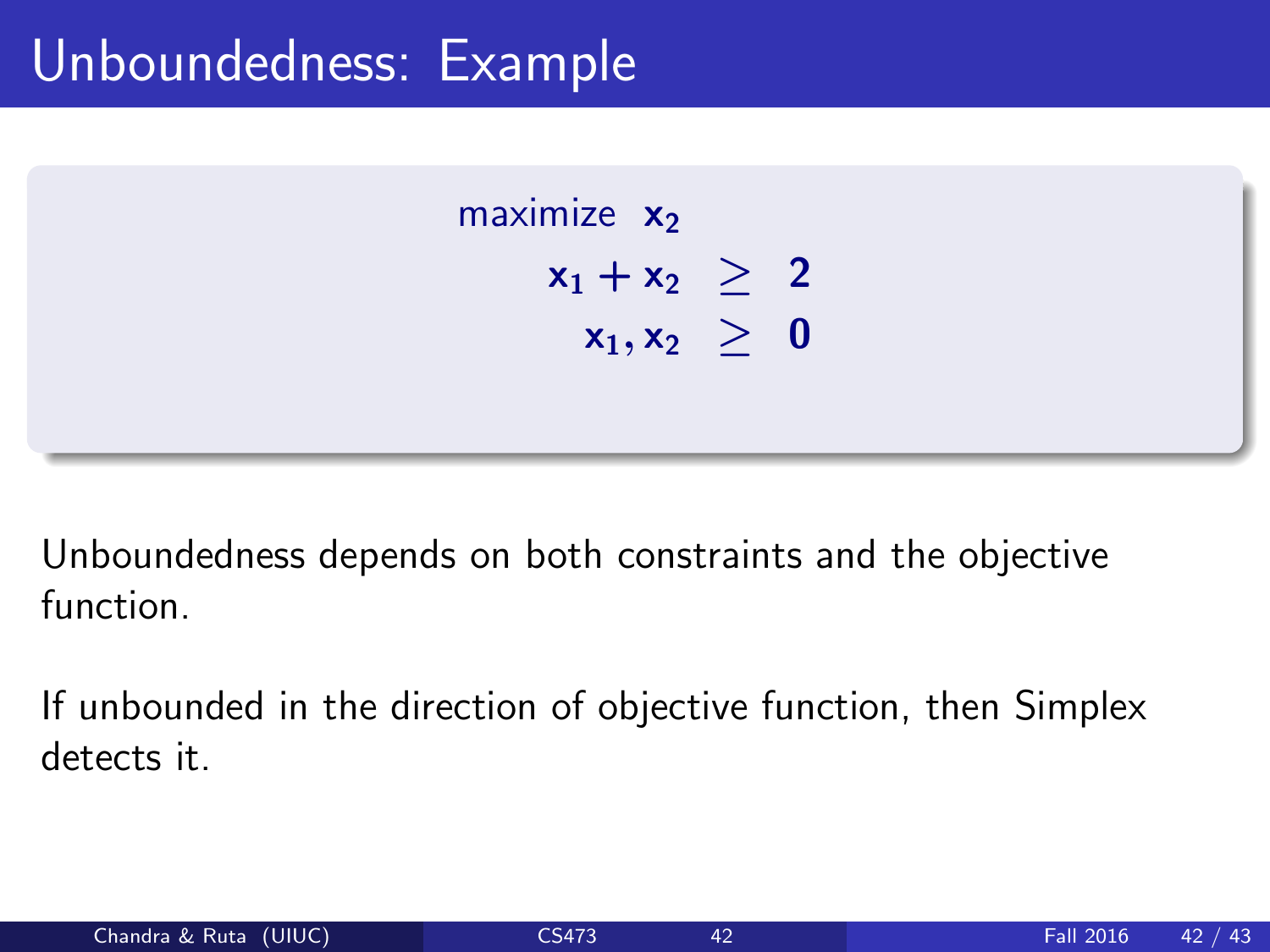# Unboundedness: Example

$$
\begin{aligned}
\text{maximize} \quad & \mathbf{x_2} \\
\mathbf{x_1 + x_2} & \geq \mathbf{2} \\
\mathbf{x_1, x_2} & \geq \mathbf{0}
\end{aligned}
$$

Unboundedness depends on both constraints and the objective function.

If unbounded in the direction of objective function, then Simplex detects it.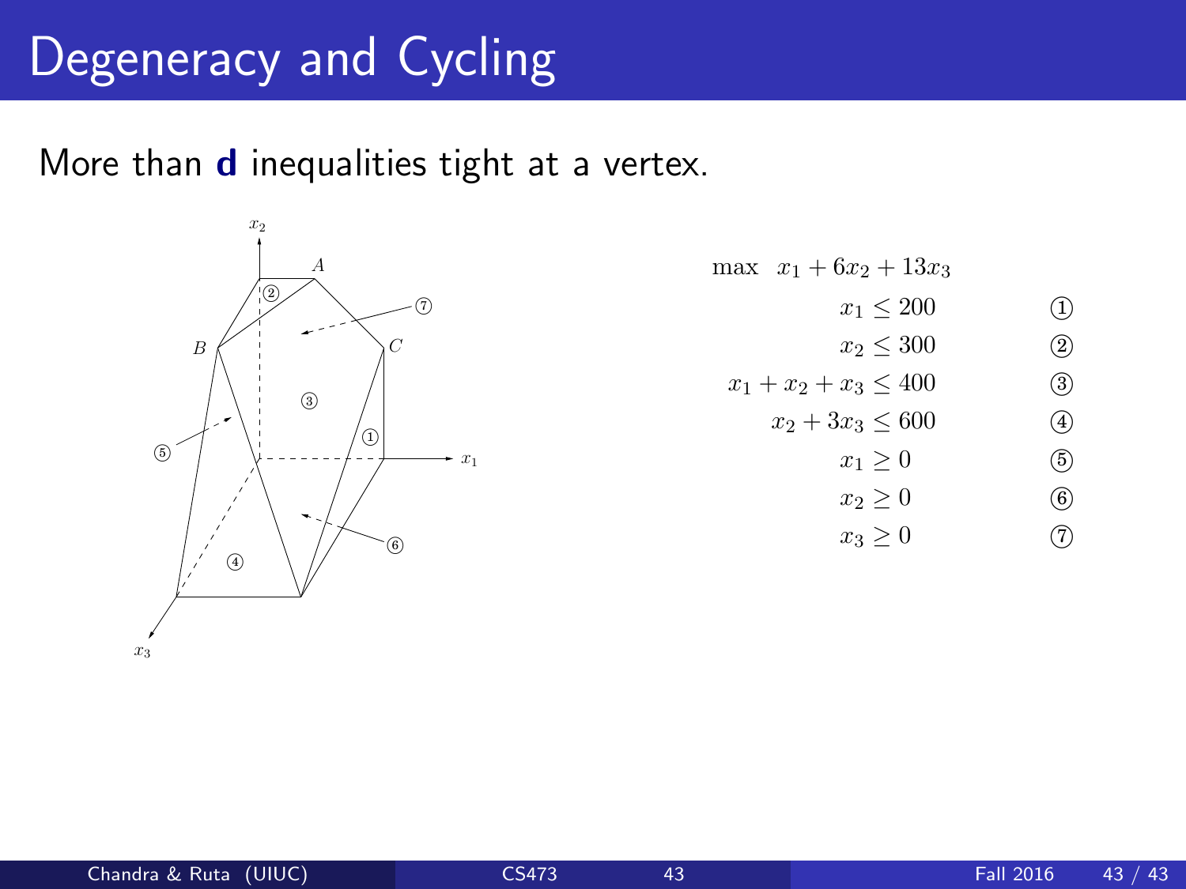# Degeneracy and Cycling

More than **d** inequalities tight at a vertex.

$$
\begin{aligned}
\max \quad & x_1 + 6x_2 + 13x_3 & \\
& x_1 \leq 200 & (1) \\
& x_2 \leq 300 & (2) \\
& x_1 + x_2 + x_3 \leq 400 & (3) \\
& x_2 + 3x_3 \leq 600 & (4) \\
& x_1 \geq 0 & (5) \\
& x_2 \geq 0 & (6) \\
& x_3 \geq 0 & (7)
\end{aligned}
$$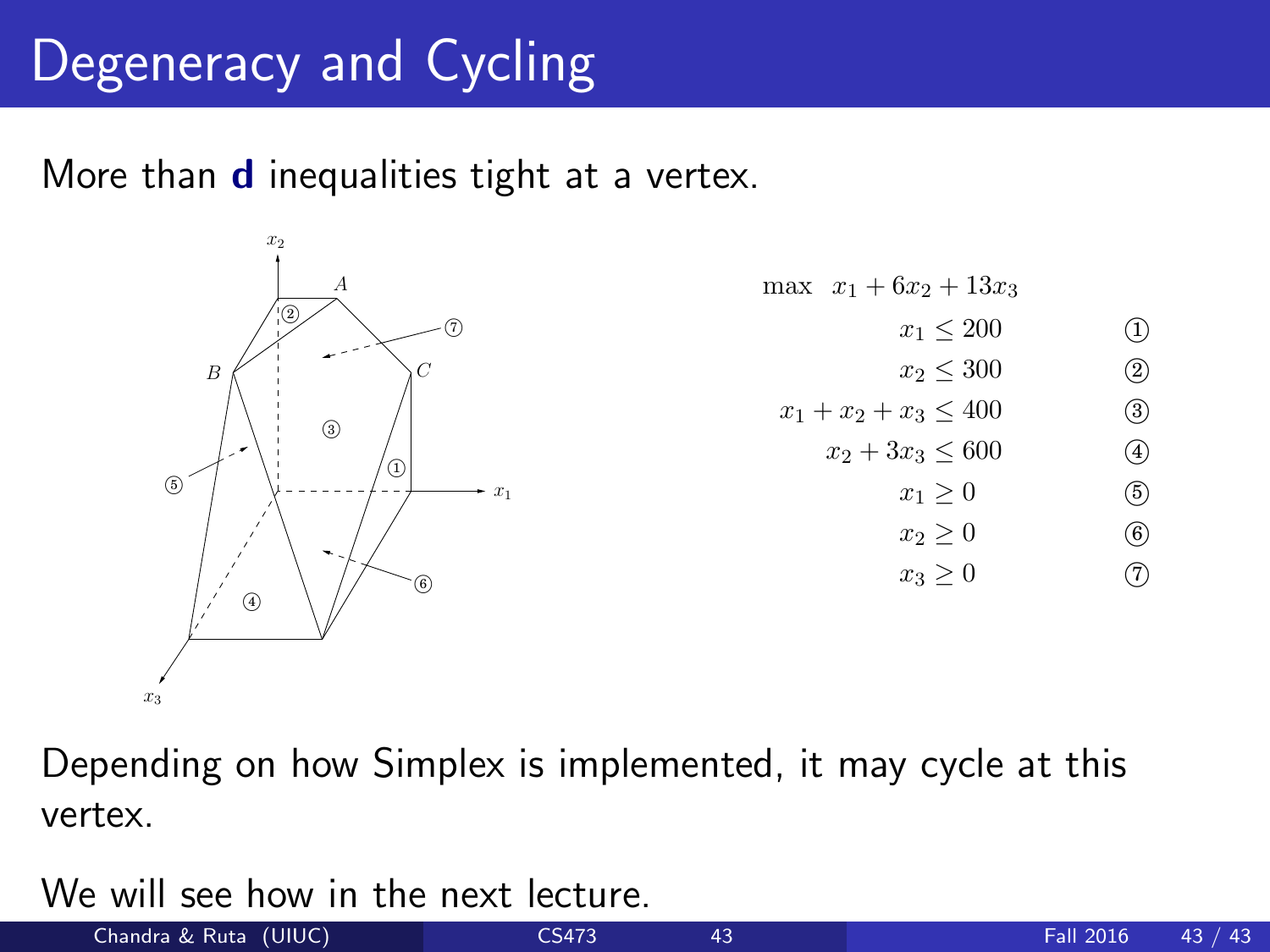# Degeneracy and Cycling

More than **d** inequalities tight at a vertex.

$x_2$

$A$

$B$

$C$

$x_1$

$x_3$

①
②
③
④
⑤
⑥
⑦

$$
\begin{array}{rlr}
\max & x_1 + 6x_2 + 13x_3 & \\
& x_1 \leq 200 & ① \\
& x_2 \leq 300 & ② \\
& x_1 + x_2 + x_3 \leq 400 & ③ \\
& x_2 + 3x_3 \leq 600 & ④ \\
& x_1 \geq 0 & ⑤ \\
& x_2 \geq 0 & ⑥ \\
& x_3 \geq 0 & ⑦
\end{array}
$$

Depending on how Simplex is implemented, it may cycle at this vertex.

We will see how in the next lecture.